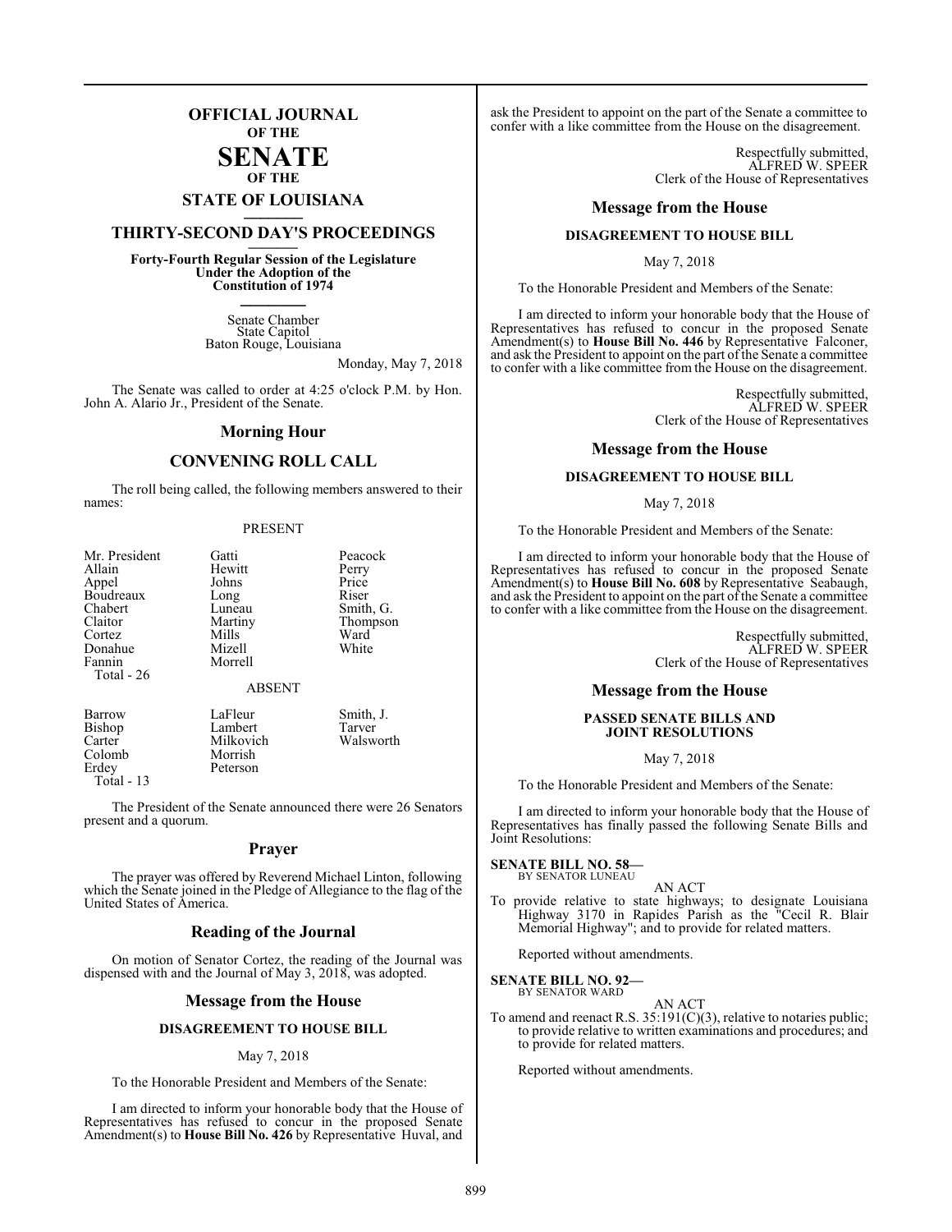# OFFICIAL JOURNAL OF THE SENATE OF THE STATE OF LOUISIANA

## THIRTY-SECOND DAY'S PROCEEDINGS

**Forty-Fourth Regular Session of the Legislature Under the Adoption of the Constitution of 1974**

Senate Chamber
State Capitol
Baton Rouge, Louisiana

Monday, May 7, 2018

The Senate was called to order at 4:25 o'clock P.M. by Hon. John A. Alario Jr., President of the Senate.

## Morning Hour

## CONVENING ROLL CALL

The roll being called, the following members answered to their names:

PRESENT

| | | |
|---|---|---|
| Mr. President | Gatti | Peacock |
| Allain | Hewitt | Perry |
| Appel | Johns | Price |
| Boudreaux | Long | Riser |
| Chabert | Luneau | Smith, G. |
| Claitor | Martiny | Thompson |
| Cortez | Mills | Ward |
| Donahue | Mizell | White |
| Fannin | Morrell | |
| Total - 26 | | |

ABSENT

| | | |
|---|---|---|
| Barrow | LaFleur | Smith, J. |
| Bishop | Lambert | Tarver |
| Carter | Milkovich | Walsworth |
| Colomb | Morrish | |
| Erdey | Peterson | |
| Total - 13 | | |

The President of the Senate announced there were 26 Senators present and a quorum.

## Prayer

The prayer was offered by Reverend Michael Linton, following which the Senate joined in the Pledge of Allegiance to the flag of the United States of America.

## Reading of the Journal

On motion of Senator Cortez, the reading of the Journal was dispensed with and the Journal of May 3, 2018, was adopted.

## Message from the House

**DISAGREEMENT TO HOUSE BILL**

May 7, 2018

To the Honorable President and Members of the Senate:

I am directed to inform your honorable body that the House of Representatives has refused to concur in the proposed Senate Amendment(s) to **House Bill No. 426** by Representative Huval, and ask the President to appoint on the part of the Senate a committee to confer with a like committee from the House on the disagreement.

Respectfully submitted,
ALFRED W. SPEER
Clerk of the House of Representatives

## Message from the House

**DISAGREEMENT TO HOUSE BILL**

May 7, 2018

To the Honorable President and Members of the Senate:

I am directed to inform your honorable body that the House of Representatives has refused to concur in the proposed Senate Amendment(s) to **House Bill No. 446** by Representative Falconer, and ask the President to appoint on the part of the Senate a committee to confer with a like committee from the House on the disagreement.

Respectfully submitted,
ALFRED W. SPEER
Clerk of the House of Representatives

## Message from the House

**DISAGREEMENT TO HOUSE BILL**

May 7, 2018

To the Honorable President and Members of the Senate:

I am directed to inform your honorable body that the House of Representatives has refused to concur in the proposed Senate Amendment(s) to **House Bill No. 608** by Representative Seabaugh, and ask the President to appoint on the part of the Senate a committee to confer with a like committee from the House on the disagreement.

Respectfully submitted,
ALFRED W. SPEER
Clerk of the House of Representatives

## Message from the House

**PASSED SENATE BILLS AND JOINT RESOLUTIONS**

May 7, 2018

To the Honorable President and Members of the Senate:

I am directed to inform your honorable body that the House of Representatives has finally passed the following Senate Bills and Joint Resolutions:

**SENATE BILL NO. 58—**
BY SENATOR LUNEAU

AN ACT

To provide relative to state highways; to designate Louisiana Highway 3170 in Rapides Parish as the "Cecil R. Blair Memorial Highway"; and to provide for related matters.

Reported without amendments.

**SENATE BILL NO. 92—**
BY SENATOR WARD

AN ACT

To amend and reenact R.S. 35:191(C)(3), relative to notaries public; to provide relative to written examinations and procedures; and to provide for related matters.

Reported without amendments.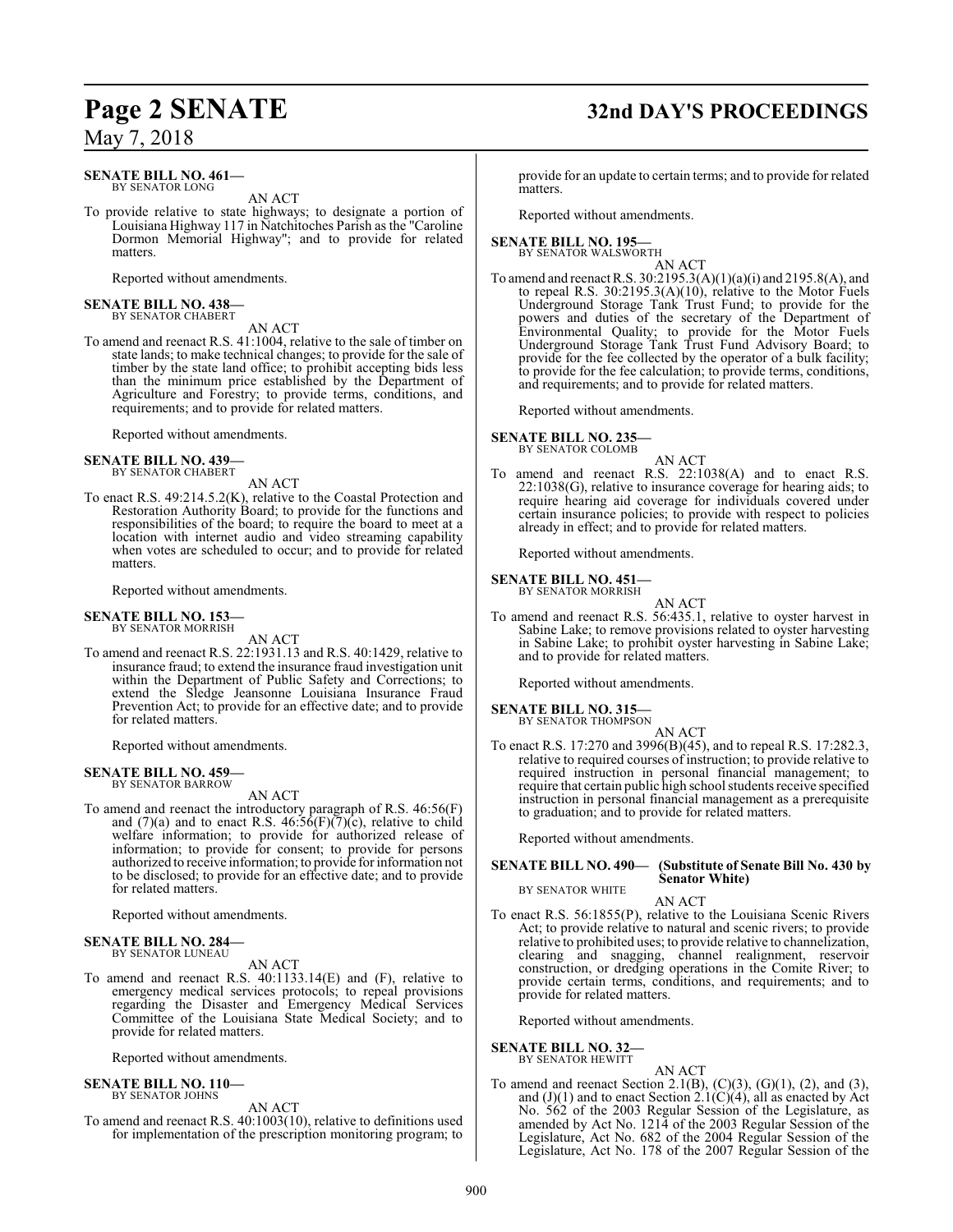**SENATE BILL NO. 461—**
BY SENATOR LONG

AN ACT

To provide relative to state highways; to designate a portion of Louisiana Highway 117 in Natchitoches Parish as the "Caroline Dormon Memorial Highway"; and to provide for related matters.

Reported without amendments.

**SENATE BILL NO. 438—**
BY SENATOR CHABERT

AN ACT

To amend and reenact R.S. 41:1004, relative to the sale of timber on state lands; to make technical changes; to provide for the sale of timber by the state land office; to prohibit accepting bids less than the minimum price established by the Department of Agriculture and Forestry; to provide terms, conditions, and requirements; and to provide for related matters.

Reported without amendments.

**SENATE BILL NO. 439—**
BY SENATOR CHABERT

AN ACT

To enact R.S. 49:214.5.2(K), relative to the Coastal Protection and Restoration Authority Board; to provide for the functions and responsibilities of the board; to require the board to meet at a location with internet audio and video streaming capability when votes are scheduled to occur; and to provide for related matters.

Reported without amendments.

**SENATE BILL NO. 153—**
BY SENATOR MORRISH

AN ACT

To amend and reenact R.S. 22:1931.13 and R.S. 40:1429, relative to insurance fraud; to extend the insurance fraud investigation unit within the Department of Public Safety and Corrections; to extend the Sledge Jeansonne Louisiana Insurance Fraud Prevention Act; to provide for an effective date; and to provide for related matters.

Reported without amendments.

**SENATE BILL NO. 459—**
BY SENATOR BARROW

AN ACT

To amend and reenact the introductory paragraph of R.S. 46:56(F) and (7)(a) and to enact R.S. 46:56(F)(7)(c), relative to child welfare information; to provide for authorized release of information; to provide for consent; to provide for persons authorized to receive information; to provide for information not to be disclosed; to provide for an effective date; and to provide for related matters.

Reported without amendments.

**SENATE BILL NO. 284—**
BY SENATOR LUNEAU

AN ACT

To amend and reenact R.S. 40:1133.14(E) and (F), relative to emergency medical services protocols; to repeal provisions regarding the Disaster and Emergency Medical Services Committee of the Louisiana State Medical Society; and to provide for related matters.

Reported without amendments.

**SENATE BILL NO. 110—**
BY SENATOR JOHNS

AN ACT

To amend and reenact R.S. 40:1003(10), relative to definitions used for implementation of the prescription monitoring program; to provide for an update to certain terms; and to provide for related matters.

Reported without amendments.

**SENATE BILL NO. 195—**
BY SENATOR WALSWORTH

AN ACT

To amend and reenact R.S. 30:2195.3(A)(1)(a)(i) and 2195.8(A), and to repeal R.S. 30:2195.3(A)(10), relative to the Motor Fuels Underground Storage Tank Trust Fund; to provide for the powers and duties of the secretary of the Department of Environmental Quality; to provide for the Motor Fuels Underground Storage Tank Trust Fund Advisory Board; to provide for the fee collected by the operator of a bulk facility; to provide for the fee calculation; to provide terms, conditions, and requirements; and to provide for related matters.

Reported without amendments.

**SENATE BILL NO. 235—**
BY SENATOR COLOMB

AN ACT

To amend and reenact R.S. 22:1038(A) and to enact R.S. 22:1038(G), relative to insurance coverage for hearing aids; to require hearing aid coverage for individuals covered under certain insurance policies; to provide with respect to policies already in effect; and to provide for related matters.

Reported without amendments.

**SENATE BILL NO. 451—**
BY SENATOR MORRISH

AN ACT

To amend and reenact R.S. 56:435.1, relative to oyster harvest in Sabine Lake; to remove provisions related to oyster harvesting in Sabine Lake; to prohibit oyster harvesting in Sabine Lake; and to provide for related matters.

Reported without amendments.

**SENATE BILL NO. 315—**
BY SENATOR THOMPSON

AN ACT

To enact R.S. 17:270 and 3996(B)(45), and to repeal R.S. 17:282.3, relative to required courses of instruction; to provide relative to required instruction in personal financial management; to require that certain public high school students receive specified instruction in personal financial management as a prerequisite to graduation; and to provide for related matters.

Reported without amendments.

**SENATE BILL NO. 490— (Substitute of Senate Bill No. 430 by Senator White)**
BY SENATOR WHITE

AN ACT

To enact R.S. 56:1855(P), relative to the Louisiana Scenic Rivers Act; to provide relative to natural and scenic rivers; to provide relative to prohibited uses; to provide relative to channelization, clearing and snagging, channel realignment, reservoir construction, or dredging operations in the Comite River; to provide certain terms, conditions, and requirements; and to provide for related matters.

Reported without amendments.

**SENATE BILL NO. 32—**
BY SENATOR HEWITT

AN ACT

To amend and reenact Section 2.1(B), (C)(3), (G)(1), (2), and (3), and (J)(1) and to enact Section 2.1(C)(4), all as enacted by Act No. 562 of the 2003 Regular Session of the Legislature, as amended by Act No. 1214 of the 2003 Regular Session of the Legislature, Act No. 682 of the 2004 Regular Session of the Legislature, Act No. 178 of the 2007 Regular Session of the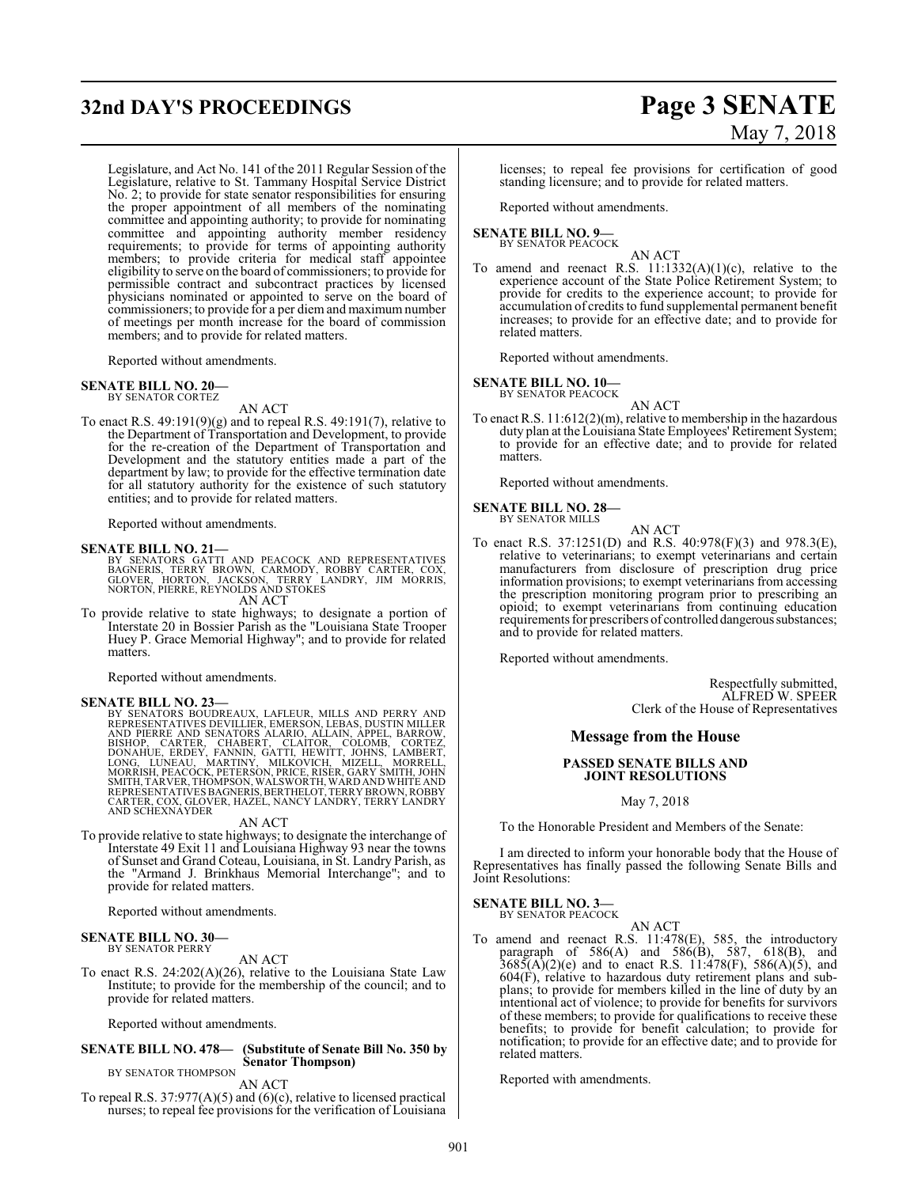Legislature, and Act No. 141 of the 2011 Regular Session of the Legislature, relative to St. Tammany Hospital Service District No. 2; to provide for state senator responsibilities for ensuring the proper appointment of all members of the nominating committee and appointing authority; to provide for nominating committee and appointing authority member residency requirements; to provide for terms of appointing authority members; to provide criteria for medical staff appointee eligibility to serve on the board of commissioners; to provide for permissible contract and subcontract practices by licensed physicians nominated or appointed to serve on the board of commissioners; to provide for a per diem and maximum number of meetings per month increase for the board of commission members; and to provide for related matters.

Reported without amendments.

**SENATE BILL NO. 20—**
BY SENATOR CORTEZ

AN ACT

To enact R.S. 49:191(9)(g) and to repeal R.S. 49:191(7), relative to the Department of Transportation and Development, to provide for the re-creation of the Department of Transportation and Development and the statutory entities made a part of the department by law; to provide for the effective termination date for all statutory authority for the existence of such statutory entities; and to provide for related matters.

Reported without amendments.

**SENATE BILL NO. 21—**
BY SENATORS GATTI AND PEACOCK AND REPRESENTATIVES BAGNERIS, TERRY BROWN, CARMODY, ROBBY CARTER, COX, GLOVER, HORTON, JACKSON, TERRY LANDRY, JIM MORRIS, NORTON, PIERRE, REYNOLDS AND STOKES

AN ACT

To provide relative to state highways; to designate a portion of Interstate 20 in Bossier Parish as the "Louisiana State Trooper Huey P. Grace Memorial Highway"; and to provide for related matters.

Reported without amendments.

**SENATE BILL NO. 23—**
BY SENATORS BOUDREAUX, LAFLEUR, MILLS AND PERRY AND REPRESENTATIVES DEVILLIER, EMERSON, LEBAS, DUSTIN MILLER AND PIERRE AND SENATORS ALARIO, ALLAIN, APPEL, BARROW, BISHOP, CARTER, CHABERT, CLAITOR, COLOMB, CORTEZ, DONAHUE, ERDEY, FANNIN, GATTI, HEWITT, JOHNS, LAMBERT, LONG, LUNEAU, MARTINY, MILKOVICH, MIZELL, MORRELL, MORRISH, PEACOCK, PETERSON, PRICE, RISER, GARY SMITH, JOHN SMITH, TARVER, THOMPSON, WALSWORTH, WARD AND WHITE AND REPRESENTATIVES BAGNERIS, BERTHELOT, TERRY BROWN, ROBBY CARTER, COX, GLOVER, HAZEL, NANCY LANDRY, TERRY LANDRY AND SCHEXNAYDER

AN ACT

To provide relative to state highways; to designate the interchange of Interstate 49 Exit 11 and Louisiana Highway 93 near the towns of Sunset and Grand Coteau, Louisiana, in St. Landry Parish, as the "Armand J. Brinkhaus Memorial Interchange"; and to provide for related matters.

Reported without amendments.

**SENATE BILL NO. 30—**
BY SENATOR PERRY

AN ACT

To enact R.S. 24:202(A)(26), relative to the Louisiana State Law Institute; to provide for the membership of the council; and to provide for related matters.

Reported without amendments.

**SENATE BILL NO. 478— (Substitute of Senate Bill No. 350 by Senator Thompson)**
BY SENATOR THOMPSON

AN ACT

To repeal R.S. 37:977(A)(5) and (6)(c), relative to licensed practical nurses; to repeal fee provisions for the verification of Louisiana licenses; to repeal fee provisions for certification of good standing licensure; and to provide for related matters.

Reported without amendments.

**SENATE BILL NO. 9—**
BY SENATOR PEACOCK

AN ACT

To amend and reenact R.S. 11:1332(A)(1)(c), relative to the experience account of the State Police Retirement System; to provide for credits to the experience account; to provide for accumulation of credits to fund supplemental permanent benefit increases; to provide for an effective date; and to provide for related matters.

Reported without amendments.

**SENATE BILL NO. 10—**
BY SENATOR PEACOCK

AN ACT

To enact R.S. 11:612(2)(m), relative to membership in the hazardous duty plan at the Louisiana State Employees' Retirement System; to provide for an effective date; and to provide for related matters.

Reported without amendments.

**SENATE BILL NO. 28—**
BY SENATOR MILLS

AN ACT

To enact R.S. 37:1251(D) and R.S. 40:978(F)(3) and 978.3(E), relative to veterinarians; to exempt veterinarians and certain manufacturers from disclosure of prescription drug price information provisions; to exempt veterinarians from accessing the prescription monitoring program prior to prescribing an opioid; to exempt veterinarians from continuing education requirements for prescribers of controlled dangerous substances; and to provide for related matters.

Reported without amendments.

Respectfully submitted,
ALFRED W. SPEER
Clerk of the House of Representatives

## Message from the House

### PASSED SENATE BILLS AND JOINT RESOLUTIONS

May 7, 2018

To the Honorable President and Members of the Senate:

I am directed to inform your honorable body that the House of Representatives has finally passed the following Senate Bills and Joint Resolutions:

**SENATE BILL NO. 3—**
BY SENATOR PEACOCK

AN ACT

To amend and reenact R.S. 11:478(E), 585, the introductory paragraph of 586(A) and 586(B), 587, 618(B), and 3685(A)(2)(e) and to enact R.S. 11:478(F), 586(A)(5), and 604(F), relative to hazardous duty retirement plans and sub-plans; to provide for members killed in the line of duty by an intentional act of violence; to provide for benefits for survivors of these members; to provide for qualifications to receive these benefits; to provide for benefit calculation; to provide for notification; to provide for an effective date; and to provide for related matters.

Reported with amendments.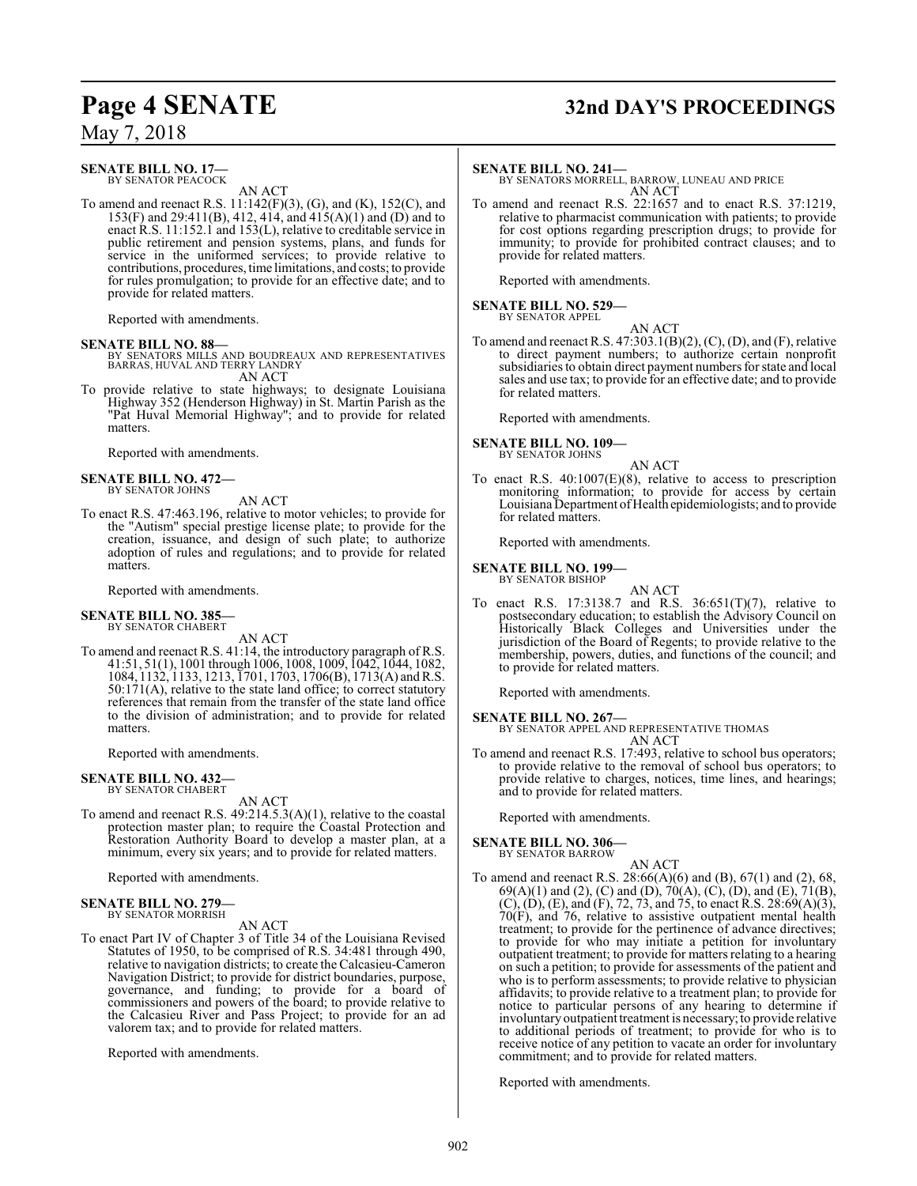**SENATE BILL NO. 17—**
BY SENATOR PEACOCK

AN ACT

To amend and reenact R.S. 11:142(F)(3), (G), and (K), 152(C), and 153(F) and 29:411(B), 412, 414, and 415(A)(1) and (D) and to enact R.S. 11:152.1 and 153(L), relative to creditable service in public retirement and pension systems, plans, and funds for service in the uniformed services; to provide relative to contributions, procedures, time limitations, and costs; to provide for rules promulgation; to provide for an effective date; and to provide for related matters.

Reported with amendments.

**SENATE BILL NO. 88—**
BY SENATORS MILLS AND BOUDREAUX AND REPRESENTATIVES BARRAS, HUVAL AND TERRY LANDRY

AN ACT

To provide relative to state highways; to designate Louisiana Highway 352 (Henderson Highway) in St. Martin Parish as the "Pat Huval Memorial Highway"; and to provide for related matters.

Reported with amendments.

**SENATE BILL NO. 472—**
BY SENATOR JOHNS

AN ACT

To enact R.S. 47:463.196, relative to motor vehicles; to provide for the "Autism" special prestige license plate; to provide for the creation, issuance, and design of such plate; to authorize adoption of rules and regulations; and to provide for related matters.

Reported with amendments.

**SENATE BILL NO. 385—**
BY SENATOR CHABERT

AN ACT

To amend and reenact R.S. 41:14, the introductory paragraph of R.S. 41:51, 51(1), 1001 through 1006, 1008, 1009, 1042, 1044, 1082, 1084, 1132, 1133, 1213, 1701, 1703, 1706(B), 1713(A) and R.S. 50:171(A), relative to the state land office; to correct statutory references that remain from the transfer of the state land office to the division of administration; and to provide for related matters.

Reported with amendments.

**SENATE BILL NO. 432—**
BY SENATOR CHABERT

AN ACT

To amend and reenact R.S. 49:214.5.3(A)(1), relative to the coastal protection master plan; to require the Coastal Protection and Restoration Authority Board to develop a master plan, at a minimum, every six years; and to provide for related matters.

Reported with amendments.

**SENATE BILL NO. 279—**
BY SENATOR MORRISH

AN ACT

To enact Part IV of Chapter 3 of Title 34 of the Louisiana Revised Statutes of 1950, to be comprised of R.S. 34:481 through 490, relative to navigation districts; to create the Calcasieu-Cameron Navigation District; to provide for district boundaries, purpose, governance, and funding; to provide for a board of commissioners and powers of the board; to provide relative to the Calcasieu River and Pass Project; to provide for an ad valorem tax; and to provide for related matters.

Reported with amendments.

**SENATE BILL NO. 241—**
BY SENATORS MORRELL, BARROW, LUNEAU AND PRICE

AN ACT

To amend and reenact R.S. 22:1657 and to enact R.S. 37:1219, relative to pharmacist communication with patients; to provide for cost options regarding prescription drugs; to provide for immunity; to provide for prohibited contract clauses; and to provide for related matters.

Reported with amendments.

**SENATE BILL NO. 529—**
BY SENATOR APPEL

AN ACT

To amend and reenact R.S. 47:303.1(B)(2), (C), (D), and (F), relative to direct payment numbers; to authorize certain nonprofit subsidiaries to obtain direct payment numbers for state and local sales and use tax; to provide for an effective date; and to provide for related matters.

Reported with amendments.

**SENATE BILL NO. 109—**
BY SENATOR JOHNS

AN ACT

To enact R.S. 40:1007(E)(8), relative to access to prescription monitoring information; to provide for access by certain Louisiana Department of Health epidemiologists; and to provide for related matters.

Reported with amendments.

**SENATE BILL NO. 199—**
BY SENATOR BISHOP

AN ACT

To enact R.S. 17:3138.7 and R.S. 36:651(T)(7), relative to postsecondary education; to establish the Advisory Council on Historically Black Colleges and Universities under the jurisdiction of the Board of Regents; to provide relative to the membership, powers, duties, and functions of the council; and to provide for related matters.

Reported with amendments.

**SENATE BILL NO. 267—**
BY SENATOR APPEL AND REPRESENTATIVE THOMAS

AN ACT

To amend and reenact R.S. 17:493, relative to school bus operators; to provide relative to the removal of school bus operators; to provide relative to charges, notices, time lines, and hearings; and to provide for related matters.

Reported with amendments.

**SENATE BILL NO. 306—**
BY SENATOR BARROW

AN ACT

To amend and reenact R.S. 28:66(A)(6) and (B), 67(1) and (2), 68, 69(A)(1) and (2), (C) and (D), 70(A), (C), (D), and (E), 71(B), (C), (D), (E), and (F), 72, 73, and 75, to enact R.S. 28:69(A)(3), 70(F), and 76, relative to assistive outpatient mental health treatment; to provide for the pertinence of advance directives; to provide for who may initiate a petition for involuntary outpatient treatment; to provide for matters relating to a hearing on such a petition; to provide for assessments of the patient and who is to perform assessments; to provide relative to physician affidavits; to provide relative to a treatment plan; to provide for notice to particular persons of any hearing to determine if involuntary outpatient treatment is necessary; to provide relative to additional periods of treatment; to provide for who is to receive notice of any petition to vacate an order for involuntary commitment; and to provide for related matters.

Reported with amendments.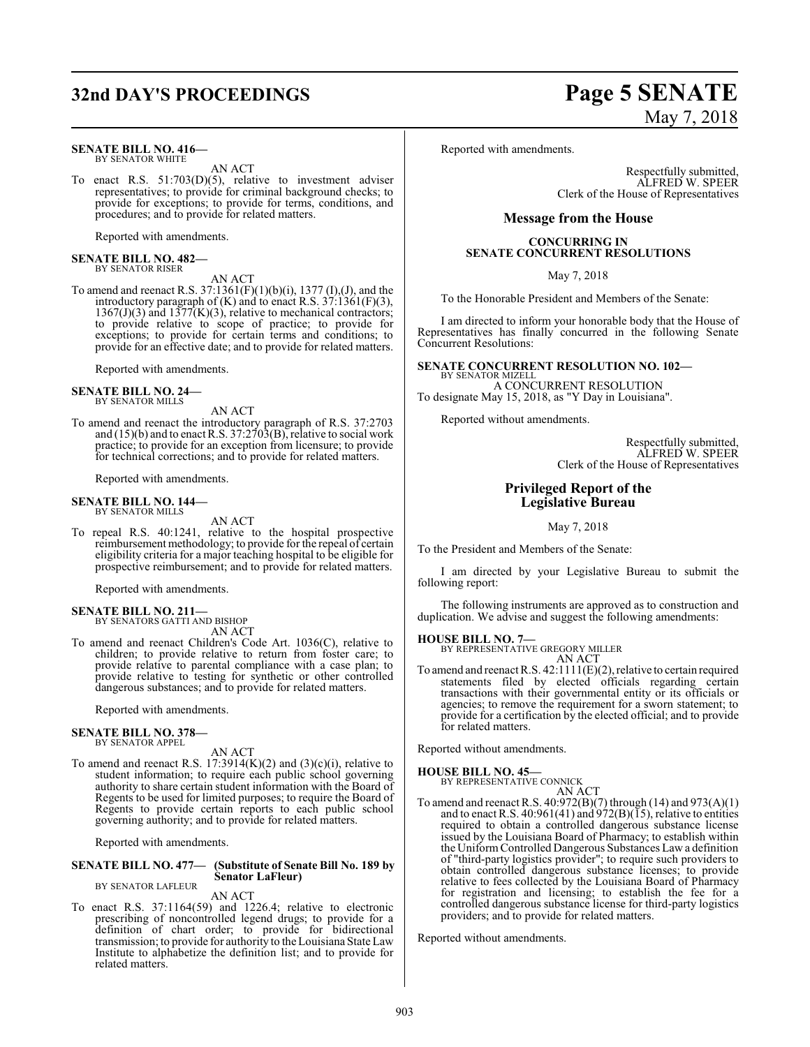**SENATE BILL NO. 416—**
BY SENATOR WHITE

AN ACT

To enact R.S. 51:703(D)(5), relative to investment adviser representatives; to provide for criminal background checks; to provide for exceptions; to provide for terms, conditions, and procedures; and to provide for related matters.

Reported with amendments.

**SENATE BILL NO. 482—**
BY SENATOR RISER

AN ACT

To amend and reenact R.S. 37:1361(F)(1)(b)(i), 1377 (I),(J), and the introductory paragraph of (K) and to enact R.S. 37:1361(F)(3), 1367(J)(3) and 1377(K)(3), relative to mechanical contractors; to provide relative to scope of practice; to provide for exceptions; to provide for certain terms and conditions; to provide for an effective date; and to provide for related matters.

Reported with amendments.

**SENATE BILL NO. 24—**
BY SENATOR MILLS

AN ACT

To amend and reenact the introductory paragraph of R.S. 37:2703 and (15)(b) and to enact R.S. 37:2703(B), relative to social work practice; to provide for an exception from licensure; to provide for technical corrections; and to provide for related matters.

Reported with amendments.

**SENATE BILL NO. 144—**
BY SENATOR MILLS

AN ACT

To repeal R.S. 40:1241, relative to the hospital prospective reimbursement methodology; to provide for the repeal of certain eligibility criteria for a major teaching hospital to be eligible for prospective reimbursement; and to provide for related matters.

Reported with amendments.

**SENATE BILL NO. 211—**
BY SENATORS GATTI AND BISHOP

AN ACT

To amend and reenact Children's Code Art. 1036(C), relative to children; to provide relative to return from foster care; to provide relative to parental compliance with a case plan; to provide relative to testing for synthetic or other controlled dangerous substances; and to provide for related matters.

Reported with amendments.

**SENATE BILL NO. 378—**
BY SENATOR APPEL

AN ACT

To amend and reenact R.S. 17:3914(K)(2) and (3)(c)(i), relative to student information; to require each public school governing authority to share certain student information with the Board of Regents to be used for limited purposes; to require the Board of Regents to provide certain reports to each public school governing authority; and to provide for related matters.

Reported with amendments.

**SENATE BILL NO. 477— (Substitute of Senate Bill No. 189 by Senator LaFleur)**
BY SENATOR LAFLEUR

AN ACT

To enact R.S. 37:1164(59) and 1226.4; relative to electronic prescribing of noncontrolled legend drugs; to provide for a definition of chart order; to provide for bidirectional transmission; to provide for authority to the Louisiana State Law Institute to alphabetize the definition list; and to provide for related matters.

Reported with amendments.

Respectfully submitted,
ALFRED W. SPEER
Clerk of the House of Representatives

## Message from the House

### CONCURRING IN SENATE CONCURRENT RESOLUTIONS

May 7, 2018

To the Honorable President and Members of the Senate:

I am directed to inform your honorable body that the House of Representatives has finally concurred in the following Senate Concurrent Resolutions:

**SENATE CONCURRENT RESOLUTION NO. 102—**
BY SENATOR MIZELL

A CONCURRENT RESOLUTION

To designate May 15, 2018, as "Y Day in Louisiana".

Reported without amendments.

Respectfully submitted,
ALFRED W. SPEER
Clerk of the House of Representatives

## Privileged Report of the Legislative Bureau

May 7, 2018

To the President and Members of the Senate:

I am directed by your Legislative Bureau to submit the following report:

The following instruments are approved as to construction and duplication. We advise and suggest the following amendments:

**HOUSE BILL NO. 7—**
BY REPRESENTATIVE GREGORY MILLER

AN ACT

To amend and reenact R.S. 42:1111(E)(2), relative to certain required statements filed by elected officials regarding certain transactions with their governmental entity or its officials or agencies; to remove the requirement for a sworn statement; to provide for a certification by the elected official; and to provide for related matters.

Reported without amendments.

**HOUSE BILL NO. 45—**
BY REPRESENTATIVE CONNICK

AN ACT

To amend and reenact R.S. 40:972(B)(7) through (14) and 973(A)(1) and to enact R.S. 40:961(41) and 972(B)(15), relative to entities required to obtain a controlled dangerous substance license issued by the Louisiana Board of Pharmacy; to establish within the Uniform Controlled Dangerous Substances Law a definition of "third-party logistics provider"; to require such providers to obtain controlled dangerous substance licenses; to provide relative to fees collected by the Louisiana Board of Pharmacy for registration and licensing; to establish the fee for a controlled dangerous substance license for third-party logistics providers; and to provide for related matters.

Reported without amendments.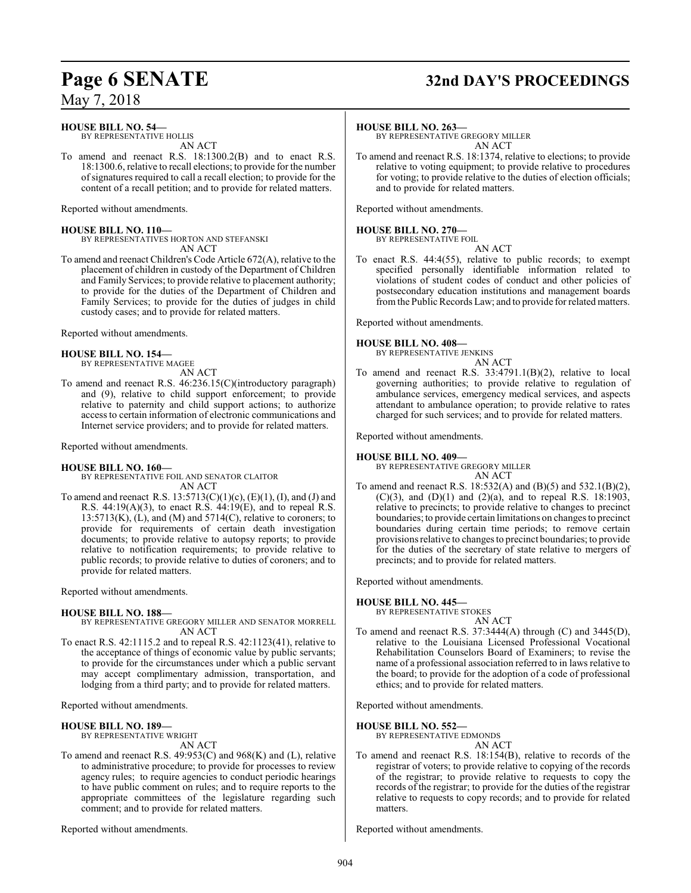**HOUSE BILL NO. 54—**
BY REPRESENTATIVE HOLLIS
AN ACT

To amend and reenact R.S. 18:1300.2(B) and to enact R.S. 18:1300.6, relative to recall elections; to provide for the number of signatures required to call a recall election; to provide for the content of a recall petition; and to provide for related matters.

Reported without amendments.

**HOUSE BILL NO. 110—**
BY REPRESENTATIVES HORTON AND STEFANSKI
AN ACT

To amend and reenact Children's Code Article 672(A), relative to the placement of children in custody of the Department of Children and Family Services; to provide relative to placement authority; to provide for the duties of the Department of Children and Family Services; to provide for the duties of judges in child custody cases; and to provide for related matters.

Reported without amendments.

**HOUSE BILL NO. 154—**
BY REPRESENTATIVE MAGEE
AN ACT

To amend and reenact R.S. 46:236.15(C)(introductory paragraph) and (9), relative to child support enforcement; to provide relative to paternity and child support actions; to authorize access to certain information of electronic communications and Internet service providers; and to provide for related matters.

Reported without amendments.

**HOUSE BILL NO. 160—**
BY REPRESENTATIVE FOIL AND SENATOR CLAITOR
AN ACT

To amend and reenact R.S. 13:5713(C)(1)(c), (E)(1), (I), and (J) and R.S. 44:19(A)(3), to enact R.S. 44:19(E), and to repeal R.S. 13:5713(K), (L), and (M) and 5714(C), relative to coroners; to provide for requirements of certain death investigation documents; to provide relative to autopsy reports; to provide relative to notification requirements; to provide relative to public records; to provide relative to duties of coroners; and to provide for related matters.

Reported without amendments.

**HOUSE BILL NO. 188—**
BY REPRESENTATIVE GREGORY MILLER AND SENATOR MORRELL
AN ACT

To enact R.S. 42:1115.2 and to repeal R.S. 42:1123(41), relative to the acceptance of things of economic value by public servants; to provide for the circumstances under which a public servant may accept complimentary admission, transportation, and lodging from a third party; and to provide for related matters.

Reported without amendments.

**HOUSE BILL NO. 189—**
BY REPRESENTATIVE WRIGHT
AN ACT

To amend and reenact R.S. 49:953(C) and 968(K) and (L), relative to administrative procedure; to provide for processes to review agency rules; to require agencies to conduct periodic hearings to have public comment on rules; and to require reports to the appropriate committees of the legislature regarding such comment; and to provide for related matters.

Reported without amendments.

**HOUSE BILL NO. 263—**
BY REPRESENTATIVE GREGORY MILLER
AN ACT

To amend and reenact R.S. 18:1374, relative to elections; to provide relative to voting equipment; to provide relative to procedures for voting; to provide relative to the duties of election officials; and to provide for related matters.

Reported without amendments.

**HOUSE BILL NO. 270—**
BY REPRESENTATIVE FOIL
AN ACT

To enact R.S. 44:4(55), relative to public records; to exempt specified personally identifiable information related to violations of student codes of conduct and other policies of postsecondary education institutions and management boards from the Public Records Law; and to provide for related matters.

Reported without amendments.

**HOUSE BILL NO. 408—**
BY REPRESENTATIVE JENKINS
AN ACT

To amend and reenact R.S. 33:4791.1(B)(2), relative to local governing authorities; to provide relative to regulation of ambulance services, emergency medical services, and aspects attendant to ambulance operation; to provide relative to rates charged for such services; and to provide for related matters.

Reported without amendments.

**HOUSE BILL NO. 409—**
BY REPRESENTATIVE GREGORY MILLER
AN ACT

To amend and reenact R.S. 18:532(A) and (B)(5) and 532.1(B)(2), (C)(3), and (D)(1) and (2)(a), and to repeal R.S. 18:1903, relative to precincts; to provide relative to changes to precinct boundaries; to provide certain limitations on changes to precinct boundaries during certain time periods; to remove certain provisions relative to changes to precinct boundaries; to provide for the duties of the secretary of state relative to mergers of precincts; and to provide for related matters.

Reported without amendments.

**HOUSE BILL NO. 445—**
BY REPRESENTATIVE STOKES
AN ACT

To amend and reenact R.S. 37:3444(A) through (C) and 3445(D), relative to the Louisiana Licensed Professional Vocational Rehabilitation Counselors Board of Examiners; to revise the name of a professional association referred to in laws relative to the board; to provide for the adoption of a code of professional ethics; and to provide for related matters.

Reported without amendments.

**HOUSE BILL NO. 552—**
BY REPRESENTATIVE EDMONDS
AN ACT

To amend and reenact R.S. 18:154(B), relative to records of the registrar of voters; to provide relative to copying of the records of the registrar; to provide relative to requests to copy the records of the registrar; to provide for the duties of the registrar relative to requests to copy records; and to provide for related matters.

Reported without amendments.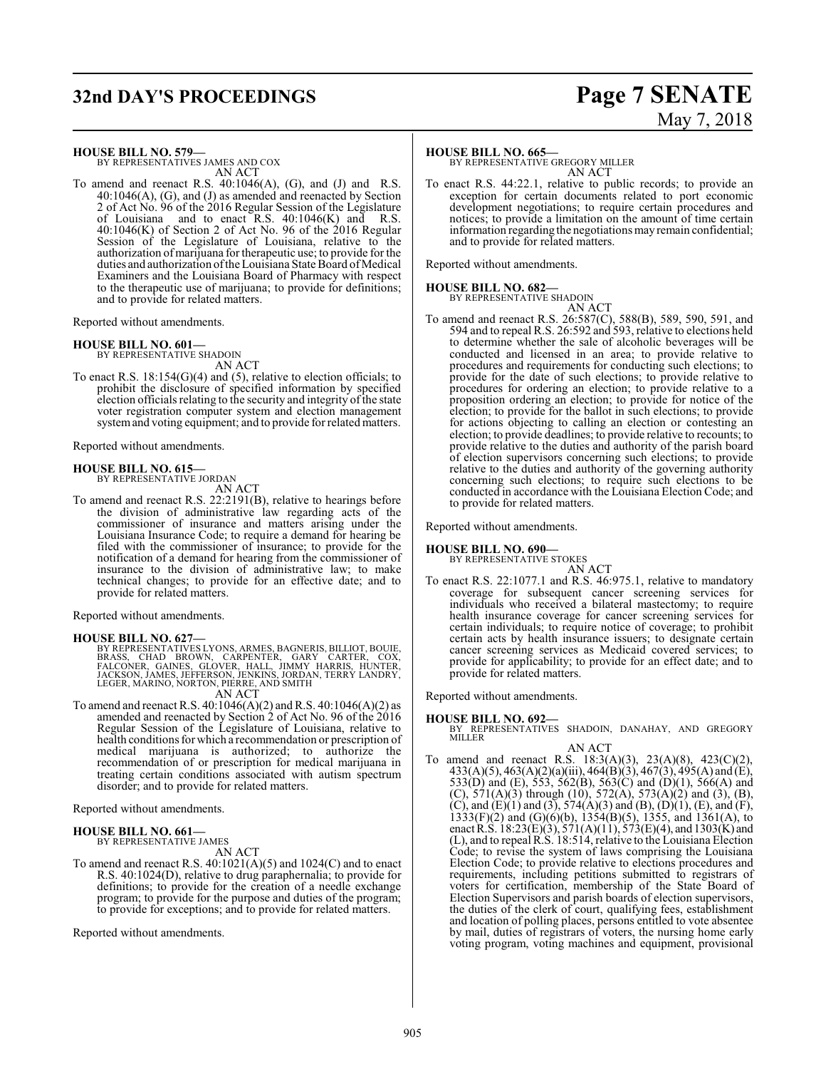**HOUSE BILL NO. 579—**
BY REPRESENTATIVES JAMES AND COX
AN ACT

To amend and reenact R.S. 40:1046(A), (G), and (J) and R.S. 40:1046(A), (G), and (J) as amended and reenacted by Section 2 of Act No. 96 of the 2016 Regular Session of the Legislature of Louisiana and to enact R.S. 40:1046(K) and R.S. 40:1046(K) of Section 2 of Act No. 96 of the 2016 Regular Session of the Legislature of Louisiana, relative to the authorization of marijuana for therapeutic use; to provide for the duties and authorization of the Louisiana State Board of Medical Examiners and the Louisiana Board of Pharmacy with respect to the therapeutic use of marijuana; to provide for definitions; and to provide for related matters.

Reported without amendments.

**HOUSE BILL NO. 601—**
BY REPRESENTATIVE SHADOIN
AN ACT

To enact R.S. 18:154(G)(4) and (5), relative to election officials; to prohibit the disclosure of specified information by specified election officials relating to the security and integrity of the state voter registration computer system and election management system and voting equipment; and to provide for related matters.

Reported without amendments.

**HOUSE BILL NO. 615—**
BY REPRESENTATIVE JORDAN
AN ACT

To amend and reenact R.S. 22:2191(B), relative to hearings before the division of administrative law regarding acts of the commissioner of insurance and matters arising under the Louisiana Insurance Code; to require a demand for hearing be filed with the commissioner of insurance; to provide for the notification of a demand for hearing from the commissioner of insurance to the division of administrative law; to make technical changes; to provide for an effective date; and to provide for related matters.

Reported without amendments.

**HOUSE BILL NO. 627—**
BY REPRESENTATIVES LYONS, ARMES, BAGNERIS, BILLIOT, BOUIE, BRASS, CHAD BROWN, CARPENTER, GARY CARTER, COX, FALCONER, GAINES, GLOVER, HALL, JIMMY HARRIS, HUNTER, JACKSON, JAMES, JEFFERSON, JENKINS, JORDAN, TERRY LANDRY, LEGER, MARINO, NORTON, PIERRE, AND SMITH
AN ACT

To amend and reenact R.S. 40:1046(A)(2) and R.S. 40:1046(A)(2) as amended and reenacted by Section 2 of Act No. 96 of the 2016 Regular Session of the Legislature of Louisiana, relative to health conditions for which a recommendation or prescription of medical marijuana is authorized; to authorize the recommendation of or prescription for medical marijuana in treating certain conditions associated with autism spectrum disorder; and to provide for related matters.

Reported without amendments.

**HOUSE BILL NO. 661—**
BY REPRESENTATIVE JAMES
AN ACT

To amend and reenact R.S. 40:1021(A)(5) and 1024(C) and to enact R.S. 40:1024(D), relative to drug paraphernalia; to provide for definitions; to provide for the creation of a needle exchange program; to provide for the purpose and duties of the program; to provide for exceptions; and to provide for related matters.

Reported without amendments.

**HOUSE BILL NO. 665—**
BY REPRESENTATIVE GREGORY MILLER
AN ACT

To enact R.S. 44:22.1, relative to public records; to provide an exception for certain documents related to port economic development negotiations; to require certain procedures and notices; to provide a limitation on the amount of time certain information regarding the negotiations may remain confidential; and to provide for related matters.

Reported without amendments.

**HOUSE BILL NO. 682—**
BY REPRESENTATIVE SHADOIN
AN ACT

To amend and reenact R.S. 26:587(C), 588(B), 589, 590, 591, and 594 and to repeal R.S. 26:592 and 593, relative to elections held to determine whether the sale of alcoholic beverages will be conducted and licensed in an area; to provide relative to procedures and requirements for conducting such elections; to provide for the date of such elections; to provide relative to procedures for ordering an election; to provide relative to a proposition ordering an election; to provide for notice of the election; to provide for the ballot in such elections; to provide for actions objecting to calling an election or contesting an election; to provide deadlines; to provide relative to recounts; to provide relative to the duties and authority of the parish board of election supervisors concerning such elections; to provide relative to the duties and authority of the governing authority concerning such elections; to require such elections to be conducted in accordance with the Louisiana Election Code; and to provide for related matters.

Reported without amendments.

**HOUSE BILL NO. 690—**
BY REPRESENTATIVE STOKES
AN ACT

To enact R.S. 22:1077.1 and R.S. 46:975.1, relative to mandatory coverage for subsequent cancer screening services for individuals who received a bilateral mastectomy; to require health insurance coverage for cancer screening services for certain individuals; to require notice of coverage; to prohibit certain acts by health insurance issuers; to designate certain cancer screening services as Medicaid covered services; to provide for applicability; to provide for an effect date; and to provide for related matters.

Reported without amendments.

**HOUSE BILL NO. 692—**
BY REPRESENTATIVES SHADOIN, DANAHAY, AND GREGORY MILLER
AN ACT

To amend and reenact R.S. 18:3(A)(3), 23(A)(8), 423(C)(2), 433(A)(5), 463(A)(2)(a)(iii), 464(B)(3), 467(3), 495(A) and (E), 533(D) and (E), 553, 562(B), 563(C) and (D)(1), 566(A) and (C), 571(A)(3) through (10), 572(A), 573(A)(2) and (3), (B), (C), and (E)(1) and (3), 574(A)(3) and (B), (D)(1), (E), and (F), 1333(F)(2) and (G)(6)(b), 1354(B)(5), 1355, and 1361(A), to enact R.S. 18:23(E)(3), 571(A)(11), 573(E)(4), and 1303(K) and (L), and to repeal R.S. 18:514, relative to the Louisiana Election Code; to revise the system of laws comprising the Louisiana Election Code; to provide relative to elections procedures and requirements, including petitions submitted to registrars of voters for certification, membership of the State Board of Election Supervisors and parish boards of election supervisors, the duties of the clerk of court, qualifying fees, establishment and location of polling places, persons entitled to vote absentee by mail, duties of registrars of voters, the nursing home early voting program, voting machines and equipment, provisional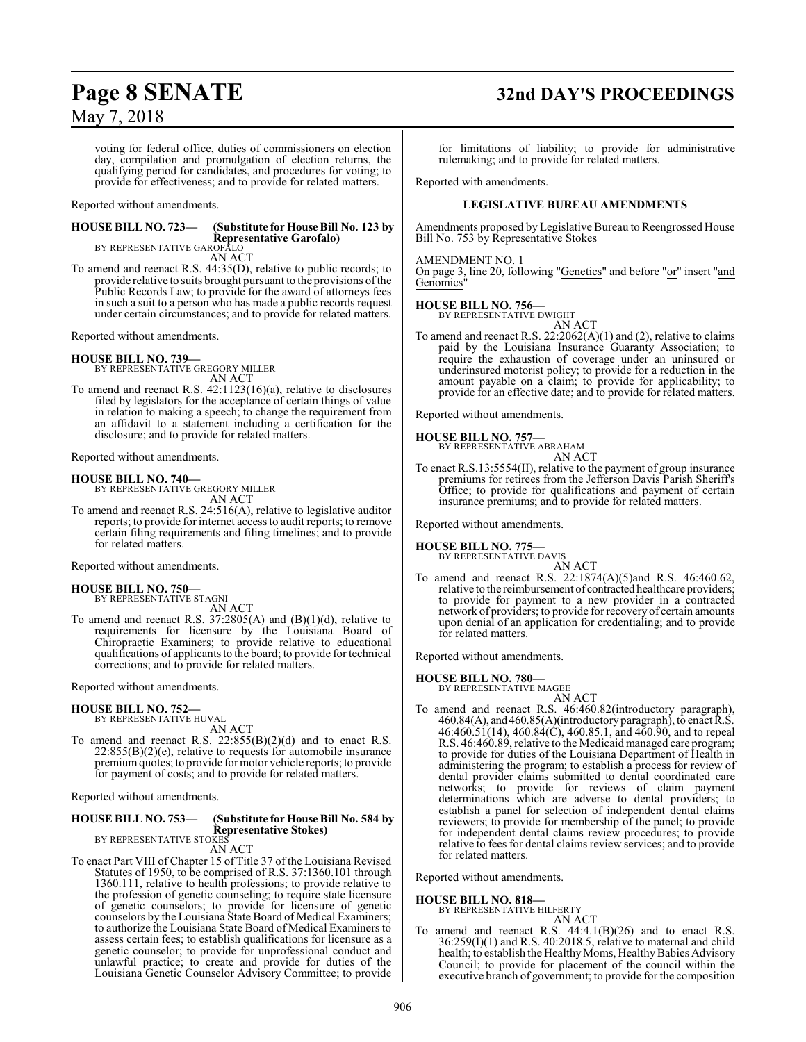voting for federal office, duties of commissioners on election day, compilation and promulgation of election returns, the qualifying period for candidates, and procedures for voting; to provide for effectiveness; and to provide for related matters.

Reported without amendments.

**HOUSE BILL NO. 723— (Substitute for House Bill No. 123 by Representative Garofalo)**
BY REPRESENTATIVE GAROFALO
AN ACT

To amend and reenact R.S. 44:35(D), relative to public records; to provide relative to suits brought pursuant to the provisions of the Public Records Law; to provide for the award of attorneys fees in such a suit to a person who has made a public records request under certain circumstances; and to provide for related matters.

Reported without amendments.

**HOUSE BILL NO. 739—**
BY REPRESENTATIVE GREGORY MILLER
AN ACT

To amend and reenact R.S. 42:1123(16)(a), relative to disclosures filed by legislators for the acceptance of certain things of value in relation to making a speech; to change the requirement from an affidavit to a statement including a certification for the disclosure; and to provide for related matters.

Reported without amendments.

**HOUSE BILL NO. 740—**
BY REPRESENTATIVE GREGORY MILLER
AN ACT

To amend and reenact R.S. 24:516(A), relative to legislative auditor reports; to provide for internet access to audit reports; to remove certain filing requirements and filing timelines; and to provide for related matters.

Reported without amendments.

**HOUSE BILL NO. 750—**
BY REPRESENTATIVE STAGNI
AN ACT

To amend and reenact R.S. 37:2805(A) and (B)(1)(d), relative to requirements for licensure by the Louisiana Board of Chiropractic Examiners; to provide relative to educational qualifications of applicants to the board; to provide for technical corrections; and to provide for related matters.

Reported without amendments.

**HOUSE BILL NO. 752—**
BY REPRESENTATIVE HUVAL
AN ACT

To amend and reenact R.S. 22:855(B)(2)(d) and to enact R.S. 22:855(B)(2)(e), relative to requests for automobile insurance premium quotes; to provide for motor vehicle reports; to provide for payment of costs; and to provide for related matters.

Reported without amendments.

**HOUSE BILL NO. 753— (Substitute for House Bill No. 584 by Representative Stokes)**
BY REPRESENTATIVE STOKES
AN ACT

To enact Part VIII of Chapter 15 of Title 37 of the Louisiana Revised Statutes of 1950, to be comprised of R.S. 37:1360.101 through 1360.111, relative to health professions; to provide relative to the profession of genetic counseling; to require state licensure of genetic counselors; to provide for licensure of genetic counselors by the Louisiana State Board of Medical Examiners; to authorize the Louisiana State Board of Medical Examiners to assess certain fees; to establish qualifications for licensure as a genetic counselor; to provide for unprofessional conduct and unlawful practice; to create and provide for duties of the Louisiana Genetic Counselor Advisory Committee; to provide for limitations of liability; to provide for administrative rulemaking; and to provide for related matters.

Reported with amendments.

**LEGISLATIVE BUREAU AMENDMENTS**

Amendments proposed by Legislative Bureau to Reengrossed House Bill No. 753 by Representative Stokes

AMENDMENT NO. 1
On page 3, line 20, following "Genetics" and before "or" insert "and Genomics"

**HOUSE BILL NO. 756—**
BY REPRESENTATIVE DWIGHT
AN ACT

To amend and reenact R.S. 22:2062(A)(1) and (2), relative to claims paid by the Louisiana Insurance Guaranty Association; to require the exhaustion of coverage under an uninsured or underinsured motorist policy; to provide for a reduction in the amount payable on a claim; to provide for applicability; to provide for an effective date; and to provide for related matters.

Reported without amendments.

**HOUSE BILL NO. 757—**
BY REPRESENTATIVE ABRAHAM
AN ACT

To enact R.S.13:5554(II), relative to the payment of group insurance premiums for retirees from the Jefferson Davis Parish Sheriff's Office; to provide for qualifications and payment of certain insurance premiums; and to provide for related matters.

Reported without amendments.

**HOUSE BILL NO. 775—**
BY REPRESENTATIVE DAVIS
AN ACT

To amend and reenact R.S. 22:1874(A)(5)and R.S. 46:460.62, relative to the reimbursement of contracted healthcare providers; to provide for payment to a new provider in a contracted network of providers; to provide for recovery of certain amounts upon denial of an application for credentialing; and to provide for related matters.

Reported without amendments.

**HOUSE BILL NO. 780—**
BY REPRESENTATIVE MAGEE
AN ACT

To amend and reenact R.S. 46:460.82(introductory paragraph), 460.84(A), and 460.85(A)(introductory paragraph), to enact R.S. 46:460.51(14), 460.84(C), 460.85.1, and 460.90, and to repeal R.S. 46:460.89, relative to the Medicaid managed care program; to provide for duties of the Louisiana Department of Health in administering the program; to establish a process for review of dental provider claims submitted to dental coordinated care networks; to provide for reviews of claim payment determinations which are adverse to dental providers; to establish a panel for selection of independent dental claims reviewers; to provide for membership of the panel; to provide for independent dental claims review procedures; to provide relative to fees for dental claims review services; and to provide for related matters.

Reported without amendments.

**HOUSE BILL NO. 818—**
BY REPRESENTATIVE HILFERTY
AN ACT

To amend and reenact R.S. 44:4.1(B)(26) and to enact R.S. 36:259(I)(1) and R.S. 40:2018.5, relative to maternal and child health; to establish the Healthy Moms, Healthy Babies Advisory Council; to provide for placement of the council within the executive branch of government; to provide for the composition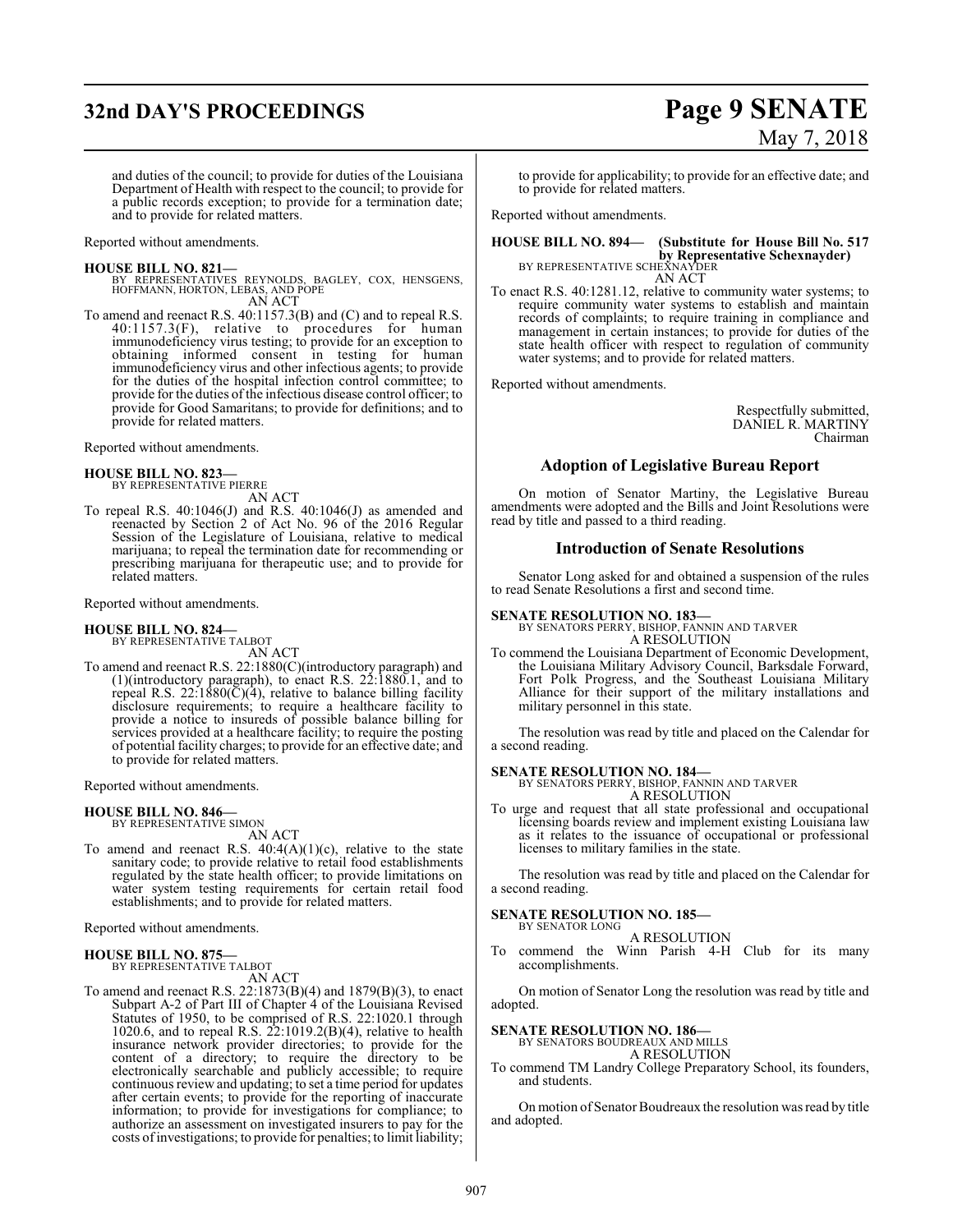and duties of the council; to provide for duties of the Louisiana Department of Health with respect to the council; to provide for a public records exception; to provide for a termination date; and to provide for related matters.

Reported without amendments.

**HOUSE BILL NO. 821—**
BY REPRESENTATIVES REYNOLDS, BAGLEY, COX, HENSGENS, HOFFMANN, HORTON, LEBAS, AND POPE
AN ACT

To amend and reenact R.S. 40:1157.3(B) and (C) and to repeal R.S. 40:1157.3(F), relative to procedures for human immunodeficiency virus testing; to provide for an exception to obtaining informed consent in testing for human immunodeficiency virus and other infectious agents; to provide for the duties of the hospital infection control committee; to provide for the duties of the infectious disease control officer; to provide for Good Samaritans; to provide for definitions; and to provide for related matters.

Reported without amendments.

**HOUSE BILL NO. 823—**
BY REPRESENTATIVE PIERRE
AN ACT

To repeal R.S. 40:1046(J) and R.S. 40:1046(J) as amended and reenacted by Section 2 of Act No. 96 of the 2016 Regular Session of the Legislature of Louisiana, relative to medical marijuana; to repeal the termination date for recommending or prescribing marijuana for therapeutic use; and to provide for related matters.

Reported without amendments.

**HOUSE BILL NO. 824—**
BY REPRESENTATIVE TALBOT
AN ACT

To amend and reenact R.S. 22:1880(C)(introductory paragraph) and (1)(introductory paragraph), to enact R.S. 22:1880.1, and to repeal R.S. 22:1880(C)(4), relative to balance billing facility disclosure requirements; to require a healthcare facility to provide a notice to insureds of possible balance billing for services provided at a healthcare facility; to require the posting of potential facility charges; to provide for an effective date; and to provide for related matters.

Reported without amendments.

**HOUSE BILL NO. 846—**
BY REPRESENTATIVE SIMON
AN ACT

To amend and reenact R.S. 40:4(A)(1)(c), relative to the state sanitary code; to provide relative to retail food establishments regulated by the state health officer; to provide limitations on water system testing requirements for certain retail food establishments; and to provide for related matters.

Reported without amendments.

**HOUSE BILL NO. 875—**
BY REPRESENTATIVE TALBOT
AN ACT

To amend and reenact R.S. 22:1873(B)(4) and 1879(B)(3), to enact Subpart A-2 of Part III of Chapter 4 of the Louisiana Revised Statutes of 1950, to be comprised of R.S. 22:1020.1 through 1020.6, and to repeal R.S. 22:1019.2(B)(4), relative to health insurance network provider directories; to provide for the content of a directory; to require the directory to be electronically searchable and publicly accessible; to require continuous review and updating; to set a time period for updates after certain events; to provide for the reporting of inaccurate information; to provide for investigations for compliance; to authorize an assessment on investigated insurers to pay for the costs of investigations; to provide for penalties; to limit liability; to provide for applicability; to provide for an effective date; and to provide for related matters.

Reported without amendments.

**HOUSE BILL NO. 894— (Substitute for House Bill No. 517 by Representative Schexnayder)**
BY REPRESENTATIVE SCHEXNAYDER
AN ACT

To enact R.S. 40:1281.12, relative to community water systems; to require community water systems to establish and maintain records of complaints; to require training in compliance and management in certain instances; to provide for duties of the state health officer with respect to regulation of community water systems; and to provide for related matters.

Reported without amendments.

Respectfully submitted,
DANIEL R. MARTINY
Chairman

## Adoption of Legislative Bureau Report

On motion of Senator Martiny, the Legislative Bureau amendments were adopted and the Bills and Joint Resolutions were read by title and passed to a third reading.

## Introduction of Senate Resolutions

Senator Long asked for and obtained a suspension of the rules to read Senate Resolutions a first and second time.

**SENATE RESOLUTION NO. 183—**
BY SENATORS PERRY, BISHOP, FANNIN AND TARVER
A RESOLUTION

To commend the Louisiana Department of Economic Development, the Louisiana Military Advisory Council, Barksdale Forward, Fort Polk Progress, and the Southeast Louisiana Military Alliance for their support of the military installations and military personnel in this state.

The resolution was read by title and placed on the Calendar for a second reading.

**SENATE RESOLUTION NO. 184—**
BY SENATORS PERRY, BISHOP, FANNIN AND TARVER
A RESOLUTION

To urge and request that all state professional and occupational licensing boards review and implement existing Louisiana law as it relates to the issuance of occupational or professional licenses to military families in the state.

The resolution was read by title and placed on the Calendar for a second reading.

**SENATE RESOLUTION NO. 185—**
BY SENATOR LONG
A RESOLUTION

To commend the Winn Parish 4-H Club for its many accomplishments.

On motion of Senator Long the resolution was read by title and adopted.

**SENATE RESOLUTION NO. 186—**
BY SENATORS BOUDREAUX AND MILLS
A RESOLUTION

To commend TM Landry College Preparatory School, its founders, and students.

On motion of Senator Boudreaux the resolution was read by title and adopted.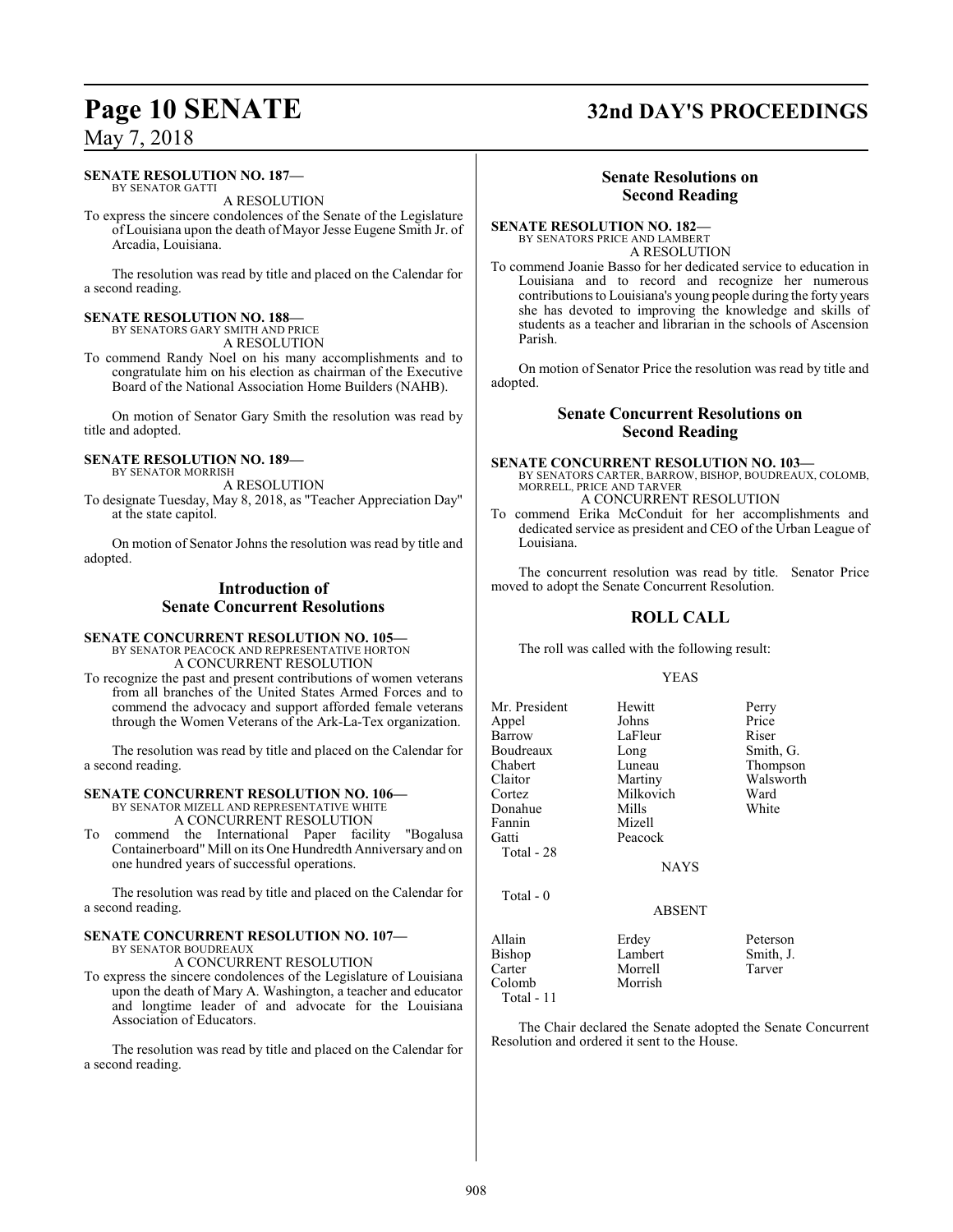**SENATE RESOLUTION NO. 187—**
BY SENATOR GATTI

A RESOLUTION

To express the sincere condolences of the Senate of the Legislature of Louisiana upon the death of Mayor Jesse Eugene Smith Jr. of Arcadia, Louisiana.

The resolution was read by title and placed on the Calendar for a second reading.

**SENATE RESOLUTION NO. 188—**
BY SENATORS GARY SMITH AND PRICE

A RESOLUTION

To commend Randy Noel on his many accomplishments and to congratulate him on his election as chairman of the Executive Board of the National Association Home Builders (NAHB).

On motion of Senator Gary Smith the resolution was read by title and adopted.

**SENATE RESOLUTION NO. 189—**
BY SENATOR MORRISH

A RESOLUTION

To designate Tuesday, May 8, 2018, as "Teacher Appreciation Day" at the state capitol.

On motion of Senator Johns the resolution was read by title and adopted.

## Introduction of Senate Concurrent Resolutions

**SENATE CONCURRENT RESOLUTION NO. 105—**
BY SENATOR PEACOCK AND REPRESENTATIVE HORTON

A CONCURRENT RESOLUTION

To recognize the past and present contributions of women veterans from all branches of the United States Armed Forces and to commend the advocacy and support afforded female veterans through the Women Veterans of the Ark-La-Tex organization.

The resolution was read by title and placed on the Calendar for a second reading.

**SENATE CONCURRENT RESOLUTION NO. 106—**
BY SENATOR MIZELL AND REPRESENTATIVE WHITE

A CONCURRENT RESOLUTION

To commend the International Paper facility "Bogalusa Containerboard" Mill on its One Hundredth Anniversary and on one hundred years of successful operations.

The resolution was read by title and placed on the Calendar for a second reading.

**SENATE CONCURRENT RESOLUTION NO. 107—**
BY SENATOR BOUDREAUX

A CONCURRENT RESOLUTION

To express the sincere condolences of the Legislature of Louisiana upon the death of Mary A. Washington, a teacher and educator and longtime leader of and advocate for the Louisiana Association of Educators.

The resolution was read by title and placed on the Calendar for a second reading.

## Senate Resolutions on Second Reading

**SENATE RESOLUTION NO. 182—**
BY SENATORS PRICE AND LAMBERT

A RESOLUTION

To commend Joanie Basso for her dedicated service to education in Louisiana and to record and recognize her numerous contributions to Louisiana's young people during the forty years she has devoted to improving the knowledge and skills of students as a teacher and librarian in the schools of Ascension Parish.

On motion of Senator Price the resolution was read by title and adopted.

## Senate Concurrent Resolutions on Second Reading

**SENATE CONCURRENT RESOLUTION NO. 103—**
BY SENATORS CARTER, BARROW, BISHOP, BOUDREAUX, COLOMB, MORRELL, PRICE AND TARVER

A CONCURRENT RESOLUTION

To commend Erika McConduit for her accomplishments and dedicated service as president and CEO of the Urban League of Louisiana.

The concurrent resolution was read by title. Senator Price moved to adopt the Senate Concurrent Resolution.

## ROLL CALL

The roll was called with the following result:

YEAS

| | | |
|---|---|---|
| Mr. President | Hewitt | Perry |
| Appel | Johns | Price |
| Barrow | LaFleur | Riser |
| Boudreaux | Long | Smith, G. |
| Chabert | Luneau | Thompson |
| Claitor | Martiny | Walsworth |
| Cortez | Milkovich | Ward |
| Donahue | Mills | White |
| Fannin | Mizell | |
| Gatti | Peacock | |

Total - 28

NAYS

Total - 0

ABSENT

| | | |
|---|---|---|
| Allain | Erdey | Peterson |
| Bishop | Lambert | Smith, J. |
| Carter | Morrell | Tarver |
| Colomb | Morrish | |

Total - 11

The Chair declared the Senate adopted the Senate Concurrent Resolution and ordered it sent to the House.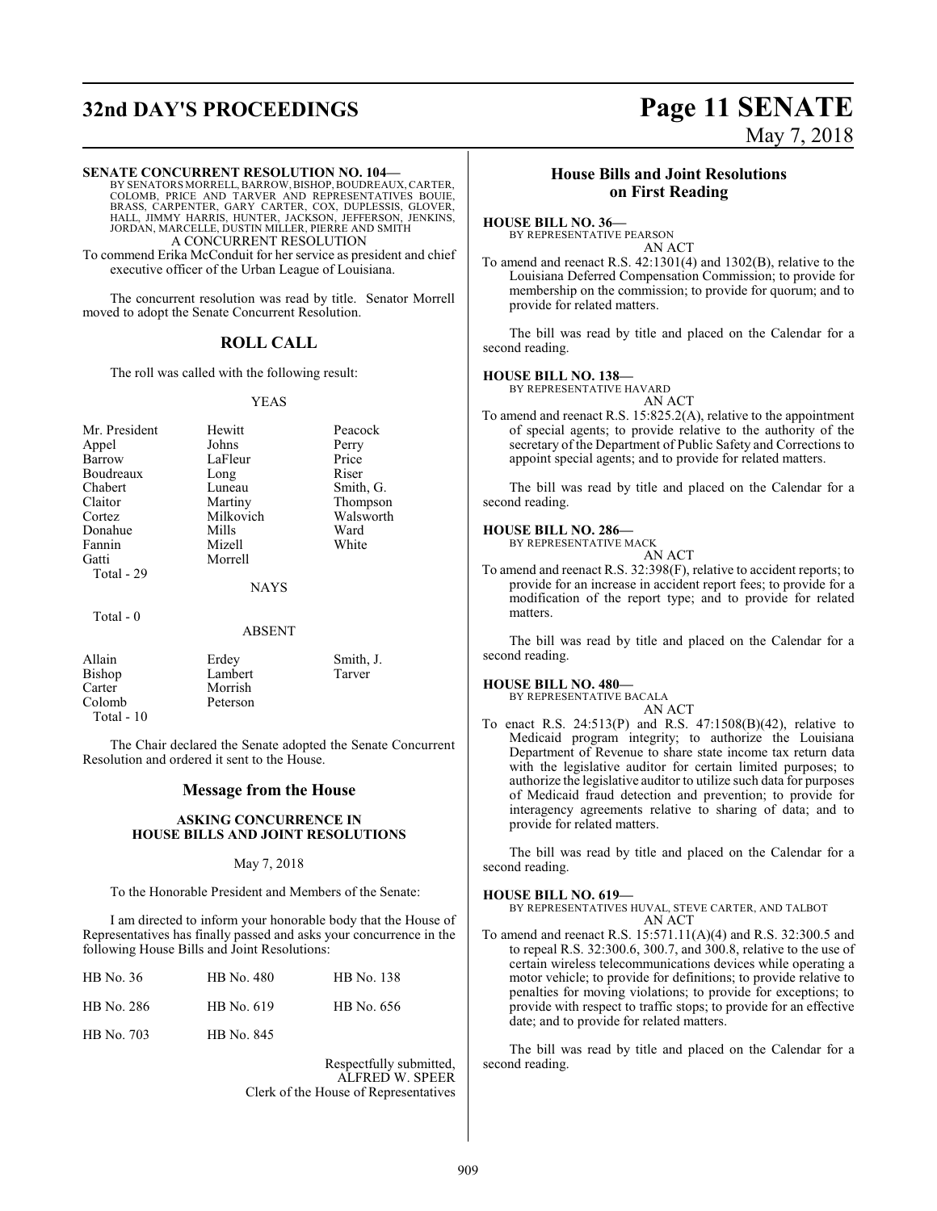**SENATE CONCURRENT RESOLUTION NO. 104—**

BY SENATORS MORRELL, BARROW, BISHOP, BOUDREAUX, CARTER, COLOMB, PRICE AND TARVER AND REPRESENTATIVES BOUIE, BRASS, CARPENTER, GARY CARTER, COX, DUPLESSIS, GLOVER, HALL, JIMMY HARRIS, HUNTER, JACKSON, JEFFERSON, JENKINS, JORDAN, MARCELLE, DUSTIN MILLER, PIERRE AND SMITH

A CONCURRENT RESOLUTION

To commend Erika McConduit for her service as president and chief executive officer of the Urban League of Louisiana.

The concurrent resolution was read by title. Senator Morrell moved to adopt the Senate Concurrent Resolution.

## ROLL CALL

The roll was called with the following result:

YEAS

| | | |
|---|---|---|
| Mr. President | Hewitt | Peacock |
| Appel | Johns | Perry |
| Barrow | LaFleur | Price |
| Boudreaux | Long | Riser |
| Chabert | Luneau | Smith, G. |
| Claitor | Martiny | Thompson |
| Cortez | Milkovich | Walsworth |
| Donahue | Mills | Ward |
| Fannin | Mizell | White |
| Gatti | Morrell | |

Total - 29

NAYS

Total - 0

ABSENT

| | | |
|---|---|---|
| Allain | Erdey | Smith, J. |
| Bishop | Lambert | Tarver |
| Carter | Morrish | |
| Colomb | Peterson | |

Total - 10

The Chair declared the Senate adopted the Senate Concurrent Resolution and ordered it sent to the House.

## Message from the House

**ASKING CONCURRENCE IN HOUSE BILLS AND JOINT RESOLUTIONS**

May 7, 2018

To the Honorable President and Members of the Senate:

I am directed to inform your honorable body that the House of Representatives has finally passed and asks your concurrence in the following House Bills and Joint Resolutions:

| | | |
|---|---|---|
| HB No. 36 | HB No. 480 | HB No. 138 |
| HB No. 286 | HB No. 619 | HB No. 656 |
| HB No. 703 | HB No. 845 | |

Respectfully submitted,
ALFRED W. SPEER
Clerk of the House of Representatives

## House Bills and Joint Resolutions on First Reading

**HOUSE BILL NO. 36—**

BY REPRESENTATIVE PEARSON

AN ACT

To amend and reenact R.S. 42:1301(4) and 1302(B), relative to the Louisiana Deferred Compensation Commission; to provide for membership on the commission; to provide for quorum; and to provide for related matters.

The bill was read by title and placed on the Calendar for a second reading.

**HOUSE BILL NO. 138—**

BY REPRESENTATIVE HAVARD

AN ACT

To amend and reenact R.S. 15:825.2(A), relative to the appointment of special agents; to provide relative to the authority of the secretary of the Department of Public Safety and Corrections to appoint special agents; and to provide for related matters.

The bill was read by title and placed on the Calendar for a second reading.

**HOUSE BILL NO. 286—**

BY REPRESENTATIVE MACK

AN ACT

To amend and reenact R.S. 32:398(F), relative to accident reports; to provide for an increase in accident report fees; to provide for a modification of the report type; and to provide for related matters.

The bill was read by title and placed on the Calendar for a second reading.

**HOUSE BILL NO. 480—**

BY REPRESENTATIVE BACALA

AN ACT

To enact R.S. 24:513(P) and R.S. 47:1508(B)(42), relative to Medicaid program integrity; to authorize the Louisiana Department of Revenue to share state income tax return data with the legislative auditor for certain limited purposes; to authorize the legislative auditor to utilize such data for purposes of Medicaid fraud detection and prevention; to provide for interagency agreements relative to sharing of data; and to provide for related matters.

The bill was read by title and placed on the Calendar for a second reading.

**HOUSE BILL NO. 619—**

BY REPRESENTATIVES HUVAL, STEVE CARTER, AND TALBOT

AN ACT

To amend and reenact R.S. 15:571.11(A)(4) and R.S. 32:300.5 and to repeal R.S. 32:300.6, 300.7, and 300.8, relative to the use of certain wireless telecommunications devices while operating a motor vehicle; to provide for definitions; to provide relative to penalties for moving violations; to provide for exceptions; to provide with respect to traffic stops; to provide for an effective date; and to provide for related matters.

The bill was read by title and placed on the Calendar for a second reading.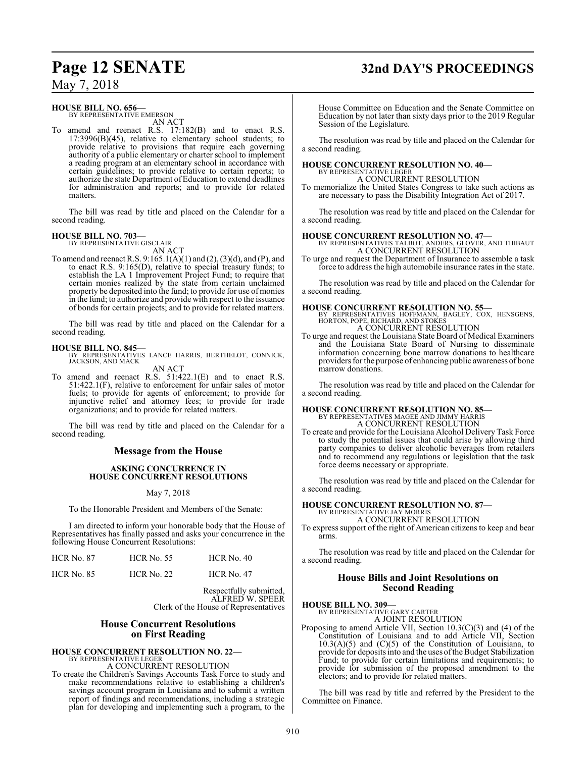**HOUSE BILL NO. 656—**
BY REPRESENTATIVE EMERSON
AN ACT

To amend and reenact R.S. 17:182(B) and to enact R.S. 17:3996(B)(45), relative to elementary school students; to provide relative to provisions that require each governing authority of a public elementary or charter school to implement a reading program at an elementary school in accordance with certain guidelines; to provide relative to certain reports; to authorize the state Department of Education to extend deadlines for administration and reports; and to provide for related matters.

The bill was read by title and placed on the Calendar for a second reading.

**HOUSE BILL NO. 703—**
BY REPRESENTATIVE GISCLAIR
AN ACT

To amend and reenact R.S. 9:165.1(A)(1) and (2), (3)(d), and (P), and to enact R.S. 9:165(D), relative to special treasury funds; to establish the LA 1 Improvement Project Fund; to require that certain monies realized by the state from certain unclaimed property be deposited into the fund; to provide for use of monies in the fund; to authorize and provide with respect to the issuance of bonds for certain projects; and to provide for related matters.

The bill was read by title and placed on the Calendar for a second reading.

**HOUSE BILL NO. 845—**
BY REPRESENTATIVES LANCE HARRIS, BERTHELOT, CONNICK, JACKSON, AND MACK
AN ACT

To amend and reenact R.S. 51:422.1(E) and to enact R.S. 51:422.1(F), relative to enforcement for unfair sales of motor fuels; to provide for agents of enforcement; to provide for injunctive relief and attorney fees; to provide for trade organizations; and to provide for related matters.

The bill was read by title and placed on the Calendar for a second reading.

## Message from the House

**ASKING CONCURRENCE IN HOUSE CONCURRENT RESOLUTIONS**

May 7, 2018

To the Honorable President and Members of the Senate:

I am directed to inform your honorable body that the House of Representatives has finally passed and asks your concurrence in the following House Concurrent Resolutions:

| | | |
|---|---|---|
| HCR No. 87 | HCR No. 55 | HCR No. 40 |
| HCR No. 85 | HCR No. 22 | HCR No. 47 |

Respectfully submitted,
ALFRED W. SPEER
Clerk of the House of Representatives

## House Concurrent Resolutions on First Reading

**HOUSE CONCURRENT RESOLUTION NO. 22—**
BY REPRESENTATIVE LEGER
A CONCURRENT RESOLUTION

To create the Children's Savings Accounts Task Force to study and make recommendations relative to establishing a children's savings account program in Louisiana and to submit a written report of findings and recommendations, including a strategic plan for developing and implementing such a program, to the House Committee on Education and the Senate Committee on Education by not later than sixty days prior to the 2019 Regular Session of the Legislature.

The resolution was read by title and placed on the Calendar for a second reading.

**HOUSE CONCURRENT RESOLUTION NO. 40—**
BY REPRESENTATIVE LEGER
A CONCURRENT RESOLUTION

To memorialize the United States Congress to take such actions as are necessary to pass the Disability Integration Act of 2017.

The resolution was read by title and placed on the Calendar for a second reading.

**HOUSE CONCURRENT RESOLUTION NO. 47—**
BY REPRESENTATIVES TALBOT, ANDERS, GLOVER, AND THIBAUT
A CONCURRENT RESOLUTION

To urge and request the Department of Insurance to assemble a task force to address the high automobile insurance rates in the state.

The resolution was read by title and placed on the Calendar for a second reading.

**HOUSE CONCURRENT RESOLUTION NO. 55—**
BY REPRESENTATIVES HOFFMANN, BAGLEY, COX, HENSGENS, HORTON, POPE, RICHARD, AND STOKES
A CONCURRENT RESOLUTION

To urge and request the Louisiana State Board of Medical Examiners and the Louisiana State Board of Nursing to disseminate information concerning bone marrow donations to healthcare providers for the purpose of enhancing public awareness of bone marrow donations.

The resolution was read by title and placed on the Calendar for a second reading.

**HOUSE CONCURRENT RESOLUTION NO. 85—**
BY REPRESENTATIVES MAGEE AND JIMMY HARRIS
A CONCURRENT RESOLUTION

To create and provide for the Louisiana Alcohol Delivery Task Force to study the potential issues that could arise by allowing third party companies to deliver alcoholic beverages from retailers and to recommend any regulations or legislation that the task force deems necessary or appropriate.

The resolution was read by title and placed on the Calendar for a second reading.

**HOUSE CONCURRENT RESOLUTION NO. 87—**
BY REPRESENTATIVE JAY MORRIS
A CONCURRENT RESOLUTION

To express support of the right of American citizens to keep and bear arms.

The resolution was read by title and placed on the Calendar for a second reading.

## House Bills and Joint Resolutions on Second Reading

**HOUSE BILL NO. 309—**
BY REPRESENTATIVE GARY CARTER
A JOINT RESOLUTION

Proposing to amend Article VII, Section 10.3(C)(3) and (4) of the Constitution of Louisiana and to add Article VII, Section 10.3(A)(5) and (C)(5) of the Constitution of Louisiana, to provide for deposits into and the uses of the Budget Stabilization Fund; to provide for certain limitations and requirements; to provide for submission of the proposed amendment to the electors; and to provide for related matters.

The bill was read by title and referred by the President to the Committee on Finance.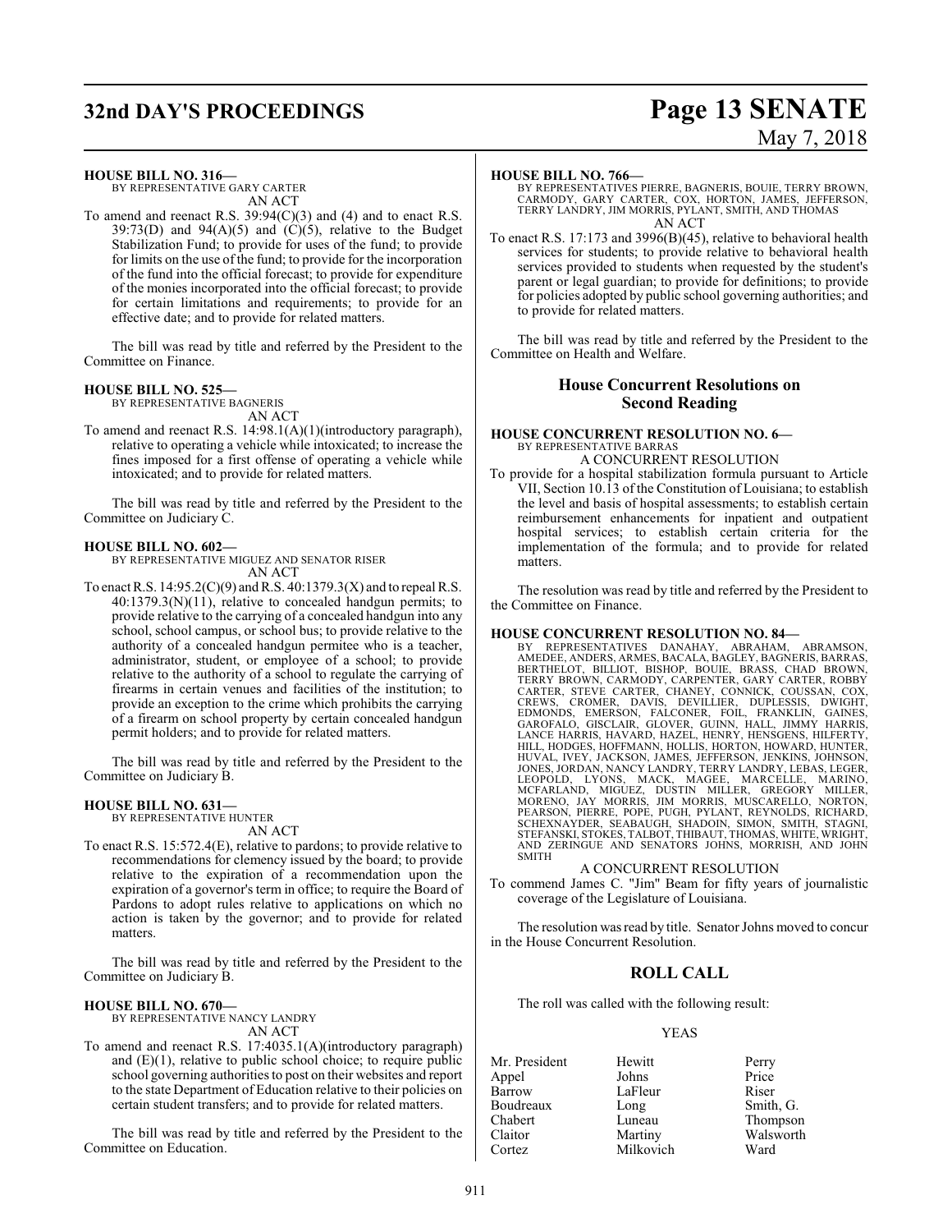**HOUSE BILL NO. 316—**
BY REPRESENTATIVE GARY CARTER
AN ACT

To amend and reenact R.S. 39:94(C)(3) and (4) and to enact R.S. 39:73(D) and 94(A)(5) and (C)(5), relative to the Budget Stabilization Fund; to provide for uses of the fund; to provide for limits on the use of the fund; to provide for the incorporation of the fund into the official forecast; to provide for expenditure of the monies incorporated into the official forecast; to provide for certain limitations and requirements; to provide for an effective date; and to provide for related matters.

The bill was read by title and referred by the President to the Committee on Finance.

**HOUSE BILL NO. 525—**
BY REPRESENTATIVE BAGNERIS
AN ACT

To amend and reenact R.S. 14:98.1(A)(1)(introductory paragraph), relative to operating a vehicle while intoxicated; to increase the fines imposed for a first offense of operating a vehicle while intoxicated; and to provide for related matters.

The bill was read by title and referred by the President to the Committee on Judiciary C.

**HOUSE BILL NO. 602—**
BY REPRESENTATIVE MIGUEZ AND SENATOR RISER
AN ACT

To enact R.S. 14:95.2(C)(9) and R.S. 40:1379.3(X) and to repeal R.S. 40:1379.3(N)(11), relative to concealed handgun permits; to provide relative to the carrying of a concealed handgun into any school, school campus, or school bus; to provide relative to the authority of a concealed handgun permitee who is a teacher, administrator, student, or employee of a school; to provide relative to the authority of a school to regulate the carrying of firearms in certain venues and facilities of the institution; to provide an exception to the crime which prohibits the carrying of a firearm on school property by certain concealed handgun permit holders; and to provide for related matters.

The bill was read by title and referred by the President to the Committee on Judiciary B.

**HOUSE BILL NO. 631—**
BY REPRESENTATIVE HUNTER
AN ACT

To enact R.S. 15:572.4(E), relative to pardons; to provide relative to recommendations for clemency issued by the board; to provide relative to the expiration of a recommendation upon the expiration of a governor's term in office; to require the Board of Pardons to adopt rules relative to applications on which no action is taken by the governor; and to provide for related matters.

The bill was read by title and referred by the President to the Committee on Judiciary B.

**HOUSE BILL NO. 670—**
BY REPRESENTATIVE NANCY LANDRY
AN ACT

To amend and reenact R.S. 17:4035.1(A)(introductory paragraph) and (E)(1), relative to public school choice; to require public school governing authorities to post on their websites and report to the state Department of Education relative to their policies on certain student transfers; and to provide for related matters.

The bill was read by title and referred by the President to the Committee on Education.

**HOUSE BILL NO. 766—**
BY REPRESENTATIVES PIERRE, BAGNERIS, BOUIE, TERRY BROWN, CARMODY, GARY CARTER, COX, HORTON, JAMES, JEFFERSON, TERRY LANDRY, JIM MORRIS, PYLANT, SMITH, AND THOMAS
AN ACT

To enact R.S. 17:173 and 3996(B)(45), relative to behavioral health services for students; to provide relative to behavioral health services provided to students when requested by the student's parent or legal guardian; to provide for definitions; to provide for policies adopted by public school governing authorities; and to provide for related matters.

The bill was read by title and referred by the President to the Committee on Health and Welfare.

## House Concurrent Resolutions on Second Reading

**HOUSE CONCURRENT RESOLUTION NO. 6—**
BY REPRESENTATIVE BARRAS
A CONCURRENT RESOLUTION

To provide for a hospital stabilization formula pursuant to Article VII, Section 10.13 of the Constitution of Louisiana; to establish the level and basis of hospital assessments; to establish certain reimbursement enhancements for inpatient and outpatient hospital services; to establish certain criteria for the implementation of the formula; and to provide for related matters.

The resolution was read by title and referred by the President to the Committee on Finance.

**HOUSE CONCURRENT RESOLUTION NO. 84—**
BY REPRESENTATIVES DANAHAY, ABRAHAM, ABRAMSON, AMEDEE, ANDERS, ARMES, BACALA, BAGLEY, BAGNERIS, BARRAS, BERTHELOT, BILLIOT, BISHOP, BOUIE, BRASS, CHAD BROWN, TERRY BROWN, CARMODY, CARPENTER, GARY CARTER, ROBBY CARTER, STEVE CARTER, CHANEY, CONNICK, COUSSAN, COX, CREWS, CROMER, DAVIS, DEVILLIER, DUPLESSIS, DWIGHT, EDMONDS, EMERSON, FALCONER, FOIL, FRANKLIN, GAINES, GAROFALO, GISCLAIR, GLOVER, GUINN, HALL, JIMMY HARRIS, LANCE HARRIS, HAVARD, HAZEL, HENRY, HENSGENS, HILFERTY, HILL, HODGES, HOFFMANN, HOLLIS, HORTON, HOWARD, HUNTER, HUVAL, IVEY, JACKSON, JAMES, JEFFERSON, JENKINS, JOHNSON, JONES, JORDAN, NANCY LANDRY, TERRY LANDRY, LEBAS, LEGER, LEOPOLD, LYONS, MACK, MAGEE, MARCELLE, MARINO, MCFARLAND, MIGUEZ, DUSTIN MILLER, GREGORY MILLER, MORENO, JAY MORRIS, JIM MORRIS, MUSCARELLO, NORTON, PEARSON, PIERRE, POPE, PUGH, PYLANT, REYNOLDS, RICHARD, SCHEXNAYDER, SEABAUGH, SHADOIN, SIMON, SMITH, STAGNI, STEFANSKI, STOKES, TALBOT, THIBAUT, THOMAS, WHITE, WRIGHT, AND ZERINGUE AND SENATORS JOHNS, MORRISH, AND JOHN SMITH
A CONCURRENT RESOLUTION

To commend James C. "Jim" Beam for fifty years of journalistic coverage of the Legislature of Louisiana.

The resolution was read by title. Senator Johns moved to concur in the House Concurrent Resolution.

## ROLL CALL

The roll was called with the following result:

YEAS

| | | |
|---|---|---|
| Mr. President | Hewitt | Perry |
| Appel | Johns | Price |
| Barrow | LaFleur | Riser |
| Boudreaux | Long | Smith, G. |
| Chabert | Luneau | Thompson |
| Claitor | Martiny | Walsworth |
| Cortez | Milkovich | Ward |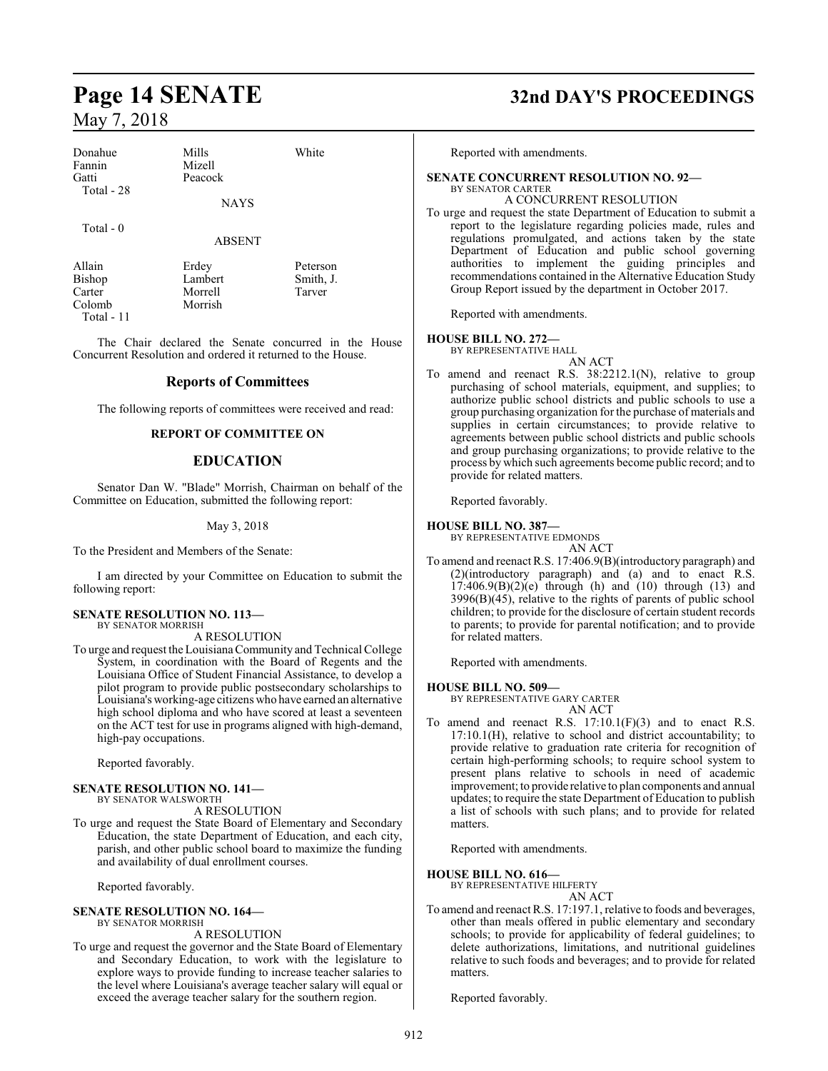| Donahue | Mills | White |
|---|---|---|
| Fannin | Mizell | |
| Gatti | Peacock | |
| Total - 28 | | |

NAYS

Total - 0

ABSENT

| Allain | Erdey | Peterson |
|---|---|---|
| Bishop | Lambert | Smith, J. |
| Carter | Morrell | Tarver |
| Colomb | Morrish | |
| Total - 11 | | |

The Chair declared the Senate concurred in the House Concurrent Resolution and ordered it returned to the House.

## Reports of Committees

The following reports of committees were received and read:

**REPORT OF COMMITTEE ON**

## EDUCATION

Senator Dan W. "Blade" Morrish, Chairman on behalf of the Committee on Education, submitted the following report:

May 3, 2018

To the President and Members of the Senate:

I am directed by your Committee on Education to submit the following report:

**SENATE RESOLUTION NO. 113—**
BY SENATOR MORRISH
A RESOLUTION

To urge and request the Louisiana Community and Technical College System, in coordination with the Board of Regents and the Louisiana Office of Student Financial Assistance, to develop a pilot program to provide public postsecondary scholarships to Louisiana's working-age citizens who have earned an alternative high school diploma and who have scored at least a seventeen on the ACT test for use in programs aligned with high-demand, high-pay occupations.

Reported favorably.

**SENATE RESOLUTION NO. 141—**
BY SENATOR WALSWORTH
A RESOLUTION

To urge and request the State Board of Elementary and Secondary Education, the state Department of Education, and each city, parish, and other public school board to maximize the funding and availability of dual enrollment courses.

Reported favorably.

**SENATE RESOLUTION NO. 164—**
BY SENATOR MORRISH
A RESOLUTION

To urge and request the governor and the State Board of Elementary and Secondary Education, to work with the legislature to explore ways to provide funding to increase teacher salaries to the level where Louisiana's average teacher salary will equal or exceed the average teacher salary for the southern region.

Reported with amendments.

**SENATE CONCURRENT RESOLUTION NO. 92—**
BY SENATOR CARTER
A CONCURRENT RESOLUTION

To urge and request the state Department of Education to submit a report to the legislature regarding policies made, rules and regulations promulgated, and actions taken by the state Department of Education and public school governing authorities to implement the guiding principles and recommendations contained in the Alternative Education Study Group Report issued by the department in October 2017.

Reported with amendments.

**HOUSE BILL NO. 272—**
BY REPRESENTATIVE HALL
AN ACT

To amend and reenact R.S. 38:2212.1(N), relative to group purchasing of school materials, equipment, and supplies; to authorize public school districts and public schools to use a group purchasing organization for the purchase of materials and supplies in certain circumstances; to provide relative to agreements between public school districts and public schools and group purchasing organizations; to provide relative to the process by which such agreements become public record; and to provide for related matters.

Reported favorably.

**HOUSE BILL NO. 387—**
BY REPRESENTATIVE EDMONDS
AN ACT

To amend and reenact R.S. 17:406.9(B)(introductory paragraph) and (2)(introductory paragraph) and (a) and to enact R.S. 17:406.9(B)(2)(e) through (h) and (10) through (13) and 3996(B)(45), relative to the rights of parents of public school children; to provide for the disclosure of certain student records to parents; to provide for parental notification; and to provide for related matters.

Reported with amendments.

**HOUSE BILL NO. 509—**
BY REPRESENTATIVE GARY CARTER
AN ACT

To amend and reenact R.S. 17:10.1(F)(3) and to enact R.S. 17:10.1(H), relative to school and district accountability; to provide relative to graduation rate criteria for recognition of certain high-performing schools; to require school system to present plans relative to schools in need of academic improvement; to provide relative to plan components and annual updates; to require the state Department of Education to publish a list of schools with such plans; and to provide for related matters.

Reported with amendments.

**HOUSE BILL NO. 616—**
BY REPRESENTATIVE HILFERTY
AN ACT

To amend and reenact R.S. 17:197.1, relative to foods and beverages, other than meals offered in public elementary and secondary schools; to provide for applicability of federal guidelines; to delete authorizations, limitations, and nutritional guidelines relative to such foods and beverages; and to provide for related matters.

Reported favorably.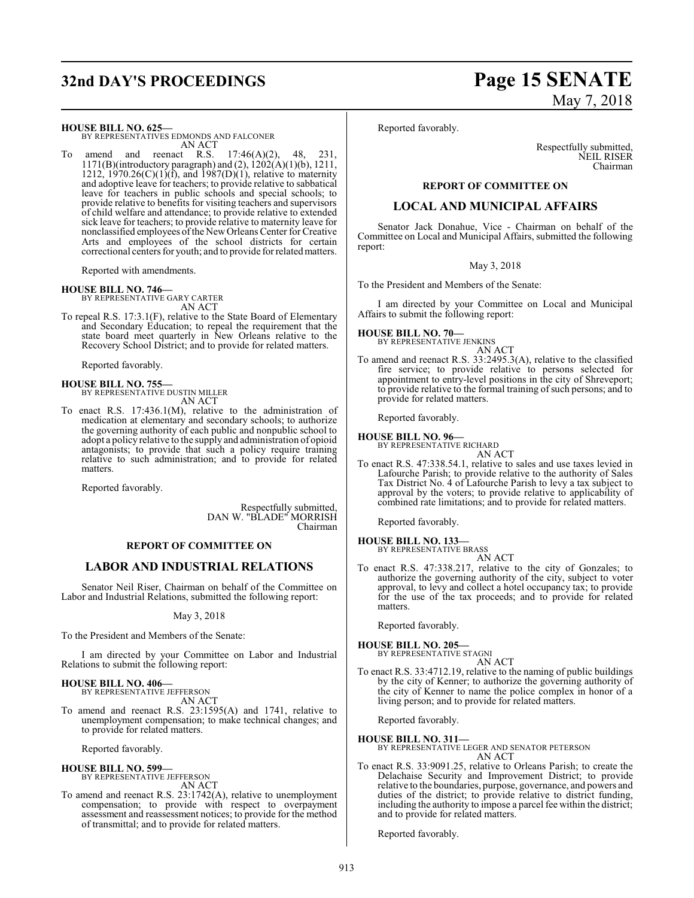**HOUSE BILL NO. 625—**
BY REPRESENTATIVES EDMONDS AND FALCONER
AN ACT

To amend and reenact R.S. 17:46(A)(2), 48, 231, 1171(B)(introductory paragraph) and (2), 1202(A)(1)(b), 1211, 1212, 1970.26(C)(1)(f), and 1987(D)(1), relative to maternity and adoptive leave for teachers; to provide relative to sabbatical leave for teachers in public schools and special schools; to provide relative to benefits for visiting teachers and supervisors of child welfare and attendance; to provide relative to extended sick leave for teachers; to provide relative to maternity leave for nonclassified employees of the New Orleans Center for Creative Arts and employees of the school districts for certain correctional centers for youth; and to provide for related matters.

Reported with amendments.

**HOUSE BILL NO. 746—**
BY REPRESENTATIVE GARY CARTER
AN ACT

To repeal R.S. 17:3.1(F), relative to the State Board of Elementary and Secondary Education; to repeal the requirement that the state board meet quarterly in New Orleans relative to the Recovery School District; and to provide for related matters.

Reported favorably.

**HOUSE BILL NO. 755—**
BY REPRESENTATIVE DUSTIN MILLER
AN ACT

To enact R.S. 17:436.1(M), relative to the administration of medication at elementary and secondary schools; to authorize the governing authority of each public and nonpublic school to adopt a policy relative to the supply and administration of opioid antagonists; to provide that such a policy require training relative to such administration; and to provide for related matters.

Reported favorably.

Respectfully submitted,
DAN W. "BLADE" MORRISH
Chairman

**REPORT OF COMMITTEE ON**

## LABOR AND INDUSTRIAL RELATIONS

Senator Neil Riser, Chairman on behalf of the Committee on Labor and Industrial Relations, submitted the following report:

May 3, 2018

To the President and Members of the Senate:

I am directed by your Committee on Labor and Industrial Relations to submit the following report:

**HOUSE BILL NO. 406—**
BY REPRESENTATIVE JEFFERSON
AN ACT

To amend and reenact R.S. 23:1595(A) and 1741, relative to unemployment compensation; to make technical changes; and to provide for related matters.

Reported favorably.

**HOUSE BILL NO. 599—**
BY REPRESENTATIVE JEFFERSON
AN ACT

To amend and reenact R.S. 23:1742(A), relative to unemployment compensation; to provide with respect to overpayment assessment and reassessment notices; to provide for the method of transmittal; and to provide for related matters.

Reported favorably.

Respectfully submitted,
NEIL RISER
Chairman

**REPORT OF COMMITTEE ON**

## LOCAL AND MUNICIPAL AFFAIRS

Senator Jack Donahue, Vice - Chairman on behalf of the Committee on Local and Municipal Affairs, submitted the following report:

May 3, 2018

To the President and Members of the Senate:

I am directed by your Committee on Local and Municipal Affairs to submit the following report:

**HOUSE BILL NO. 70—**
BY REPRESENTATIVE JENKINS
AN ACT

To amend and reenact R.S. 33:2495.3(A), relative to the classified fire service; to provide relative to persons selected for appointment to entry-level positions in the city of Shreveport; to provide relative to the formal training of such persons; and to provide for related matters.

Reported favorably.

**HOUSE BILL NO. 96—**
BY REPRESENTATIVE RICHARD
AN ACT

To enact R.S. 47:338.54.1, relative to sales and use taxes levied in Lafourche Parish; to provide relative to the authority of Sales Tax District No. 4 of Lafourche Parish to levy a tax subject to approval by the voters; to provide relative to applicability of combined rate limitations; and to provide for related matters.

Reported favorably.

**HOUSE BILL NO. 133—**
BY REPRESENTATIVE BRASS
AN ACT

To enact R.S. 47:338.217, relative to the city of Gonzales; to authorize the governing authority of the city, subject to voter approval, to levy and collect a hotel occupancy tax; to provide for the use of the tax proceeds; and to provide for related matters.

Reported favorably.

**HOUSE BILL NO. 205—**
BY REPRESENTATIVE STAGNI
AN ACT

To enact R.S. 33:4712.19, relative to the naming of public buildings by the city of Kenner; to authorize the governing authority of the city of Kenner to name the police complex in honor of a living person; and to provide for related matters.

Reported favorably.

**HOUSE BILL NO. 311—**
BY REPRESENTATIVE LEGER AND SENATOR PETERSON
AN ACT

To enact R.S. 33:9091.25, relative to Orleans Parish; to create the Delachaise Security and Improvement District; to provide relative to the boundaries, purpose, governance, and powers and duties of the district; to provide relative to district funding, including the authority to impose a parcel fee within the district; and to provide for related matters.

Reported favorably.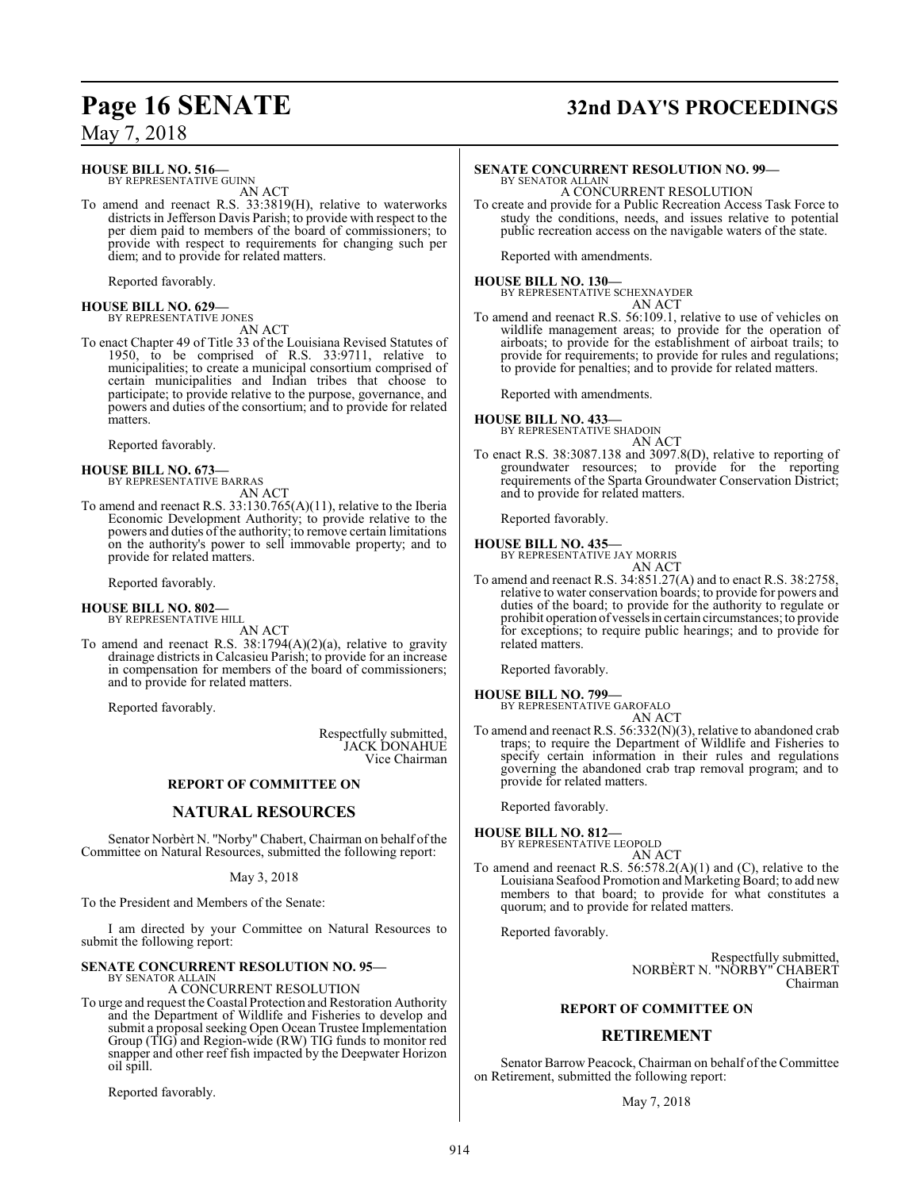**HOUSE BILL NO. 516—**
BY REPRESENTATIVE GUINN
AN ACT

To amend and reenact R.S. 33:3819(H), relative to waterworks districts in Jefferson Davis Parish; to provide with respect to the per diem paid to members of the board of commissioners; to provide with respect to requirements for changing such per diem; and to provide for related matters.

Reported favorably.

**HOUSE BILL NO. 629—**
BY REPRESENTATIVE JONES
AN ACT

To enact Chapter 49 of Title 33 of the Louisiana Revised Statutes of 1950, to be comprised of R.S. 33:9711, relative to municipalities; to create a municipal consortium comprised of certain municipalities and Indian tribes that choose to participate; to provide relative to the purpose, governance, and powers and duties of the consortium; and to provide for related matters.

Reported favorably.

**HOUSE BILL NO. 673—**
BY REPRESENTATIVE BARRAS
AN ACT

To amend and reenact R.S. 33:130.765(A)(11), relative to the Iberia Economic Development Authority; to provide relative to the powers and duties of the authority; to remove certain limitations on the authority's power to sell immovable property; and to provide for related matters.

Reported favorably.

**HOUSE BILL NO. 802—**
BY REPRESENTATIVE HILL
AN ACT

To amend and reenact R.S. 38:1794(A)(2)(a), relative to gravity drainage districts in Calcasieu Parish; to provide for an increase in compensation for members of the board of commissioners; and to provide for related matters.

Reported favorably.

Respectfully submitted,
JACK DONAHUE
Vice Chairman

**REPORT OF COMMITTEE ON**

## NATURAL RESOURCES

Senator Norbèrt N. "Norby" Chabert, Chairman on behalf of the Committee on Natural Resources, submitted the following report:

May 3, 2018

To the President and Members of the Senate:

I am directed by your Committee on Natural Resources to submit the following report:

**SENATE CONCURRENT RESOLUTION NO. 95—**
BY SENATOR ALLAIN
A CONCURRENT RESOLUTION

To urge and request the Coastal Protection and Restoration Authority and the Department of Wildlife and Fisheries to develop and submit a proposal seeking Open Ocean Trustee Implementation Group (TIG) and Region-wide (RW) TIG funds to monitor red snapper and other reef fish impacted by the Deepwater Horizon oil spill.

Reported favorably.

**SENATE CONCURRENT RESOLUTION NO. 99—**
BY SENATOR ALLAIN
A CONCURRENT RESOLUTION

To create and provide for a Public Recreation Access Task Force to study the conditions, needs, and issues relative to potential public recreation access on the navigable waters of the state.

Reported with amendments.

**HOUSE BILL NO. 130—**
BY REPRESENTATIVE SCHEXNAYDER
AN ACT

To amend and reenact R.S. 56:109.1, relative to use of vehicles on wildlife management areas; to provide for the operation of airboats; to provide for the establishment of airboat trails; to provide for requirements; to provide for rules and regulations; to provide for penalties; and to provide for related matters.

Reported with amendments.

**HOUSE BILL NO. 433—**
BY REPRESENTATIVE SHADOIN
AN ACT

To enact R.S. 38:3087.138 and 3097.8(D), relative to reporting of groundwater resources; to provide for the reporting requirements of the Sparta Groundwater Conservation District; and to provide for related matters.

Reported favorably.

**HOUSE BILL NO. 435—**
BY REPRESENTATIVE JAY MORRIS
AN ACT

To amend and reenact R.S. 34:851.27(A) and to enact R.S. 38:2758, relative to water conservation boards; to provide for powers and duties of the board; to provide for the authority to regulate or prohibit operation of vessels in certain circumstances; to provide for exceptions; to require public hearings; and to provide for related matters.

Reported favorably.

**HOUSE BILL NO. 799—**
BY REPRESENTATIVE GAROFALO
AN ACT

To amend and reenact R.S. 56:332(N)(3), relative to abandoned crab traps; to require the Department of Wildlife and Fisheries to specify certain information in their rules and regulations governing the abandoned crab trap removal program; and to provide for related matters.

Reported favorably.

**HOUSE BILL NO. 812—**
BY REPRESENTATIVE LEOPOLD
AN ACT

To amend and reenact R.S. 56:578.2(A)(1) and (C), relative to the Louisiana Seafood Promotion and Marketing Board; to add new members to that board; to provide for what constitutes a quorum; and to provide for related matters.

Reported favorably.

Respectfully submitted,
NORBÈRT N. "NORBY" CHABERT
Chairman

**REPORT OF COMMITTEE ON**

## RETIREMENT

Senator Barrow Peacock, Chairman on behalf of the Committee on Retirement, submitted the following report:

May 7, 2018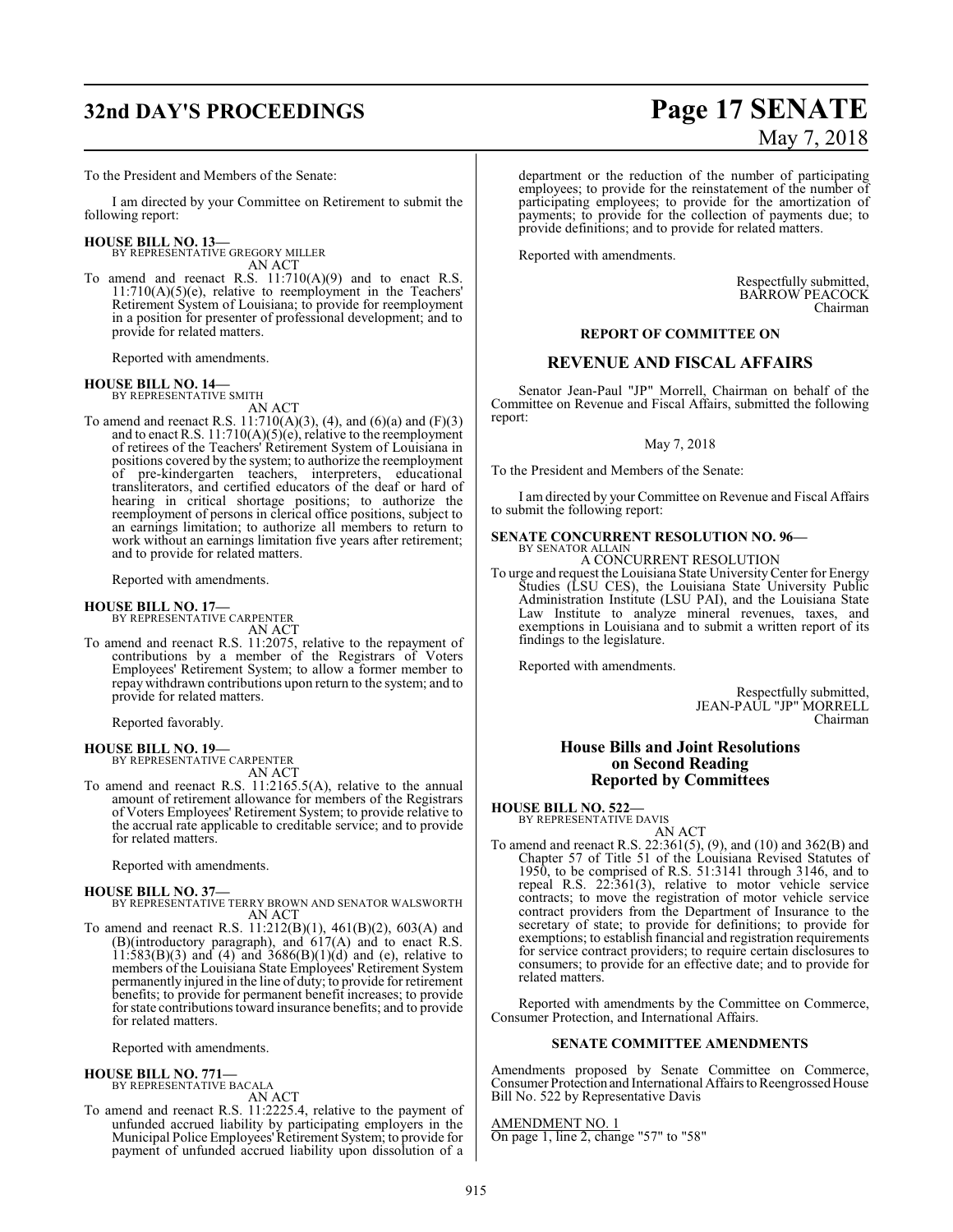To the President and Members of the Senate:

I am directed by your Committee on Retirement to submit the following report:

**HOUSE BILL NO. 13—**
BY REPRESENTATIVE GREGORY MILLER
AN ACT

To amend and reenact R.S. 11:710(A)(9) and to enact R.S. 11:710(A)(5)(e), relative to reemployment in the Teachers' Retirement System of Louisiana; to provide for reemployment in a position for presenter of professional development; and to provide for related matters.

Reported with amendments.

**HOUSE BILL NO. 14—**
BY REPRESENTATIVE SMITH
AN ACT

To amend and reenact R.S. 11:710(A)(3), (4), and (6)(a) and (F)(3) and to enact R.S. 11:710(A)(5)(e), relative to the reemployment of retirees of the Teachers' Retirement System of Louisiana in positions covered by the system; to authorize the reemployment of pre-kindergarten teachers, interpreters, educational transliterators, and certified educators of the deaf or hard of hearing in critical shortage positions; to authorize the reemployment of persons in clerical office positions, subject to an earnings limitation; to authorize all members to return to work without an earnings limitation five years after retirement; and to provide for related matters.

Reported with amendments.

**HOUSE BILL NO. 17—**
BY REPRESENTATIVE CARPENTER
AN ACT

To amend and reenact R.S. 11:2075, relative to the repayment of contributions by a member of the Registrars of Voters Employees' Retirement System; to allow a former member to repay withdrawn contributions upon return to the system; and to provide for related matters.

Reported favorably.

**HOUSE BILL NO. 19—**
BY REPRESENTATIVE CARPENTER
AN ACT

To amend and reenact R.S. 11:2165.5(A), relative to the annual amount of retirement allowance for members of the Registrars of Voters Employees' Retirement System; to provide relative to the accrual rate applicable to creditable service; and to provide for related matters.

Reported with amendments.

**HOUSE BILL NO. 37—**
BY REPRESENTATIVE TERRY BROWN AND SENATOR WALSWORTH
AN ACT

To amend and reenact R.S. 11:212(B)(1), 461(B)(2), 603(A) and (B)(introductory paragraph), and 617(A) and to enact R.S. 11:583(B)(3) and (4) and 3686(B)(1)(d) and (e), relative to members of the Louisiana State Employees' Retirement System permanently injured in the line of duty; to provide for retirement benefits; to provide for permanent benefit increases; to provide for state contributions toward insurance benefits; and to provide for related matters.

Reported with amendments.

**HOUSE BILL NO. 771—**
BY REPRESENTATIVE BACALA
AN ACT

To amend and reenact R.S. 11:2225.4, relative to the payment of unfunded accrued liability by participating employers in the Municipal Police Employees' Retirement System; to provide for payment of unfunded accrued liability upon dissolution of a department or the reduction of the number of participating employees; to provide for the reinstatement of the number of participating employees; to provide for the amortization of payments; to provide for the collection of payments due; to provide definitions; and to provide for related matters.

Reported with amendments.

Respectfully submitted,
BARROW PEACOCK
Chairman

## REPORT OF COMMITTEE ON

## REVENUE AND FISCAL AFFAIRS

Senator Jean-Paul "JP" Morrell, Chairman on behalf of the Committee on Revenue and Fiscal Affairs, submitted the following report:

May 7, 2018

To the President and Members of the Senate:

I am directed by your Committee on Revenue and Fiscal Affairs to submit the following report:

**SENATE CONCURRENT RESOLUTION NO. 96—**
BY SENATOR ALLAIN
A CONCURRENT RESOLUTION

To urge and request the Louisiana State University Center for Energy Studies (LSU CES), the Louisiana State University Public Administration Institute (LSU PAI), and the Louisiana State Law Institute to analyze mineral revenues, taxes, and exemptions in Louisiana and to submit a written report of its findings to the legislature.

Reported with amendments.

Respectfully submitted,
JEAN-PAUL "JP" MORRELL
Chairman

## House Bills and Joint Resolutions on Second Reading Reported by Committees

**HOUSE BILL NO. 522—**
BY REPRESENTATIVE DAVIS
AN ACT

To amend and reenact R.S. 22:361(5), (9), and (10) and 362(B) and Chapter 57 of Title 51 of the Louisiana Revised Statutes of 1950, to be comprised of R.S. 51:3141 through 3146, and to repeal R.S. 22:361(3), relative to motor vehicle service contracts; to move the registration of motor vehicle service contract providers from the Department of Insurance to the secretary of state; to provide for definitions; to provide for exemptions; to establish financial and registration requirements for service contract providers; to require certain disclosures to consumers; to provide for an effective date; and to provide for related matters.

Reported with amendments by the Committee on Commerce, Consumer Protection, and International Affairs.

### SENATE COMMITTEE AMENDMENTS

Amendments proposed by Senate Committee on Commerce, Consumer Protection and International Affairs to Reengrossed House Bill No. 522 by Representative Davis

AMENDMENT NO. 1
On page 1, line 2, change "57" to "58"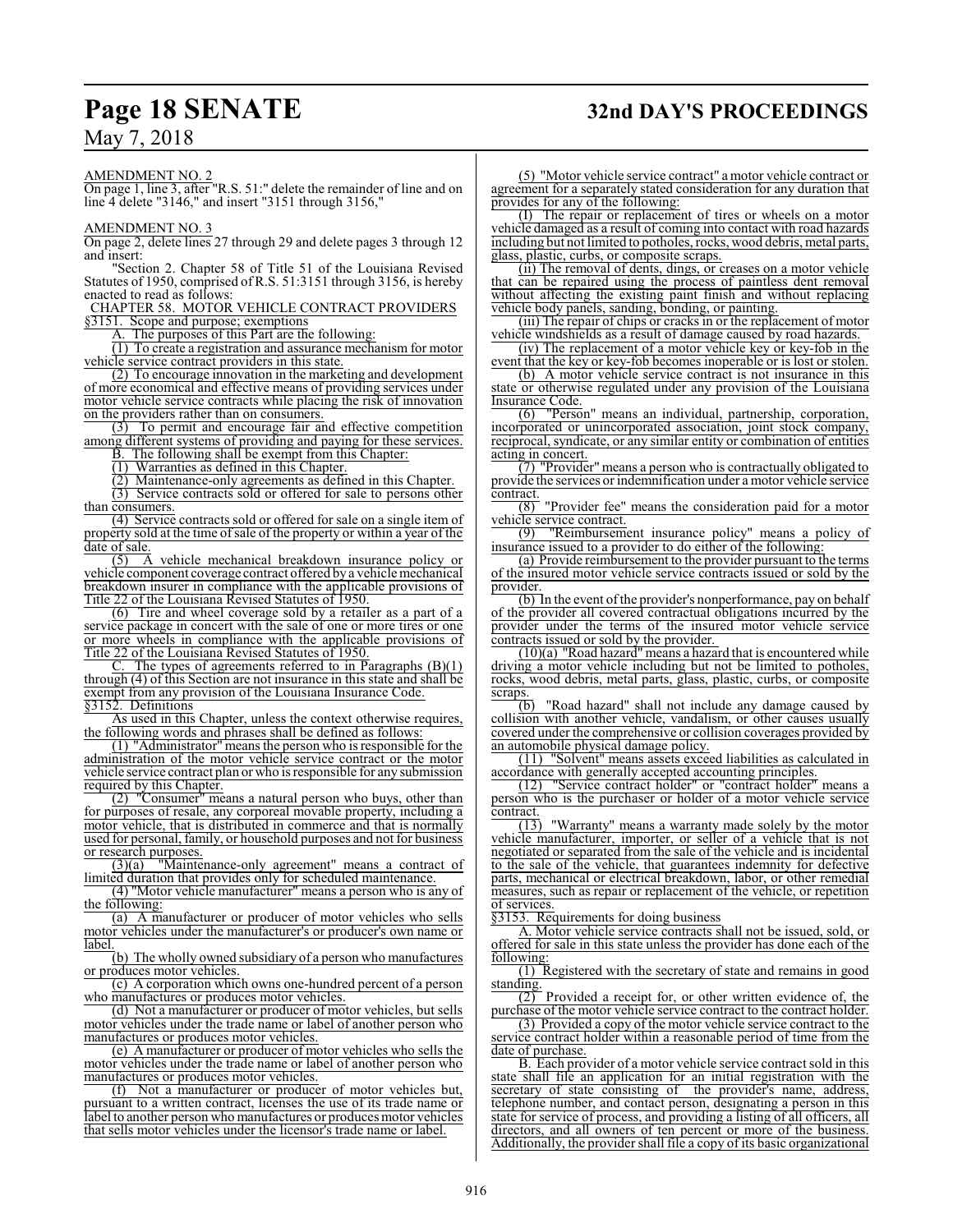AMENDMENT NO. 2

On page 1, line 3, after "R.S. 51:" delete the remainder of line and on line 4 delete "3146," and insert "3151 through 3156,"

AMENDMENT NO. 3

On page 2, delete lines 27 through 29 and delete pages 3 through 12 and insert:

"Section 2. Chapter 58 of Title 51 of the Louisiana Revised Statutes of 1950, comprised of R.S. 51:3151 through 3156, is hereby enacted to read as follows:

CHAPTER 58. MOTOR VEHICLE CONTRACT PROVIDERS

§3151. Scope and purpose; exemptions

A. The purposes of this Part are the following:

(1) To create a registration and assurance mechanism for motor vehicle service contract providers in this state.

(2) To encourage innovation in the marketing and development of more economical and effective means of providing services under motor vehicle service contracts while placing the risk of innovation on the providers rather than on consumers.

(3) To permit and encourage fair and effective competition among different systems of providing and paying for these services.

B. The following shall be exempt from this Chapter:

(1) Warranties as defined in this Chapter.

(2) Maintenance-only agreements as defined in this Chapter.

(3) Service contracts sold or offered for sale to persons other than consumers.

(4) Service contracts sold or offered for sale on a single item of property sold at the time of sale of the property or within a year of the date of sale.

(5) A vehicle mechanical breakdown insurance policy or vehicle component coverage contract offered by a vehicle mechanical breakdown insurer in compliance with the applicable provisions of Title 22 of the Louisiana Revised Statutes of 1950.

(6) Tire and wheel coverage sold by a retailer as a part of a service package in concert with the sale of one or more tires or one or more wheels in compliance with the applicable provisions of Title 22 of the Louisiana Revised Statutes of 1950.

C. The types of agreements referred to in Paragraphs (B)(1) through (4) of this Section are not insurance in this state and shall be exempt from any provision of the Louisiana Insurance Code.

§3152. Definitions

As used in this Chapter, unless the context otherwise requires, the following words and phrases shall be defined as follows:

(1) "Administrator" means the person who is responsible for the administration of the motor vehicle service contract or the motor vehicle service contract plan or who is responsible for any submission required by this Chapter.

(2) "Consumer" means a natural person who buys, other than for purposes of resale, any corporeal movable property, including a motor vehicle, that is distributed in commerce and that is normally used for personal, family, or household purposes and not for business or research purposes.

(3)(a) "Maintenance-only agreement" means a contract of limited duration that provides only for scheduled maintenance.

(4) "Motor vehicle manufacturer" means a person who is any of the following:

(a) A manufacturer or producer of motor vehicles who sells motor vehicles under the manufacturer's or producer's own name or label.

(b) The wholly owned subsidiary of a person who manufactures or produces motor vehicles.

(c) A corporation which owns one-hundred percent of a person who manufactures or produces motor vehicles.

(d) Not a manufacturer or producer of motor vehicles, but sells motor vehicles under the trade name or label of another person who manufactures or produces motor vehicles.

(e) A manufacturer or producer of motor vehicles who sells the motor vehicles under the trade name or label of another person who manufactures or produces motor vehicles.

(f) Not a manufacturer or producer of motor vehicles but, pursuant to a written contract, licenses the use of its trade name or label to another person who manufactures or produces motor vehicles that sells motor vehicles under the licensor's trade name or label.

(5) "Motor vehicle service contract" a motor vehicle contract or agreement for a separately stated consideration for any duration that provides for any of the following:

(I) The repair or replacement of tires or wheels on a motor vehicle damaged as a result of coming into contact with road hazards including but not limited to potholes, rocks, wood debris, metal parts, glass, plastic, curbs, or composite scraps.

(ii) The removal of dents, dings, or creases on a motor vehicle that can be repaired using the process of paintless dent removal without affecting the existing paint finish and without replacing vehicle body panels, sanding, bonding, or painting.

(iii) The repair of chips or cracks in or the replacement of motor vehicle windshields as a result of damage caused by road hazards.

(iv) The replacement of a motor vehicle key or key-fob in the event that the key or key-fob becomes inoperable or is lost or stolen.

(b) A motor vehicle service contract is not insurance in this state or otherwise regulated under any provision of the Louisiana Insurance Code.

(6) "Person" means an individual, partnership, corporation, incorporated or unincorporated association, joint stock company, reciprocal, syndicate, or any similar entity or combination of entities acting in concert.

(7) "Provider" means a person who is contractually obligated to provide the services or indemnification under a motor vehicle service contract.

(8) "Provider fee" means the consideration paid for a motor vehicle service contract.

(9) "Reimbursement insurance policy" means a policy of insurance issued to a provider to do either of the following:

(a) Provide reimbursement to the provider pursuant to the terms of the insured motor vehicle service contracts issued or sold by the provider.

(b) In the event of the provider's nonperformance, pay on behalf of the provider all covered contractual obligations incurred by the provider under the terms of the insured motor vehicle service contracts issued or sold by the provider.

(10)(a) "Road hazard" means a hazard that is encountered while driving a motor vehicle including but not be limited to potholes, rocks, wood debris, metal parts, glass, plastic, curbs, or composite scraps.

(b) "Road hazard" shall not include any damage caused by collision with another vehicle, vandalism, or other causes usually covered under the comprehensive or collision coverages provided by an automobile physical damage policy.

(11) "Solvent" means assets exceed liabilities as calculated in accordance with generally accepted accounting principles.

(12) "Service contract holder" or "contract holder" means a person who is the purchaser or holder of a motor vehicle service contract.

(13) "Warranty" means a warranty made solely by the motor vehicle manufacturer, importer, or seller of a vehicle that is not negotiated or separated from the sale of the vehicle and is incidental to the sale of the vehicle, that guarantees indemnity for defective parts, mechanical or electrical breakdown, labor, or other remedial measures, such as repair or replacement of the vehicle, or repetition of services.

§3153. Requirements for doing business

A. Motor vehicle service contracts shall not be issued, sold, or offered for sale in this state unless the provider has done each of the following:

(1) Registered with the secretary of state and remains in good standing.

(2) Provided a receipt for, or other written evidence of, the purchase of the motor vehicle service contract to the contract holder.

(3) Provided a copy of the motor vehicle service contract to the service contract holder within a reasonable period of time from the date of purchase.

B. Each provider of a motor vehicle service contract sold in this state shall file an application for an initial registration with the secretary of state consisting of the provider's name, address, telephone number, and contact person, designating a person in this state for service of process, and providing a listing of all officers, all directors, and all owners of ten percent or more of the business. Additionally, the provider shall file a copy of its basic organizational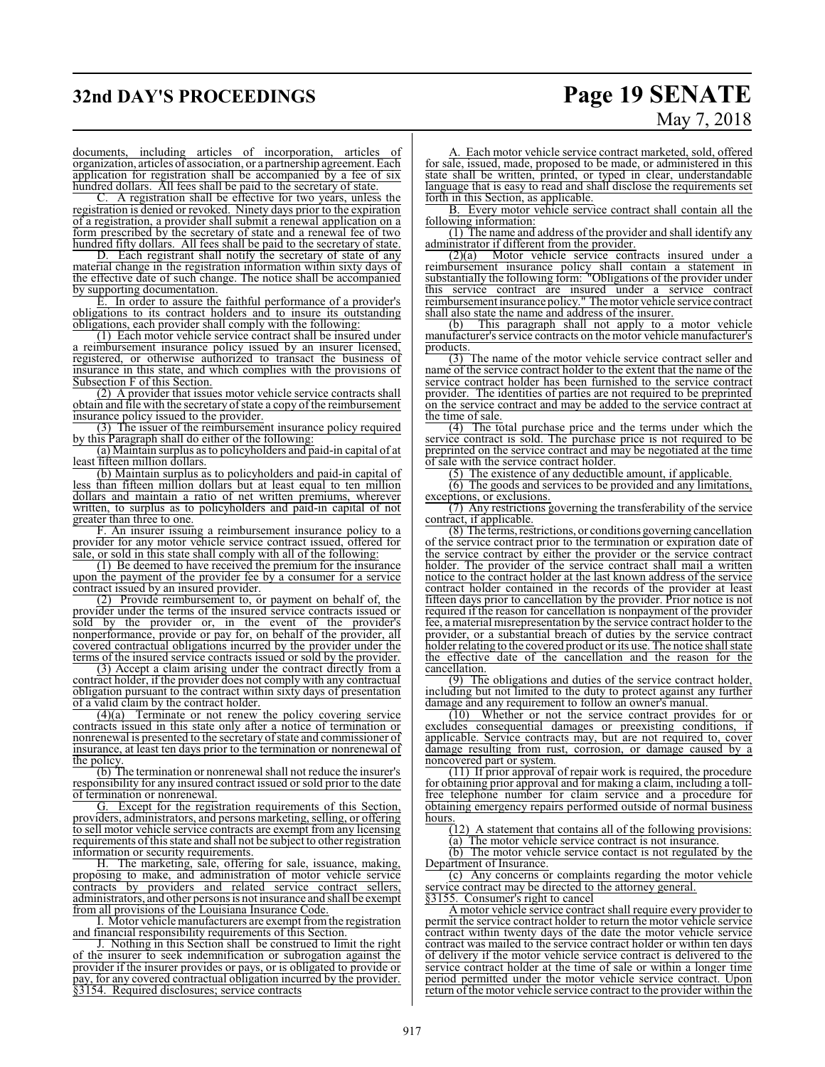documents, including articles of incorporation, articles of organization, articles of association, or a partnership agreement. Each application for registration shall be accompanied by a fee of six hundred dollars. All fees shall be paid to the secretary of state.

C. A registration shall be effective for two years, unless the registration is denied or revoked. Ninety days prior to the expiration of a registration, a provider shall submit a renewal application on a form prescribed by the secretary of state and a renewal fee of two hundred fifty dollars. All fees shall be paid to the secretary of state.

D. Each registrant shall notify the secretary of state of any material change in the registration information within sixty days of the effective date of such change. The notice shall be accompanied by supporting documentation.

E. In order to assure the faithful performance of a provider's obligations to its contract holders and to insure its outstanding obligations, each provider shall comply with the following:

(1) Each motor vehicle service contract shall be insured under a reimbursement insurance policy issued by an insurer licensed, registered, or otherwise authorized to transact the business of insurance in this state, and which complies with the provisions of Subsection F of this Section.

(2) A provider that issues motor vehicle service contracts shall obtain and file with the secretary of state a copy of the reimbursement insurance policy issued to the provider.

(3) The issuer of the reimbursement insurance policy required by this Paragraph shall do either of the following:

(a) Maintain surplus as to policyholders and paid-in capital of at least fifteen million dollars.

(b) Maintain surplus as to policyholders and paid-in capital of less than fifteen million dollars but at least equal to ten million dollars and maintain a ratio of net written premiums, wherever written, to surplus as to policyholders and paid-in capital of not greater than three to one.

F. An insurer issuing a reimbursement insurance policy to a provider for any motor vehicle service contract issued, offered for sale, or sold in this state shall comply with all of the following:

(1) Be deemed to have received the premium for the insurance upon the payment of the provider fee by a consumer for a service contract issued by an insured provider.

(2) Provide reimbursement to, or payment on behalf of, the provider under the terms of the insured service contracts issued or sold by the provider or, in the event of the provider's nonperformance, provide or pay for, on behalf of the provider, all covered contractual obligations incurred by the provider under the terms of the insured service contracts issued or sold by the provider.

(3) Accept a claim arising under the contract directly from a contract holder, if the provider does not comply with any contractual obligation pursuant to the contract within sixty days of presentation of a valid claim by the contract holder.

(4)(a) Terminate or not renew the policy covering service contracts issued in this state only after a notice of termination or nonrenewal is presented to the secretary of state and commissioner of insurance, at least ten days prior to the termination or nonrenewal of the policy.

(b) The termination or nonrenewal shall not reduce the insurer's responsibility for any insured contract issued or sold prior to the date of termination or nonrenewal.

G. Except for the registration requirements of this Section, providers, administrators, and persons marketing, selling, or offering to sell motor vehicle service contracts are exempt from any licensing requirements of this state and shall not be subject to other registration information or security requirements.

H. The marketing, sale, offering for sale, issuance, making, proposing to make, and administration of motor vehicle service contracts by providers and related service contract sellers, administrators, and other persons is not insurance and shall be exempt from all provisions of the Louisiana Insurance Code.

I. Motor vehicle manufacturers are exempt from the registration and financial responsibility requirements of this Section.

J. Nothing in this Section shall be construed to limit the right of the insurer to seek indemnification or subrogation against the provider if the insurer provides or pays, or is obligated to provide or pay, for any covered contractual obligation incurred by the provider.

§3154. Required disclosures; service contracts

A. Each motor vehicle service contract marketed, sold, offered for sale, issued, made, proposed to be made, or administered in this state shall be written, printed, or typed in clear, understandable language that is easy to read and shall disclose the requirements set forth in this Section, as applicable.

B. Every motor vehicle service contract shall contain all the following information:

(1) The name and address of the provider and shall identify any administrator if different from the provider.

(2)(a) Motor vehicle service contracts insured under a reimbursement insurance policy shall contain a statement in substantially the following form: "Obligations of the provider under this service contract are insured under a service contract reimbursement insurance policy." The motor vehicle service contract shall also state the name and address of the insurer.

(b) This paragraph shall not apply to a motor vehicle manufacturer's service contracts on the motor vehicle manufacturer's products.

(3) The name of the motor vehicle service contract seller and name of the service contract holder to the extent that the name of the service contract holder has been furnished to the service contract provider. The identities of parties are not required to be preprinted on the service contract and may be added to the service contract at the time of sale.

(4) The total purchase price and the terms under which the service contract is sold. The purchase price is not required to be preprinted on the service contract and may be negotiated at the time of sale with the service contract holder.

(5) The existence of any deductible amount, if applicable.

(6) The goods and services to be provided and any limitations, exceptions, or exclusions.

(7) Any restrictions governing the transferability of the service contract, if applicable.

(8) The terms, restrictions, or conditions governing cancellation of the service contract prior to the termination or expiration date of the service contract by either the provider or the service contract holder. The provider of the service contract shall mail a written notice to the contract holder at the last known address of the service contract holder contained in the records of the provider at least fifteen days prior to cancellation by the provider. Prior notice is not required if the reason for cancellation is nonpayment of the provider fee, a material misrepresentation by the service contract holder to the provider, or a substantial breach of duties by the service contract holder relating to the covered product or its use. The notice shall state the effective date of the cancellation and the reason for the cancellation.

(9) The obligations and duties of the service contract holder, including but not limited to the duty to protect against any further damage and any requirement to follow an owner's manual.

(10) Whether or not the service contract provides for or excludes consequential damages or preexisting conditions, if applicable. Service contracts may, but are not required to, cover damage resulting from rust, corrosion, or damage caused by a noncovered part or system.

(11) If prior approval of repair work is required, the procedure for obtaining prior approval and for making a claim, including a toll-free telephone number for claim service and a procedure for obtaining emergency repairs performed outside of normal business hours.

(12) A statement that contains all of the following provisions:

(a) The motor vehicle service contract is not insurance.

(b) The motor vehicle service contact is not regulated by the Department of Insurance.

(c) Any concerns or complaints regarding the motor vehicle service contract may be directed to the attorney general.

§3155. Consumer's right to cancel

A motor vehicle service contract shall require every provider to permit the service contract holder to return the motor vehicle service contract within twenty days of the date the motor vehicle service contract was mailed to the service contract holder or within ten days of delivery if the motor vehicle service contract is delivered to the service contract holder at the time of sale or within a longer time period permitted under the motor vehicle service contract. Upon return of the motor vehicle service contract to the provider within the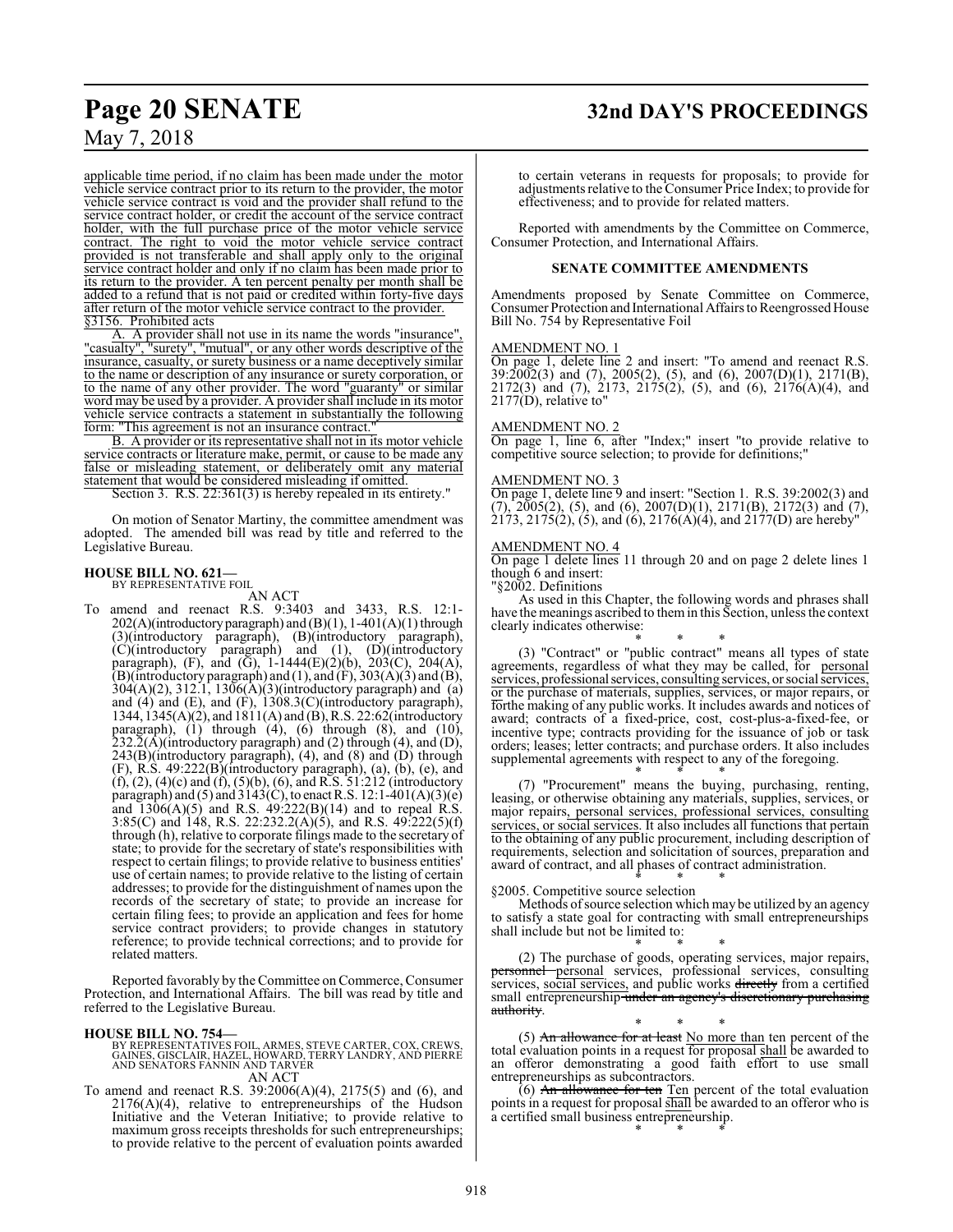applicable time period, if no claim has been made under the motor vehicle service contract prior to its return to the provider, the motor vehicle service contract is void and the provider shall refund to the service contract holder, or credit the account of the service contract holder, with the full purchase price of the motor vehicle service contract. The right to void the motor vehicle service contract provided is not transferable and shall apply only to the original service contract holder and only if no claim has been made prior to its return to the provider. A ten percent penalty per month shall be added to a refund that is not paid or credited within forty-five days after return of the motor vehicle service contract to the provider.

§3156. Prohibited acts

A. A provider shall not use in its name the words "insurance", "casualty", "surety", "mutual", or any other words descriptive of the insurance, casualty, or surety business or a name deceptively similar to the name or description of any insurance or surety corporation, or to the name of any other provider. The word "guaranty" or similar word may be used by a provider. A provider shall include in its motor vehicle service contracts a statement in substantially the following form: "This agreement is not an insurance contract."

B. A provider or its representative shall not in its motor vehicle service contracts or literature make, permit, or cause to be made any false or misleading statement, or deliberately omit any material statement that would be considered misleading if omitted.

Section 3. R.S. 22:361(3) is hereby repealed in its entirety."

On motion of Senator Martiny, the committee amendment was adopted. The amended bill was read by title and referred to the Legislative Bureau.

**HOUSE BILL NO. 621—**
BY REPRESENTATIVE FOIL
AN ACT

To amend and reenact R.S. 9:3403 and 3433, R.S. 12:1-202(A)(introductory paragraph) and (B)(1), 1-401(A)(1) through (3)(introductory paragraph), (B)(introductory paragraph), (C)(introductory paragraph) and (1), (D)(introductory paragraph), (F), and (G), 1-1444(E)(2)(b), 203(C), 204(A), (B)(introductory paragraph) and (1), and (F), 303(A)(3) and (B), 304(A)(2), 312.1, 1306(A)(3)(introductory paragraph) and (a) and (4) and (E), and (F), 1308.3(C)(introductory paragraph), 1344, 1345(A)(2), and 1811(A) and (B), R.S. 22:62(introductory paragraph), (1) through (4), (6) through (8), and (10), 232.2(A)(introductory paragraph) and (2) through (4), and (D), 243(B)(introductory paragraph), (4), and (8) and (D) through (F), R.S. 49:222(B)(introductory paragraph), (a), (b), (e), and (f), (2), (4)(c) and (f), (5)(b), (6), and R.S. 51:212 (introductory paragraph) and (5) and 3143(C), to enact R.S. 12:1-401(A)(3)(e) and 1306(A)(5) and R.S. 49:222(B)(14) and to repeal R.S. 3:85(C) and 148, R.S. 22:232.2(A)(5), and R.S. 49:222(5)(f) through (h), relative to corporate filings made to the secretary of state; to provide for the secretary of state's responsibilities with respect to certain filings; to provide relative to business entities' use of certain names; to provide relative to the listing of certain addresses; to provide for the distinguishment of names upon the records of the secretary of state; to provide an increase for certain filing fees; to provide an application and fees for home service contract providers; to provide changes in statutory reference; to provide technical corrections; and to provide for related matters.

Reported favorably by the Committee on Commerce, Consumer Protection, and International Affairs. The bill was read by title and referred to the Legislative Bureau.

**HOUSE BILL NO. 754—**
BY REPRESENTATIVES FOIL, ARMES, STEVE CARTER, COX, CREWS, GAINES, GISCLAIR, HAZEL, HOWARD, TERRY LANDRY, AND PIERRE AND SENATORS FANNIN AND TARVER
AN ACT

To amend and reenact R.S. 39:2006(A)(4), 2175(5) and (6), and 2176(A)(4), relative to entrepreneurships of the Hudson Initiative and the Veteran Initiative; to provide relative to maximum gross receipts thresholds for such entrepreneurships; to provide relative to the percent of evaluation points awarded to certain veterans in requests for proposals; to provide for adjustments relative to the Consumer Price Index; to provide for effectiveness; and to provide for related matters.

Reported with amendments by the Committee on Commerce, Consumer Protection, and International Affairs.

**SENATE COMMITTEE AMENDMENTS**

Amendments proposed by Senate Committee on Commerce, Consumer Protection and International Affairs to Reengrossed House Bill No. 754 by Representative Foil

AMENDMENT NO. 1

On page 1, delete line 2 and insert: "To amend and reenact R.S. 39:2002(3) and (7), 2005(2), (5), and (6), 2007(D)(1), 2171(B), 2172(3) and (7), 2173, 2175(2), (5), and (6), 2176(A)(4), and 2177(D), relative to"

AMENDMENT NO. 2

On page 1, line 6, after "Index;" insert "to provide relative to competitive source selection; to provide for definitions;"

AMENDMENT NO. 3

On page 1, delete line 9 and insert: "Section 1. R.S. 39:2002(3) and (7), 2005(2), (5), and (6), 2007(D)(1), 2171(B), 2172(3) and (7), 2173, 2175(2), (5), and (6), 2176(A)(4), and 2177(D) are hereby"

AMENDMENT NO. 4

On page 1 delete lines 11 through 20 and on page 2 delete lines 1 though 6 and insert:

"§2002. Definitions

As used in this Chapter, the following words and phrases shall have the meanings ascribed to them in this Section, unless the context clearly indicates otherwise:

\* \* \*

(3) "Contract" or "public contract" means all types of state agreements, regardless of what they may be called, for personal services, professional services, consulting services, or social services, or the purchase of materials, supplies, services, or major repairs, or forthe making of any public works. It includes awards and notices of award; contracts of a fixed-price, cost, cost-plus-a-fixed-fee, or incentive type; contracts providing for the issuance of job or task orders; leases; letter contracts; and purchase orders. It also includes supplemental agreements with respect to any of the foregoing.

\* \* \*

(7) "Procurement" means the buying, purchasing, renting, leasing, or otherwise obtaining any materials, supplies, services, or major repairs, personal services, professional services, consulting services, or social services. It also includes all functions that pertain to the obtaining of any public procurement, including description of requirements, selection and solicitation of sources, preparation and award of contract, and all phases of contract administration.

\* \* \*

§2005. Competitive source selection

Methods of source selection which may be utilized by an agency to satisfy a state goal for contracting with small entrepreneurships shall include but not be limited to:

\* \* \*

(2) The purchase of goods, operating services, major repairs, ~~personnel~~ personal services, professional services, consulting services, social services, and public works ~~directly~~ from a certified small entrepreneurship ~~under an agency's discretionary purchasing authority~~.

\* \* \*

(5) ~~An allowance for at least~~ No more than ten percent of the total evaluation points in a request for proposal shall be awarded to an offeror demonstrating a good faith effort to use small entrepreneurships as subcontractors.

(6) ~~An allowance for ten~~ Ten percent of the total evaluation points in a request for proposal shall be awarded to an offeror who is a certified small business entrepreneurship.

\* \* \*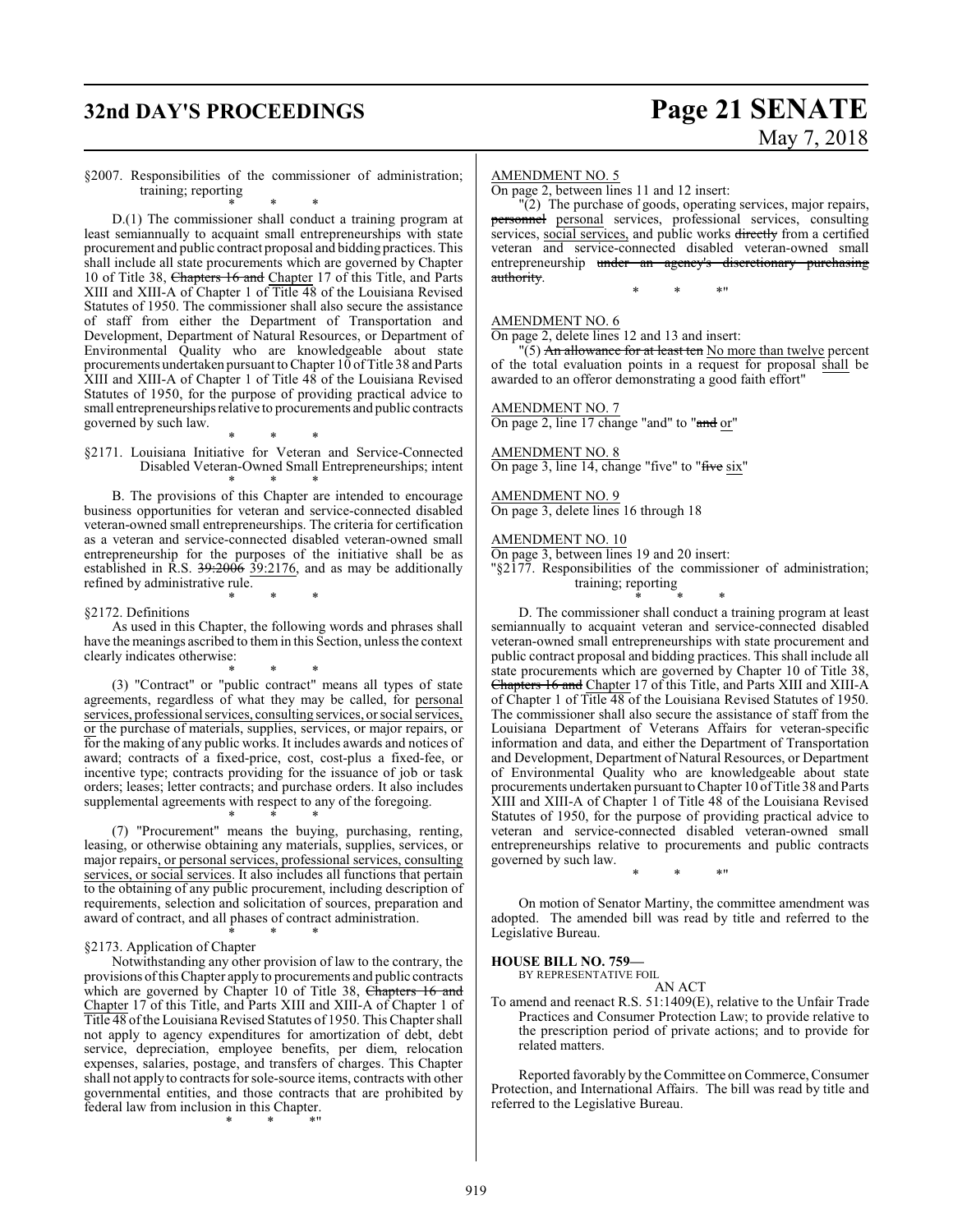§2007. Responsibilities of the commissioner of administration; training; reporting

\* \* \*

D.(1) The commissioner shall conduct a training program at least semiannually to acquaint small entrepreneurships with state procurement and public contract proposal and bidding practices. This shall include all state procurements which are governed by Chapter 10 of Title 38, ~~Chapters 16 and~~ Chapter 17 of this Title, and Parts XIII and XIII-A of Chapter 1 of Title 48 of the Louisiana Revised Statutes of 1950. The commissioner shall also secure the assistance of staff from either the Department of Transportation and Development, Department of Natural Resources, or Department of Environmental Quality who are knowledgeable about state procurements undertaken pursuant to Chapter 10 of Title 38 and Parts XIII and XIII-A of Chapter 1 of Title 48 of the Louisiana Revised Statutes of 1950, for the purpose of providing practical advice to small entrepreneurships relative to procurements and public contracts governed by such law.

\* \* \*

§2171. Louisiana Initiative for Veteran and Service-Connected Disabled Veteran-Owned Small Entrepreneurships; intent

\* \* \*

B. The provisions of this Chapter are intended to encourage business opportunities for veteran and service-connected disabled veteran-owned small entrepreneurships. The criteria for certification as a veteran and service-connected disabled veteran-owned small entrepreneurship for the purposes of the initiative shall be as established in R.S. ~~39:2006~~ 39:2176, and as may be additionally refined by administrative rule.

\* \* \*

§2172. Definitions

As used in this Chapter, the following words and phrases shall have the meanings ascribed to them in this Section, unless the context clearly indicates otherwise:

\* \* \*

(3) "Contract" or "public contract" means all types of state agreements, regardless of what they may be called, for personal services, professional services, consulting services, or social services, or the purchase of materials, supplies, services, or major repairs, or for the making of any public works. It includes awards and notices of award; contracts of a fixed-price, cost, cost-plus a fixed-fee, or incentive type; contracts providing for the issuance of job or task orders; leases; letter contracts; and purchase orders. It also includes supplemental agreements with respect to any of the foregoing.

\* \* \*

(7) "Procurement" means the buying, purchasing, renting, leasing, or otherwise obtaining any materials, supplies, services, or major repairs, or personal services, professional services, consulting services, or social services. It also includes all functions that pertain to the obtaining of any public procurement, including description of requirements, selection and solicitation of sources, preparation and award of contract, and all phases of contract administration.

\* \* \*

§2173. Application of Chapter

Notwithstanding any other provision of law to the contrary, the provisions of this Chapter apply to procurements and public contracts which are governed by Chapter 10 of Title 38, ~~Chapters 16 and~~ Chapter 17 of this Title, and Parts XIII and XIII-A of Chapter 1 of Title 48 of the Louisiana Revised Statutes of 1950. This Chapter shall not apply to agency expenditures for amortization of debt, debt service, depreciation, employee benefits, per diem, relocation expenses, salaries, postage, and transfers of charges. This Chapter shall not apply to contracts for sole-source items, contracts with other governmental entities, and those contracts that are prohibited by federal law from inclusion in this Chapter.

\* \* \*"

AMENDMENT NO. 5

On page 2, between lines 11 and 12 insert:

"(2) The purchase of goods, operating services, major repairs, ~~personnel~~ personal services, professional services, consulting services, social services, and public works ~~directly~~ from a certified veteran and service-connected disabled veteran-owned small entrepreneurship ~~under an agency's discretionary purchasing authority~~.

\* \* \*"

AMENDMENT NO. 6

On page 2, delete lines 12 and 13 and insert:

"(5) ~~An allowance for at least ten~~ No more than twelve percent of the total evaluation points in a request for proposal shall be awarded to an offeror demonstrating a good faith effort"

AMENDMENT NO. 7

On page 2, line 17 change "and" to "~~and~~ or"

AMENDMENT NO. 8

On page 3, line 14, change "five" to "~~five~~ six"

AMENDMENT NO. 9

On page 3, delete lines 16 through 18

AMENDMENT NO. 10

On page 3, between lines 19 and 20 insert:

"§2177. Responsibilities of the commissioner of administration; training; reporting

\* \* \*

D. The commissioner shall conduct a training program at least semiannually to acquaint veteran and service-connected disabled veteran-owned small entrepreneurships with state procurement and public contract proposal and bidding practices. This shall include all state procurements which are governed by Chapter 10 of Title 38, ~~Chapters 16 and~~ Chapter 17 of this Title, and Parts XIII and XIII-A of Chapter 1 of Title 48 of the Louisiana Revised Statutes of 1950. The commissioner shall also secure the assistance of staff from the Louisiana Department of Veterans Affairs for veteran-specific information and data, and either the Department of Transportation and Development, Department of Natural Resources, or Department of Environmental Quality who are knowledgeable about state procurements undertaken pursuant to Chapter 10 of Title 38 and Parts XIII and XIII-A of Chapter 1 of Title 48 of the Louisiana Revised Statutes of 1950, for the purpose of providing practical advice to veteran and service-connected disabled veteran-owned small entrepreneurships relative to procurements and public contracts governed by such law.

\* \* \*"

On motion of Senator Martiny, the committee amendment was adopted. The amended bill was read by title and referred to the Legislative Bureau.

**HOUSE BILL NO. 759—**

BY REPRESENTATIVE FOIL

AN ACT

To amend and reenact R.S. 51:1409(E), relative to the Unfair Trade Practices and Consumer Protection Law; to provide relative to the prescription period of private actions; and to provide for related matters.

Reported favorably by the Committee on Commerce, Consumer Protection, and International Affairs. The bill was read by title and referred to the Legislative Bureau.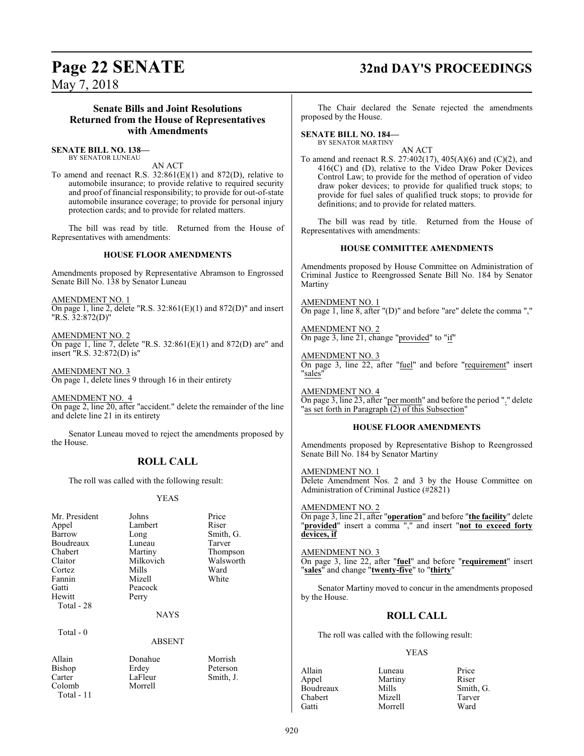### Senate Bills and Joint Resolutions Returned from the House of Representatives with Amendments

**SENATE BILL NO. 138—**
BY SENATOR LUNEAU

AN ACT

To amend and reenact R.S. 32:861(E)(1) and 872(D), relative to automobile insurance; to provide relative to required security and proof of financial responsibility; to provide for out-of-state automobile insurance coverage; to provide for personal injury protection cards; and to provide for related matters.

The bill was read by title. Returned from the House of Representatives with amendments:

**HOUSE FLOOR AMENDMENTS**

Amendments proposed by Representative Abramson to Engrossed Senate Bill No. 138 by Senator Luneau

AMENDMENT NO. 1
On page 1, line 2, delete "R.S. 32:861(E)(1) and 872(D)" and insert "R.S. 32:872(D)"

AMENDMENT NO. 2
On page 1, line 7, delete "R.S. 32:861(E)(1) and 872(D) are" and insert "R.S. 32:872(D) is"

AMENDMENT NO. 3
On page 1, delete lines 9 through 16 in their entirety

AMENDMENT NO. 4
On page 2, line 20, after "accident." delete the remainder of the line and delete line 21 in its entirety

Senator Luneau moved to reject the amendments proposed by the House.

## ROLL CALL

The roll was called with the following result:

YEAS

| | | |
|---|---|---|
| Mr. President | Johns | Price |
| Appel | Lambert | Riser |
| Barrow | Long | Smith, G. |
| Boudreaux | Luneau | Tarver |
| Chabert | Martiny | Thompson |
| Claitor | Milkovich | Walsworth |
| Cortez | Mills | Ward |
| Fannin | Mizell | White |
| Gatti | Peacock | |
| Hewitt | Perry | |

Total - 28

NAYS

Total - 0

ABSENT

| | | |
|---|---|---|
| Allain | Donahue | Morrish |
| Bishop | Erdey | Peterson |
| Carter | LaFleur | Smith, J. |
| Colomb | Morrell | |

Total - 11

The Chair declared the Senate rejected the amendments proposed by the House.

**SENATE BILL NO. 184—**
BY SENATOR MARTINY

AN ACT

To amend and reenact R.S. 27:402(17), 405(A)(6) and (C)(2), and 416(C) and (D), relative to the Video Draw Poker Devices Control Law; to provide for the method of operation of video draw poker devices; to provide for qualified truck stops; to provide for fuel sales of qualified truck stops; to provide for definitions; and to provide for related matters.

The bill was read by title. Returned from the House of Representatives with amendments:

**HOUSE COMMITTEE AMENDMENTS**

Amendments proposed by House Committee on Administration of Criminal Justice to Reengrossed Senate Bill No. 184 by Senator Martiny

AMENDMENT NO. 1
On page 1, line 8, after "(D)" and before "are" delete the comma ","

AMENDMENT NO. 2
On page 3, line 21, change "provided" to "if"

AMENDMENT NO. 3
On page 3, line 22, after "fuel" and before "requirement" insert "sales"

AMENDMENT NO. 4
On page 3, line 23, after "per month" and before the period "." delete "as set forth in Paragraph (2) of this Subsection"

**HOUSE FLOOR AMENDMENTS**

Amendments proposed by Representative Bishop to Reengrossed Senate Bill No. 184 by Senator Martiny

AMENDMENT NO. 1
Delete Amendment Nos. 2 and 3 by the House Committee on Administration of Criminal Justice (#2821)

AMENDMENT NO. 2
On page 3, line 21, after "**operation**" and before "**the facility**" delete "**provided**" insert a comma "," and insert "**not to exceed forty devices, if**"

AMENDMENT NO. 3
On page 3, line 22, after "**fuel**" and before "**requirement**" insert "**sales**" and change "**twenty-five**" to "**thirty**"

Senator Martiny moved to concur in the amendments proposed by the House.

## ROLL CALL

The roll was called with the following result:

YEAS

| | | |
|---|---|---|
| Allain | Luneau | Price |
| Appel | Martiny | Riser |
| Boudreaux | Mills | Smith, G. |
| Chabert | Mizell | Tarver |
| Gatti | Morrell | Ward |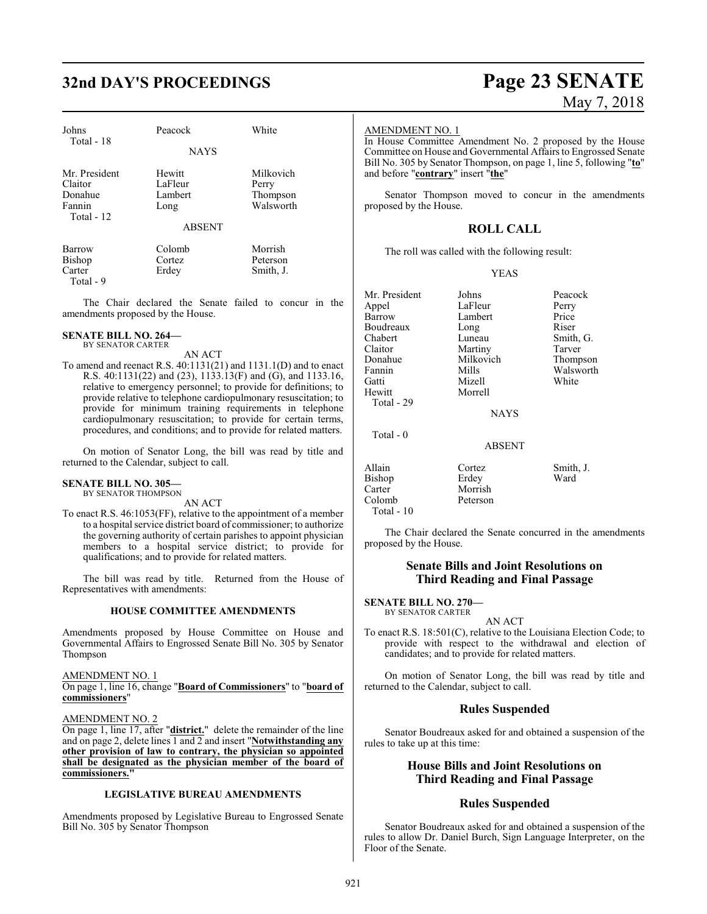| Johns | Peacock | White |
|---|---|---|
| Total - 18 | | |

NAYS

| | | |
|---|---|---|
| Mr. President | Hewitt | Milkovich |
| Claitor | LaFleur | Perry |
| Donahue | Lambert | Thompson |
| Fannin | Long | Walsworth |
| Total - 12 | | |

ABSENT

| | | |
|---|---|---|
| Barrow | Colomb | Morrish |
| Bishop | Cortez | Peterson |
| Carter | Erdey | Smith, J. |
| Total - 9 | | |

The Chair declared the Senate failed to concur in the amendments proposed by the House.

**SENATE BILL NO. 264—**
BY SENATOR CARTER

AN ACT

To amend and reenact R.S. 40:1131(21) and 1131.1(D) and to enact R.S. 40:1131(22) and (23), 1133.13(F) and (G), and 1133.16, relative to emergency personnel; to provide for definitions; to provide relative to telephone cardiopulmonary resuscitation; to provide for minimum training requirements in telephone cardiopulmonary resuscitation; to provide for certain terms, procedures, and conditions; and to provide for related matters.

On motion of Senator Long, the bill was read by title and returned to the Calendar, subject to call.

**SENATE BILL NO. 305—**
BY SENATOR THOMPSON

AN ACT

To enact R.S. 46:1053(FF), relative to the appointment of a member to a hospital service district board of commissioner; to authorize the governing authority of certain parishes to appoint physician members to a hospital service district; to provide for qualifications; and to provide for related matters.

The bill was read by title. Returned from the House of Representatives with amendments:

**HOUSE COMMITTEE AMENDMENTS**

Amendments proposed by House Committee on House and Governmental Affairs to Engrossed Senate Bill No. 305 by Senator Thompson

AMENDMENT NO. 1
On page 1, line 16, change "**Board of Commissioners**" to "**board of commissioners**"

AMENDMENT NO. 2
On page 1, line 17, after "**district.**" delete the remainder of the line and on page 2, delete lines 1 and 2 and insert "**Notwithstanding any other provision of law to contrary, the physician so appointed shall be designated as the physician member of the board of commissioners.**"

**LEGISLATIVE BUREAU AMENDMENTS**

Amendments proposed by Legislative Bureau to Engrossed Senate Bill No. 305 by Senator Thompson

AMENDMENT NO. 1
In House Committee Amendment No. 2 proposed by the House Committee on House and Governmental Affairs to Engrossed Senate Bill No. 305 by Senator Thompson, on page 1, line 5, following "**to**" and before "**contrary**" insert "**the**"

Senator Thompson moved to concur in the amendments proposed by the House.

## ROLL CALL

The roll was called with the following result:

YEAS

| | | |
|---|---|---|
| Mr. President | Johns | Peacock |
| Appel | LaFleur | Perry |
| Barrow | Lambert | Price |
| Boudreaux | Long | Riser |
| Chabert | Luneau | Smith, G. |
| Claitor | Martiny | Tarver |
| Donahue | Milkovich | Thompson |
| Fannin | Mills | Walsworth |
| Gatti | Mizell | White |
| Hewitt | Morrell | |
| Total - 29 | | |

NAYS

Total - 0

ABSENT

| | | |
|---|---|---|
| Allain | Cortez | Smith, J. |
| Bishop | Erdey | Ward |
| Carter | Morrish | |
| Colomb | Peterson | |
| Total - 10 | | |

The Chair declared the Senate concurred in the amendments proposed by the House.

## Senate Bills and Joint Resolutions on Third Reading and Final Passage

**SENATE BILL NO. 270—**
BY SENATOR CARTER

AN ACT

To enact R.S. 18:501(C), relative to the Louisiana Election Code; to provide with respect to the withdrawal and election of candidates; and to provide for related matters.

On motion of Senator Long, the bill was read by title and returned to the Calendar, subject to call.

## Rules Suspended

Senator Boudreaux asked for and obtained a suspension of the rules to take up at this time:

## House Bills and Joint Resolutions on Third Reading and Final Passage

## Rules Suspended

Senator Boudreaux asked for and obtained a suspension of the rules to allow Dr. Daniel Burch, Sign Language Interpreter, on the Floor of the Senate.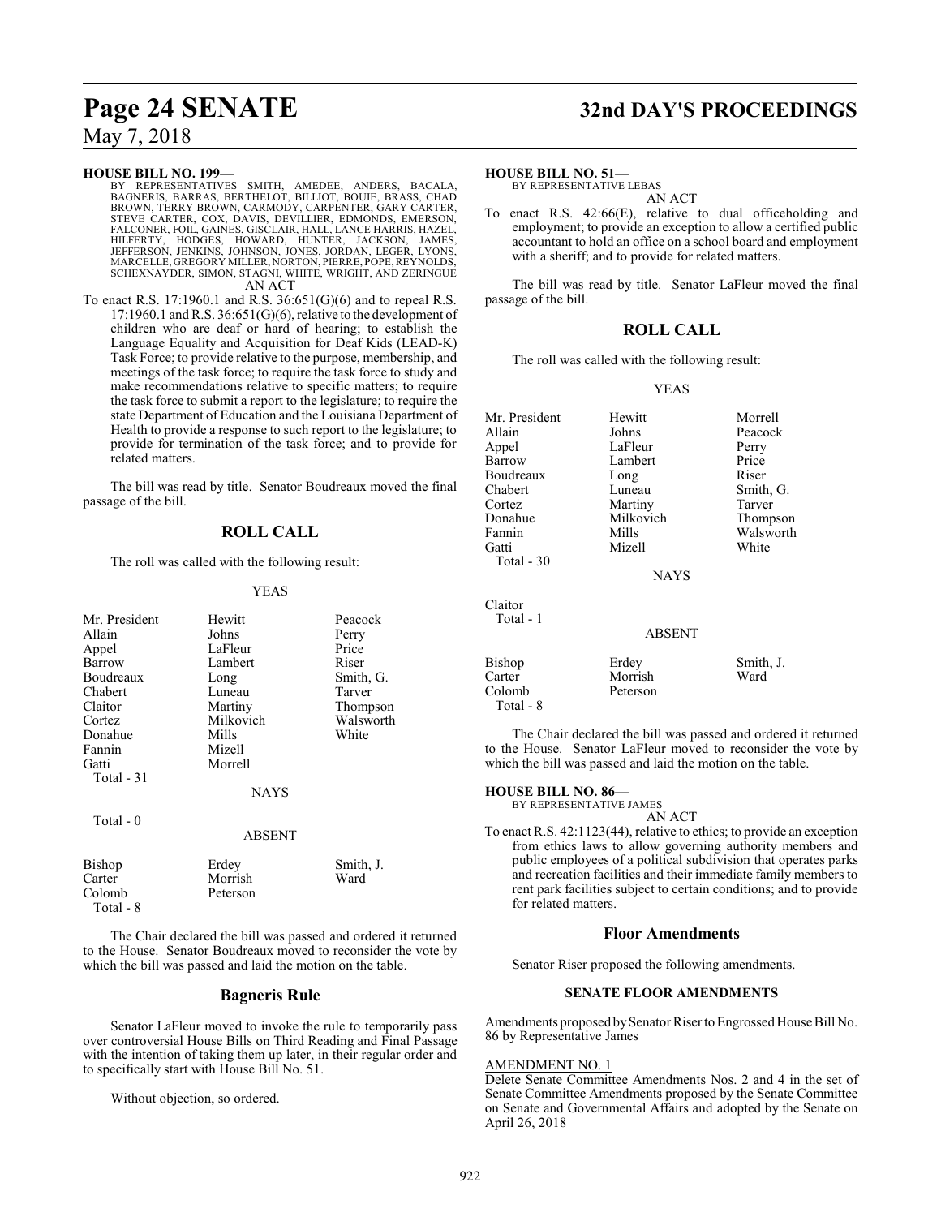**HOUSE BILL NO. 199—**

BY REPRESENTATIVES SMITH, AMEDEE, ANDERS, BACALA, BAGNERIS, BARRAS, BERTHELOT, BILLIOT, BOUIE, BRASS, CHAD BROWN, TERRY BROWN, CARMODY, CARPENTER, GARY CARTER, STEVE CARTER, COX, DAVIS, DEVILLIER, EDMONDS, EMERSON, FALCONER, FOIL, GAINES, GISCLAIR, HALL, LANCE HARRIS, HAZEL, HILFERTY, HODGES, HOWARD, HUNTER, JACKSON, JAMES, JEFFERSON, JENKINS, JOHNSON, JONES, JORDAN, LEGER, LYONS, MARCELLE, GREGORY MILLER, NORTON, PIERRE, POPE, REYNOLDS, SCHEXNAYDER, SIMON, STAGNI, WHITE, WRIGHT, AND ZERINGUE

AN ACT

To enact R.S. 17:1960.1 and R.S. 36:651(G)(6) and to repeal R.S. 17:1960.1 and R.S. 36:651(G)(6), relative to the development of children who are deaf or hard of hearing; to establish the Language Equality and Acquisition for Deaf Kids (LEAD-K) Task Force; to provide relative to the purpose, membership, and meetings of the task force; to require the task force to study and make recommendations relative to specific matters; to require the task force to submit a report to the legislature; to require the state Department of Education and the Louisiana Department of Health to provide a response to such report to the legislature; to provide for termination of the task force; and to provide for related matters.

The bill was read by title. Senator Boudreaux moved the final passage of the bill.

## ROLL CALL

The roll was called with the following result:

YEAS

| | | |
|---|---|---|
| Mr. President | Hewitt | Peacock |
| Allain | Johns | Perry |
| Appel | LaFleur | Price |
| Barrow | Lambert | Riser |
| Boudreaux | Long | Smith, G. |
| Chabert | Luneau | Tarver |
| Claitor | Martiny | Thompson |
| Cortez | Milkovich | Walsworth |
| Donahue | Mills | White |
| Fannin | Mizell | |
| Gatti | Morrell | |

Total - 31

NAYS

Total - 0

ABSENT

| | | |
|---|---|---|
| Bishop | Erdey | Smith, J. |
| Carter | Morrish | Ward |
| Colomb | Peterson | |

Total - 8

The Chair declared the bill was passed and ordered it returned to the House. Senator Boudreaux moved to reconsider the vote by which the bill was passed and laid the motion on the table.

## Bagneris Rule

Senator LaFleur moved to invoke the rule to temporarily pass over controversial House Bills on Third Reading and Final Passage with the intention of taking them up later, in their regular order and to specifically start with House Bill No. 51.

Without objection, so ordered.

**HOUSE BILL NO. 51—**

BY REPRESENTATIVE LEBAS

AN ACT

To enact R.S. 42:66(E), relative to dual officeholding and employment; to provide an exception to allow a certified public accountant to hold an office on a school board and employment with a sheriff; and to provide for related matters.

The bill was read by title. Senator LaFleur moved the final passage of the bill.

## ROLL CALL

The roll was called with the following result:

YEAS

| | | |
|---|---|---|
| Mr. President | Hewitt | Morrell |
| Allain | Johns | Peacock |
| Appel | LaFleur | Perry |
| Barrow | Lambert | Price |
| Boudreaux | Long | Riser |
| Chabert | Luneau | Smith, G. |
| Cortez | Martiny | Tarver |
| Donahue | Milkovich | Thompson |
| Fannin | Mills | Walsworth |
| Gatti | Mizell | White |

Total - 30

NAYS

Claitor

Total - 1

ABSENT

| | | |
|---|---|---|
| Bishop | Erdey | Smith, J. |
| Carter | Morrish | Ward |
| Colomb | Peterson | |

Total - 8

The Chair declared the bill was passed and ordered it returned to the House. Senator LaFleur moved to reconsider the vote by which the bill was passed and laid the motion on the table.

**HOUSE BILL NO. 86—**

BY REPRESENTATIVE JAMES

AN ACT

To enact R.S. 42:1123(44), relative to ethics; to provide an exception from ethics laws to allow governing authority members and public employees of a political subdivision that operates parks and recreation facilities and their immediate family members to rent park facilities subject to certain conditions; and to provide for related matters.

## Floor Amendments

Senator Riser proposed the following amendments.

### SENATE FLOOR AMENDMENTS

Amendments proposed by Senator Riser to Engrossed House Bill No. 86 by Representative James

AMENDMENT NO. 1

Delete Senate Committee Amendments Nos. 2 and 4 in the set of Senate Committee Amendments proposed by the Senate Committee on Senate and Governmental Affairs and adopted by the Senate on April 26, 2018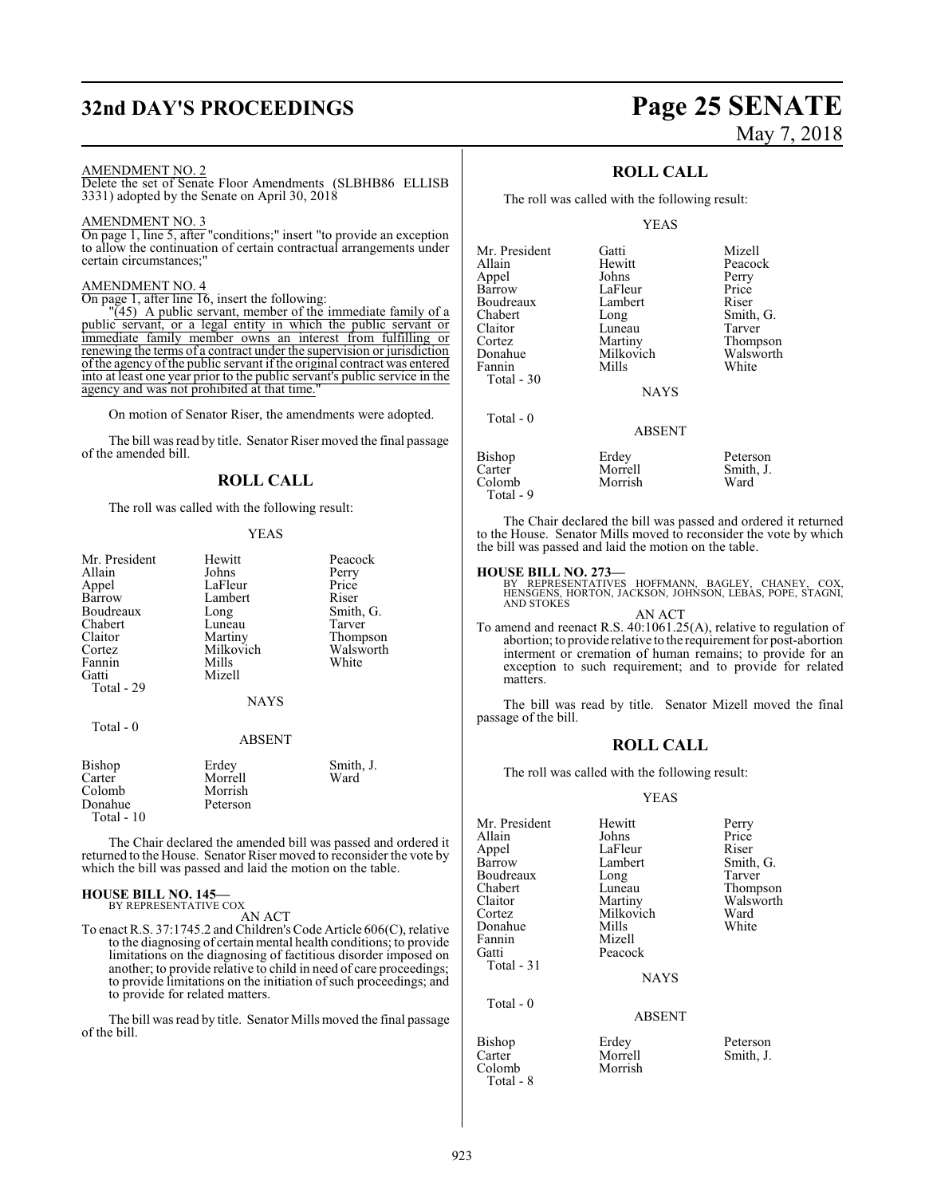AMENDMENT NO. 2

Delete the set of Senate Floor Amendments (SLBHB86 ELLISB 3331) adopted by the Senate on April 30, 2018

AMENDMENT NO. 3

On page 1, line 5, after "conditions;" insert "to provide an exception to allow the continuation of certain contractual arrangements under certain circumstances;"

AMENDMENT NO. 4

On page 1, after line 16, insert the following:

"(45) A public servant, member of the immediate family of a public servant, or a legal entity in which the public servant or immediate family member owns an interest from fulfilling or renewing the terms of a contract under the supervision or jurisdiction of the agency of the public servant if the original contract was entered into at least one year prior to the public servant's public service in the agency and was not prohibited at that time."

On motion of Senator Riser, the amendments were adopted.

The bill was read by title. Senator Riser moved the final passage of the amended bill.

## ROLL CALL

The roll was called with the following result:

YEAS

| | | |
|---|---|---|
| Mr. President | Hewitt | Peacock |
| Allain | Johns | Perry |
| Appel | LaFleur | Price |
| Barrow | Lambert | Riser |
| Boudreaux | Long | Smith, G. |
| Chabert | Luneau | Tarver |
| Claitor | Martiny | Thompson |
| Cortez | Milkovich | Walsworth |
| Fannin | Mills | White |
| Gatti | Mizell | |

Total - 29

NAYS

Total - 0

ABSENT

| | | |
|---|---|---|
| Bishop | Erdey | Smith, J. |
| Carter | Morrell | Ward |
| Colomb | Morrish | |
| Donahue | Peterson | |

Total - 10

The Chair declared the amended bill was passed and ordered it returned to the House. Senator Riser moved to reconsider the vote by which the bill was passed and laid the motion on the table.

**HOUSE BILL NO. 145—**
BY REPRESENTATIVE COX

AN ACT

To enact R.S. 37:1745.2 and Children's Code Article 606(C), relative to the diagnosing of certain mental health conditions; to provide limitations on the diagnosing of factitious disorder imposed on another; to provide relative to child in need of care proceedings; to provide limitations on the initiation of such proceedings; and to provide for related matters.

The bill was read by title. Senator Mills moved the final passage of the bill.

## ROLL CALL

The roll was called with the following result:

YEAS

| | | |
|---|---|---|
| Mr. President | Gatti | Mizell |
| Allain | Hewitt | Peacock |
| Appel | Johns | Perry |
| Barrow | LaFleur | Price |
| Boudreaux | Lambert | Riser |
| Chabert | Long | Smith, G. |
| Claitor | Luneau | Tarver |
| Cortez | Martiny | Thompson |
| Donahue | Milkovich | Walsworth |
| Fannin | Mills | White |

Total - 30

NAYS

Total - 0

ABSENT

| | | |
|---|---|---|
| Bishop | Erdey | Peterson |
| Carter | Morrell | Smith, J. |
| Colomb | Morrish | Ward |

Total - 9

The Chair declared the bill was passed and ordered it returned to the House. Senator Mills moved to reconsider the vote by which the bill was passed and laid the motion on the table.

**HOUSE BILL NO. 273—**
BY REPRESENTATIVES HOFFMANN, BAGLEY, CHANEY, COX, HENSGENS, HORTON, JACKSON, JOHNSON, LEBAS, POPE, STAGNI, AND STOKES

AN ACT

To amend and reenact R.S. 40:1061.25(A), relative to regulation of abortion; to provide relative to the requirement for post-abortion interment or cremation of human remains; to provide for an exception to such requirement; and to provide for related matters.

The bill was read by title. Senator Mizell moved the final passage of the bill.

## ROLL CALL

The roll was called with the following result:

YEAS

| | | |
|---|---|---|
| Mr. President | Hewitt | Perry |
| Allain | Johns | Price |
| Appel | LaFleur | Riser |
| Barrow | Lambert | Smith, G. |
| Boudreaux | Long | Tarver |
| Chabert | Luneau | Thompson |
| Claitor | Martiny | Walsworth |
| Cortez | Milkovich | Ward |
| Donahue | Mills | White |
| Fannin | Mizell | |
| Gatti | Peacock | |

Total - 31

NAYS

Total - 0

ABSENT

| | | |
|---|---|---|
| Bishop | Erdey | Peterson |
| Carter | Morrell | Smith, J. |
| Colomb | Morrish | |

Total - 8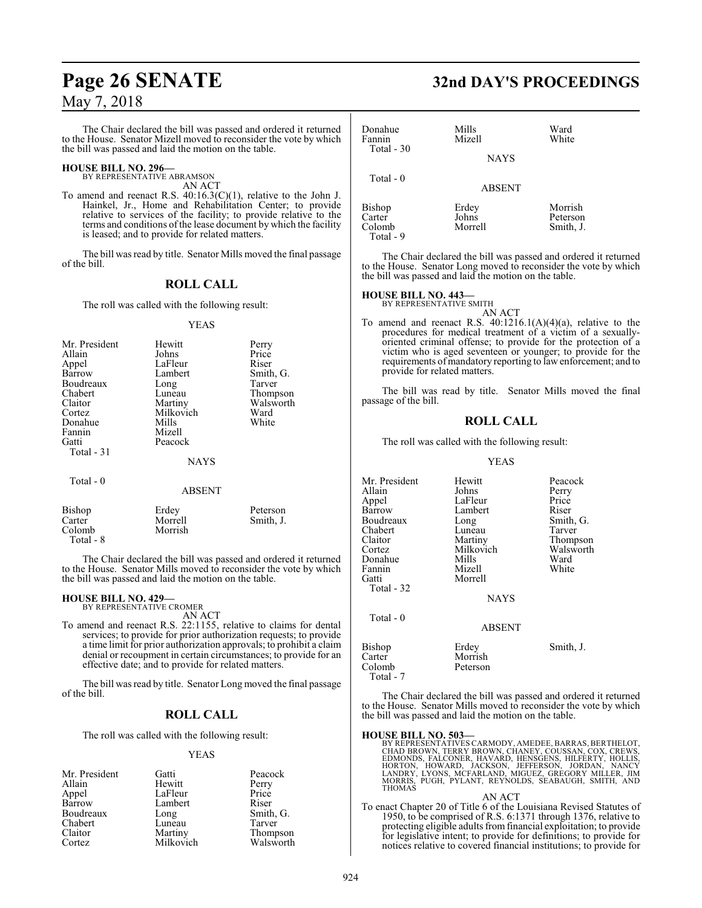The Chair declared the bill was passed and ordered it returned to the House. Senator Mizell moved to reconsider the vote by which the bill was passed and laid the motion on the table.

**HOUSE BILL NO. 296—**
BY REPRESENTATIVE ABRAMSON
AN ACT

To amend and reenact R.S. 40:16.3(C)(1), relative to the John J. Hainkel, Jr., Home and Rehabilitation Center; to provide relative to services of the facility; to provide relative to the terms and conditions of the lease document by which the facility is leased; and to provide for related matters.

The bill was read by title. Senator Mills moved the final passage of the bill.

## ROLL CALL

The roll was called with the following result:

YEAS

| | | |
|---|---|---|
| Mr. President | Hewitt | Perry |
| Allain | Johns | Price |
| Appel | LaFleur | Riser |
| Barrow | Lambert | Smith, G. |
| Boudreaux | Long | Tarver |
| Chabert | Luneau | Thompson |
| Claitor | Martiny | Walsworth |
| Cortez | Milkovich | Ward |
| Donahue | Mills | White |
| Fannin | Mizell | |
| Gatti | Peacock | |
| Total - 31 | | |

NAYS

Total - 0

ABSENT

| | | |
|---|---|---|
| Bishop | Erdey | Peterson |
| Carter | Morrell | Smith, J. |
| Colomb | Morrish | |
| Total - 8 | | |

The Chair declared the bill was passed and ordered it returned to the House. Senator Mills moved to reconsider the vote by which the bill was passed and laid the motion on the table.

**HOUSE BILL NO. 429—**
BY REPRESENTATIVE CROMER
AN ACT

To amend and reenact R.S. 22:1155, relative to claims for dental services; to provide for prior authorization requests; to provide a time limit for prior authorization approvals; to prohibit a claim denial or recoupment in certain circumstances; to provide for an effective date; and to provide for related matters.

The bill was read by title. Senator Long moved the final passage of the bill.

## ROLL CALL

The roll was called with the following result:

YEAS

| | | |
|---|---|---|
| Mr. President | Gatti | Peacock |
| Allain | Hewitt | Perry |
| Appel | LaFleur | Price |
| Barrow | Lambert | Riser |
| Boudreaux | Long | Smith, G. |
| Chabert | Luneau | Tarver |
| Claitor | Martiny | Thompson |
| Cortez | Milkovich | Walsworth |
| Donahue | Mills | Ward |
| Fannin | Mizell | White |
| Total - 30 | | |

NAYS

Total - 0

ABSENT

| | | |
|---|---|---|
| Bishop | Erdey | Morrish |
| Carter | Johns | Peterson |
| Colomb | Morrell | Smith, J. |
| Total - 9 | | |

The Chair declared the bill was passed and ordered it returned to the House. Senator Long moved to reconsider the vote by which the bill was passed and laid the motion on the table.

**HOUSE BILL NO. 443—**
BY REPRESENTATIVE SMITH
AN ACT

To amend and reenact R.S. 40:1216.1(A)(4)(a), relative to the procedures for medical treatment of a victim of a sexually-oriented criminal offense; to provide for the protection of a victim who is aged seventeen or younger; to provide for the requirements of mandatory reporting to law enforcement; and to provide for related matters.

The bill was read by title. Senator Mills moved the final passage of the bill.

## ROLL CALL

The roll was called with the following result:

YEAS

| | | |
|---|---|---|
| Mr. President | Hewitt | Peacock |
| Allain | Johns | Perry |
| Appel | LaFleur | Price |
| Barrow | Lambert | Riser |
| Boudreaux | Long | Smith, G. |
| Chabert | Luneau | Tarver |
| Claitor | Martiny | Thompson |
| Cortez | Milkovich | Walsworth |
| Donahue | Mills | Ward |
| Fannin | Mizell | White |
| Gatti | Morrell | |
| Total - 32 | | |

NAYS

Total - 0

ABSENT

| | | |
|---|---|---|
| Bishop | Erdey | Smith, J. |
| Carter | Morrish | |
| Colomb | Peterson | |
| Total - 7 | | |

The Chair declared the bill was passed and ordered it returned to the House. Senator Mills moved to reconsider the vote by which the bill was passed and laid the motion on the table.

**HOUSE BILL NO. 503—**
BY REPRESENTATIVES CARMODY, AMEDEE, BARRAS, BERTHELOT, CHAD BROWN, TERRY BROWN, CHANEY, COUSSAN, COX, CREWS, EDMONDS, FALCONER, HAVARD, HENSGENS, HILFERTY, HOLLIS, HORTON, HOWARD, JACKSON, JEFFERSON, JORDAN, NANCY LANDRY, LYONS, MCFARLAND, MIGUEZ, GREGORY MILLER, JIM MORRIS, PUGH, PYLANT, REYNOLDS, SEABAUGH, SMITH, AND THOMAS
AN ACT

To enact Chapter 20 of Title 6 of the Louisiana Revised Statutes of 1950, to be comprised of R.S. 6:1371 through 1376, relative to protecting eligible adults from financial exploitation; to provide for legislative intent; to provide for definitions; to provide for notices relative to covered financial institutions; to provide for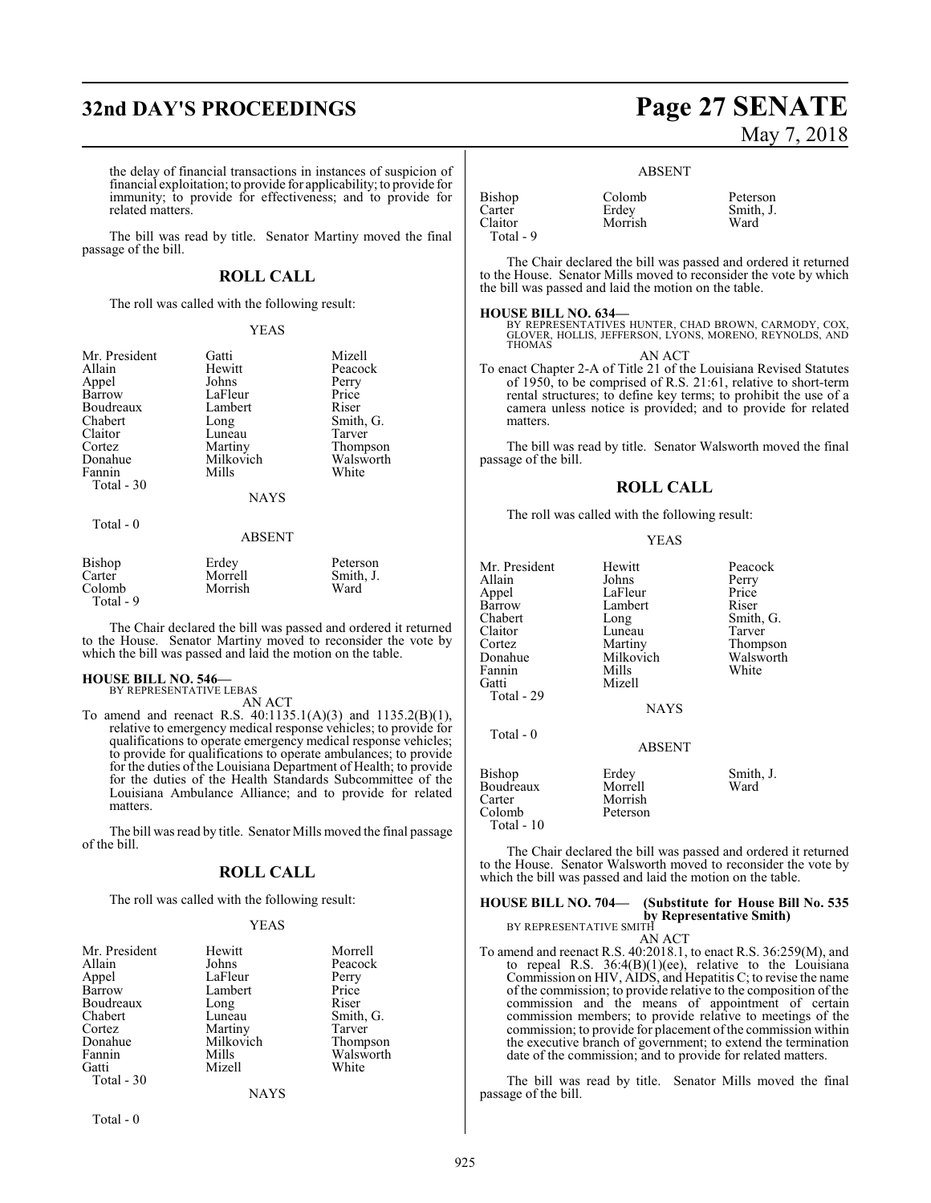the delay of financial transactions in instances of suspicion of financial exploitation; to provide for applicability; to provide for immunity; to provide for effectiveness; and to provide for related matters.

The bill was read by title. Senator Martiny moved the final passage of the bill.

## ROLL CALL

The roll was called with the following result:

YEAS

| | | |
|---|---|---|
| Mr. President | Gatti | Mizell |
| Allain | Hewitt | Peacock |
| Appel | Johns | Perry |
| Barrow | LaFleur | Price |
| Boudreaux | Lambert | Riser |
| Chabert | Long | Smith, G. |
| Claitor | Luneau | Tarver |
| Cortez | Martiny | Thompson |
| Donahue | Milkovich | Walsworth |
| Fannin | Mills | White |
| Total - 30 | | |

NAYS

Total - 0

ABSENT

| | | |
|---|---|---|
| Bishop | Erdey | Peterson |
| Carter | Morrell | Smith, J. |
| Colomb | Morrish | Ward |
| Total - 9 | | |

The Chair declared the bill was passed and ordered it returned to the House. Senator Martiny moved to reconsider the vote by which the bill was passed and laid the motion on the table.

**HOUSE BILL NO. 546—**
BY REPRESENTATIVE LEBAS

AN ACT

To amend and reenact R.S. 40:1135.1(A)(3) and 1135.2(B)(1), relative to emergency medical response vehicles; to provide for qualifications to operate emergency medical response vehicles; to provide for qualifications to operate ambulances; to provide for the duties of the Louisiana Department of Health; to provide for the duties of the Health Standards Subcommittee of the Louisiana Ambulance Alliance; and to provide for related matters.

The bill was read by title. Senator Mills moved the final passage of the bill.

## ROLL CALL

The roll was called with the following result:

YEAS

| | | |
|---|---|---|
| Mr. President | Hewitt | Morrell |
| Allain | Johns | Peacock |
| Appel | LaFleur | Perry |
| Barrow | Lambert | Price |
| Boudreaux | Long | Riser |
| Chabert | Luneau | Smith, G. |
| Cortez | Martiny | Tarver |
| Donahue | Milkovich | Thompson |
| Fannin | Mills | Walsworth |
| Gatti | Mizell | White |
| Total - 30 | | |

NAYS

Total - 0

ABSENT

| | | |
|---|---|---|
| Bishop | Colomb | Peterson |
| Carter | Erdey | Smith, J. |
| Claitor | Morrish | Ward |
| Total - 9 | | |

The Chair declared the bill was passed and ordered it returned to the House. Senator Mills moved to reconsider the vote by which the bill was passed and laid the motion on the table.

**HOUSE BILL NO. 634—**
BY REPRESENTATIVES HUNTER, CHAD BROWN, CARMODY, COX, GLOVER, HOLLIS, JEFFERSON, LYONS, MORENO, REYNOLDS, AND THOMAS

AN ACT

To enact Chapter 2-A of Title 21 of the Louisiana Revised Statutes of 1950, to be comprised of R.S. 21:61, relative to short-term rental structures; to define key terms; to prohibit the use of a camera unless notice is provided; and to provide for related matters.

The bill was read by title. Senator Walsworth moved the final passage of the bill.

## ROLL CALL

The roll was called with the following result:

YEAS

| | | |
|---|---|---|
| Mr. President | Hewitt | Peacock |
| Allain | Johns | Perry |
| Appel | LaFleur | Price |
| Barrow | Lambert | Riser |
| Chabert | Long | Smith, G. |
| Claitor | Luneau | Tarver |
| Cortez | Martiny | Thompson |
| Donahue | Milkovich | Walsworth |
| Fannin | Mills | White |
| Gatti | Mizell | |
| Total - 29 | | |

NAYS

Total - 0

ABSENT

| | | |
|---|---|---|
| Bishop | Erdey | Smith, J. |
| Boudreaux | Morrell | Ward |
| Carter | Morrish | |
| Colomb | Peterson | |
| Total - 10 | | |

The Chair declared the bill was passed and ordered it returned to the House. Senator Walsworth moved to reconsider the vote by which the bill was passed and laid the motion on the table.

**HOUSE BILL NO. 704— (Substitute for House Bill No. 535 by Representative Smith)**
BY REPRESENTATIVE SMITH

AN ACT

To amend and reenact R.S. 40:2018.1, to enact R.S. 36:259(M), and to repeal R.S. 36:4(B)(1)(ee), relative to the Louisiana Commission on HIV, AIDS, and Hepatitis C; to revise the name of the commission; to provide relative to the composition of the commission and the means of appointment of certain commission members; to provide relative to meetings of the commission; to provide for placement of the commission within the executive branch of government; to extend the termination date of the commission; and to provide for related matters.

The bill was read by title. Senator Mills moved the final passage of the bill.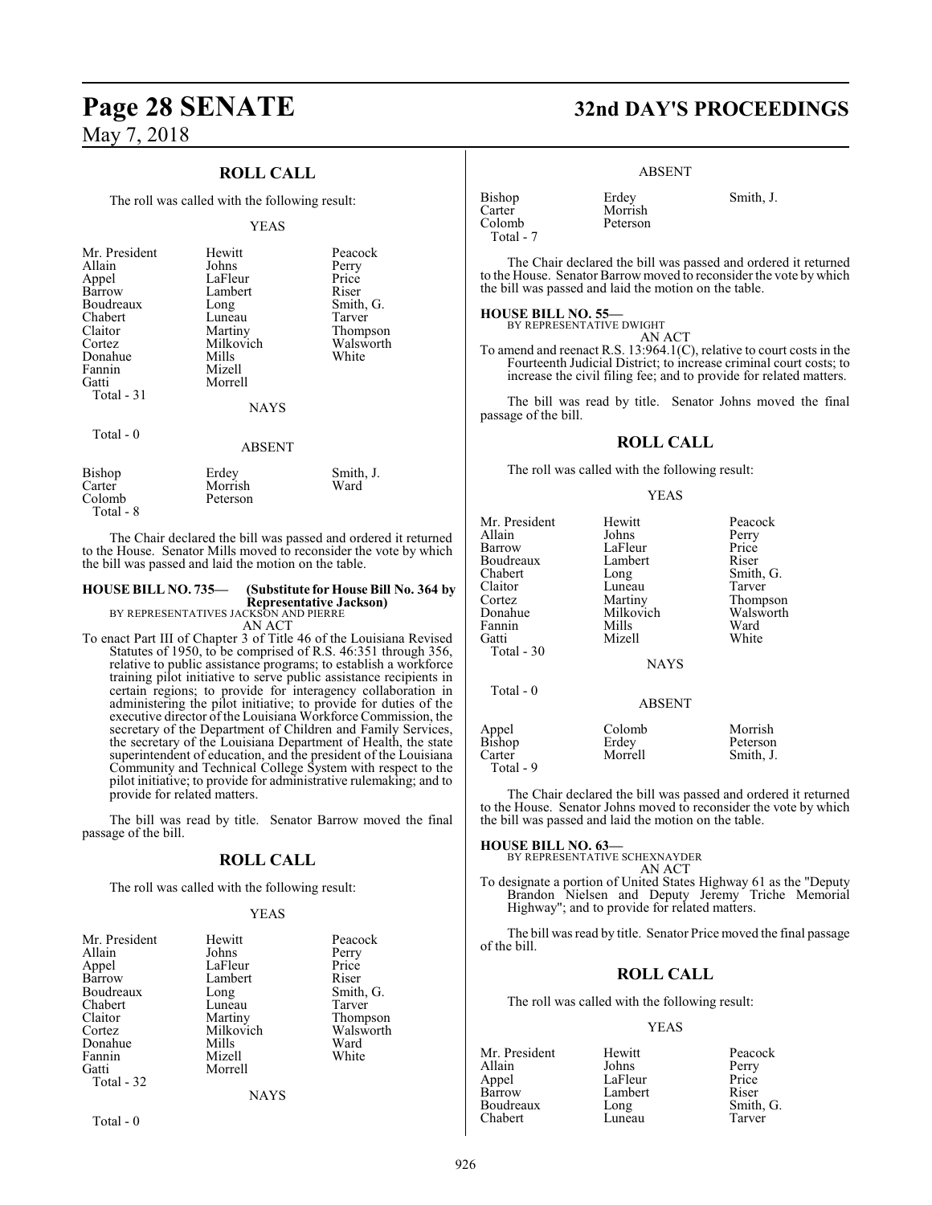## ROLL CALL

The roll was called with the following result:

YEAS

| | | |
|---|---|---|
| Mr. President | Hewitt | Peacock |
| Allain | Johns | Perry |
| Appel | LaFleur | Price |
| Barrow | Lambert | Riser |
| Boudreaux | Long | Smith, G. |
| Chabert | Luneau | Tarver |
| Claitor | Martiny | Thompson |
| Cortez | Milkovich | Walsworth |
| Donahue | Mills | White |
| Fannin | Mizell | |
| Gatti | Morrell | |
| Total - 31 | | |

NAYS

Total - 0

ABSENT

| | | |
|---|---|---|
| Bishop | Erdey | Smith, J. |
| Carter | Morrish | Ward |
| Colomb | Peterson | |
| Total - 8 | | |

The Chair declared the bill was passed and ordered it returned to the House. Senator Mills moved to reconsider the vote by which the bill was passed and laid the motion on the table.

**HOUSE BILL NO. 735— (Substitute for House Bill No. 364 by Representative Jackson)**
BY REPRESENTATIVES JACKSON AND PIERRE
AN ACT

To enact Part III of Chapter 3 of Title 46 of the Louisiana Revised Statutes of 1950, to be comprised of R.S. 46:351 through 356, relative to public assistance programs; to establish a workforce training pilot initiative to serve public assistance recipients in certain regions; to provide for interagency collaboration in administering the pilot initiative; to provide for duties of the executive director of the Louisiana Workforce Commission, the secretary of the Department of Children and Family Services, the secretary of the Louisiana Department of Health, the state superintendent of education, and the president of the Louisiana Community and Technical College System with respect to the pilot initiative; to provide for administrative rulemaking; and to provide for related matters.

The bill was read by title. Senator Barrow moved the final passage of the bill.

## ROLL CALL

The roll was called with the following result:

YEAS

| | | |
|---|---|---|
| Mr. President | Hewitt | Peacock |
| Allain | Johns | Perry |
| Appel | LaFleur | Price |
| Barrow | Lambert | Riser |
| Boudreaux | Long | Smith, G. |
| Chabert | Luneau | Tarver |
| Claitor | Martiny | Thompson |
| Cortez | Milkovich | Walsworth |
| Donahue | Mills | Ward |
| Fannin | Mizell | White |
| Gatti | Morrell | |
| Total - 32 | | |

NAYS

Total - 0

ABSENT

| | | |
|---|---|---|
| Bishop | Erdey | Smith, J. |
| Carter | Morrish | |
| Colomb | Peterson | |
| Total - 7 | | |

The Chair declared the bill was passed and ordered it returned to the House. Senator Barrow moved to reconsider the vote by which the bill was passed and laid the motion on the table.

**HOUSE BILL NO. 55—**
BY REPRESENTATIVE DWIGHT
AN ACT

To amend and reenact R.S. 13:964.1(C), relative to court costs in the Fourteenth Judicial District; to increase criminal court costs; to increase the civil filing fee; and to provide for related matters.

The bill was read by title. Senator Johns moved the final passage of the bill.

## ROLL CALL

The roll was called with the following result:

YEAS

| | | |
|---|---|---|
| Mr. President | Hewitt | Peacock |
| Allain | Johns | Perry |
| Barrow | LaFleur | Price |
| Boudreaux | Lambert | Riser |
| Chabert | Long | Smith, G. |
| Claitor | Luneau | Tarver |
| Cortez | Martiny | Thompson |
| Donahue | Milkovich | Walsworth |
| Fannin | Mills | Ward |
| Gatti | Mizell | White |
| Total - 30 | | |

NAYS

Total - 0

ABSENT

| | | |
|---|---|---|
| Appel | Colomb | Morrish |
| Bishop | Erdey | Peterson |
| Carter | Morrell | Smith, J. |
| Total - 9 | | |

The Chair declared the bill was passed and ordered it returned to the House. Senator Johns moved to reconsider the vote by which the bill was passed and laid the motion on the table.

**HOUSE BILL NO. 63—**
BY REPRESENTATIVE SCHEXNAYDER
AN ACT

To designate a portion of United States Highway 61 as the "Deputy Brandon Nielsen and Deputy Jeremy Triche Memorial Highway"; and to provide for related matters.

The bill was read by title. Senator Price moved the final passage of the bill.

## ROLL CALL

The roll was called with the following result:

YEAS

| | | |
|---|---|---|
| Mr. President | Hewitt | Peacock |
| Allain | Johns | Perry |
| Appel | LaFleur | Price |
| Barrow | Lambert | Riser |
| Boudreaux | Long | Smith, G. |
| Chabert | Luneau | Tarver |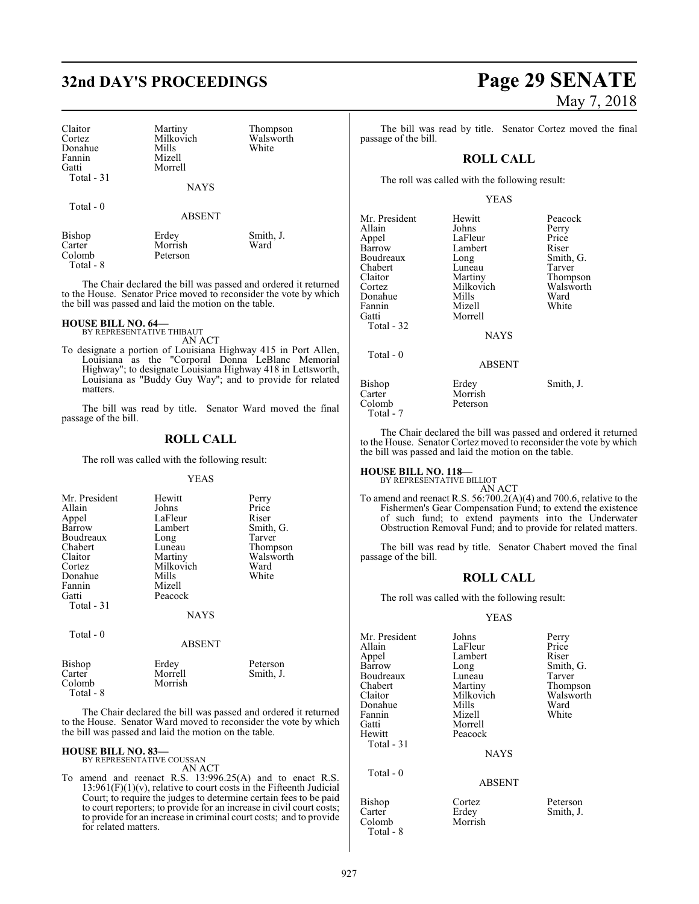| | | |
|---|---|---|
| Claitor | Martiny | Thompson |
| Cortez | Milkovich | Walsworth |
| Donahue | Mills | White |
| Fannin | Mizell | |
| Gatti | Morrell | |
| Total - 31 | | |

NAYS

Total - 0

ABSENT

| | | |
|---|---|---|
| Bishop | Erdey | Smith, J. |
| Carter | Morrish | Ward |
| Colomb | Peterson | |
| Total - 8 | | |

The Chair declared the bill was passed and ordered it returned to the House. Senator Price moved to reconsider the vote by which the bill was passed and laid the motion on the table.

**HOUSE BILL NO. 64—**
BY REPRESENTATIVE THIBAUT
AN ACT

To designate a portion of Louisiana Highway 415 in Port Allen, Louisiana as the "Corporal Donna LeBlanc Memorial Highway"; to designate Louisiana Highway 418 in Lettsworth, Louisiana as "Buddy Guy Way"; and to provide for related matters.

The bill was read by title. Senator Ward moved the final passage of the bill.

## ROLL CALL

The roll was called with the following result:

YEAS

| | | |
|---|---|---|
| Mr. President | Hewitt | Perry |
| Allain | Johns | Price |
| Appel | LaFleur | Riser |
| Barrow | Lambert | Smith, G. |
| Boudreaux | Long | Tarver |
| Chabert | Luneau | Thompson |
| Claitor | Martiny | Walsworth |
| Cortez | Milkovich | Ward |
| Donahue | Mills | White |
| Fannin | Mizell | |
| Gatti | Peacock | |
| Total - 31 | | |

NAYS

Total - 0

ABSENT

| | | |
|---|---|---|
| Bishop | Erdey | Peterson |
| Carter | Morrell | Smith, J. |
| Colomb | Morrish | |
| Total - 8 | | |

The Chair declared the bill was passed and ordered it returned to the House. Senator Ward moved to reconsider the vote by which the bill was passed and laid the motion on the table.

**HOUSE BILL NO. 83—**
BY REPRESENTATIVE COUSSAN
AN ACT

To amend and reenact R.S. 13:996.25(A) and to enact R.S. 13:961(F)(1)(v), relative to court costs in the Fifteenth Judicial Court; to require the judges to determine certain fees to be paid to court reporters; to provide for an increase in civil court costs; to provide for an increase in criminal court costs; and to provide for related matters.

The bill was read by title. Senator Cortez moved the final passage of the bill.

## ROLL CALL

The roll was called with the following result:

YEAS

| | | |
|---|---|---|
| Mr. President | Hewitt | Peacock |
| Allain | Johns | Perry |
| Appel | LaFleur | Price |
| Barrow | Lambert | Riser |
| Boudreaux | Long | Smith, G. |
| Chabert | Luneau | Tarver |
| Claitor | Martiny | Thompson |
| Cortez | Milkovich | Walsworth |
| Donahue | Mills | Ward |
| Fannin | Mizell | White |
| Gatti | Morrell | |
| Total - 32 | | |

NAYS

Total - 0

ABSENT

| | | |
|---|---|---|
| Bishop | Erdey | Smith, J. |
| Carter | Morrish | |
| Colomb | Peterson | |
| Total - 7 | | |

The Chair declared the bill was passed and ordered it returned to the House. Senator Cortez moved to reconsider the vote by which the bill was passed and laid the motion on the table.

**HOUSE BILL NO. 118—**
BY REPRESENTATIVE BILLIOT
AN ACT

To amend and reenact R.S. 56:700.2(A)(4) and 700.6, relative to the Fishermen's Gear Compensation Fund; to extend the existence of such fund; to extend payments into the Underwater Obstruction Removal Fund; and to provide for related matters.

The bill was read by title. Senator Chabert moved the final passage of the bill.

## ROLL CALL

The roll was called with the following result:

YEAS

| | | |
|---|---|---|
| Mr. President | Johns | Perry |
| Allain | LaFleur | Price |
| Appel | Lambert | Riser |
| Barrow | Long | Smith, G. |
| Boudreaux | Luneau | Tarver |
| Chabert | Martiny | Thompson |
| Claitor | Milkovich | Walsworth |
| Donahue | Mills | Ward |
| Fannin | Mizell | White |
| Gatti | Morrell | |
| Hewitt | Peacock | |
| Total - 31 | | |

NAYS

Total - 0

ABSENT

| | | |
|---|---|---|
| Bishop | Cortez | Peterson |
| Carter | Erdey | Smith, J. |
| Colomb | Morrish | |
| Total - 8 | | |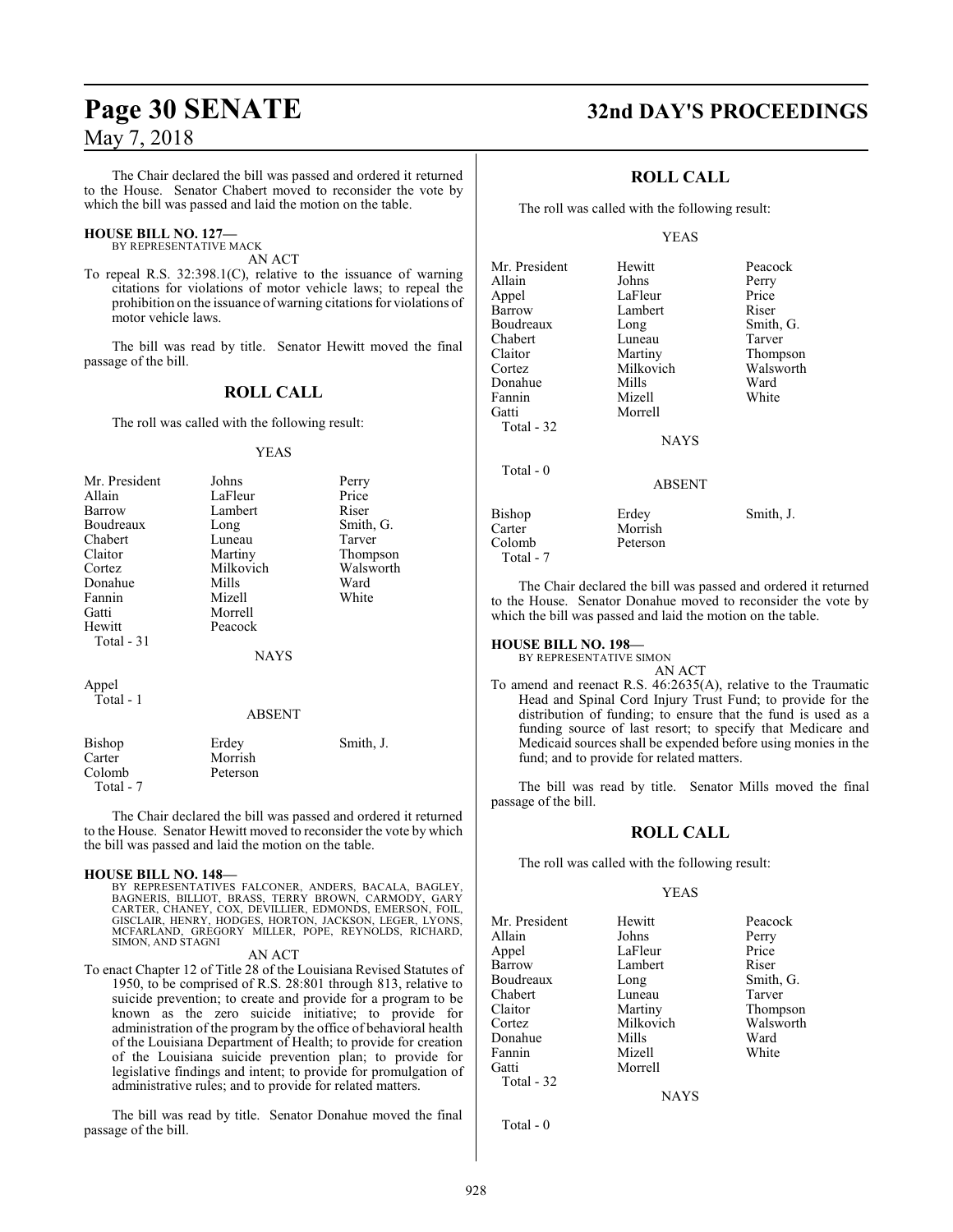The Chair declared the bill was passed and ordered it returned to the House. Senator Chabert moved to reconsider the vote by which the bill was passed and laid the motion on the table.

**HOUSE BILL NO. 127—**
BY REPRESENTATIVE MACK

AN ACT

To repeal R.S. 32:398.1(C), relative to the issuance of warning citations for violations of motor vehicle laws; to repeal the prohibition on the issuance of warning citations for violations of motor vehicle laws.

The bill was read by title. Senator Hewitt moved the final passage of the bill.

## ROLL CALL

The roll was called with the following result:

YEAS

| | | |
|---|---|---|
| Mr. President | Johns | Perry |
| Allain | LaFleur | Price |
| Barrow | Lambert | Riser |
| Boudreaux | Long | Smith, G. |
| Chabert | Luneau | Tarver |
| Claitor | Martiny | Thompson |
| Cortez | Milkovich | Walsworth |
| Donahue | Mills | Ward |
| Fannin | Mizell | White |
| Gatti | Morrell | |
| Hewitt | Peacock | |

Total - 31

NAYS

Appel

Total - 1

ABSENT

| | | |
|---|---|---|
| Bishop | Erdey | Smith, J. |
| Carter | Morrish | |
| Colomb | Peterson | |

Total - 7

The Chair declared the bill was passed and ordered it returned to the House. Senator Hewitt moved to reconsider the vote by which the bill was passed and laid the motion on the table.

**HOUSE BILL NO. 148—**
BY REPRESENTATIVES FALCONER, ANDERS, BACALA, BAGLEY, BAGNERIS, BILLIOT, BRASS, TERRY BROWN, CARMODY, GARY CARTER, CHANEY, COX, DEVILLIER, EDMONDS, EMERSON, FOIL, GISCLAIR, HENRY, HODGES, HORTON, JACKSON, LEGER, LYONS, MCFARLAND, GREGORY MILLER, POPE, REYNOLDS, RICHARD, SIMON, AND STAGNI

AN ACT

To enact Chapter 12 of Title 28 of the Louisiana Revised Statutes of 1950, to be comprised of R.S. 28:801 through 813, relative to suicide prevention; to create and provide for a program to be known as the zero suicide initiative; to provide for administration of the program by the office of behavioral health of the Louisiana Department of Health; to provide for creation of the Louisiana suicide prevention plan; to provide for legislative findings and intent; to provide for promulgation of administrative rules; and to provide for related matters.

The bill was read by title. Senator Donahue moved the final passage of the bill.

## ROLL CALL

The roll was called with the following result:

YEAS

| | | |
|---|---|---|
| Mr. President | Hewitt | Peacock |
| Allain | Johns | Perry |
| Appel | LaFleur | Price |
| Barrow | Lambert | Riser |
| Boudreaux | Long | Smith, G. |
| Chabert | Luneau | Tarver |
| Claitor | Martiny | Thompson |
| Cortez | Milkovich | Walsworth |
| Donahue | Mills | Ward |
| Fannin | Mizell | White |
| Gatti | Morrell | |

Total - 32

NAYS

Total - 0

ABSENT

| | | |
|---|---|---|
| Bishop | Erdey | Smith, J. |
| Carter | Morrish | |
| Colomb | Peterson | |

Total - 7

The Chair declared the bill was passed and ordered it returned to the House. Senator Donahue moved to reconsider the vote by which the bill was passed and laid the motion on the table.

**HOUSE BILL NO. 198—**
BY REPRESENTATIVE SIMON

AN ACT

To amend and reenact R.S. 46:2635(A), relative to the Traumatic Head and Spinal Cord Injury Trust Fund; to provide for the distribution of funding; to ensure that the fund is used as a funding source of last resort; to specify that Medicare and Medicaid sources shall be expended before using monies in the fund; and to provide for related matters.

The bill was read by title. Senator Mills moved the final passage of the bill.

## ROLL CALL

The roll was called with the following result:

YEAS

| | | |
|---|---|---|
| Mr. President | Hewitt | Peacock |
| Allain | Johns | Perry |
| Appel | LaFleur | Price |
| Barrow | Lambert | Riser |
| Boudreaux | Long | Smith, G. |
| Chabert | Luneau | Tarver |
| Claitor | Martiny | Thompson |
| Cortez | Milkovich | Walsworth |
| Donahue | Mills | Ward |
| Fannin | Mizell | White |
| Gatti | Morrell | |

Total - 32

NAYS

Total - 0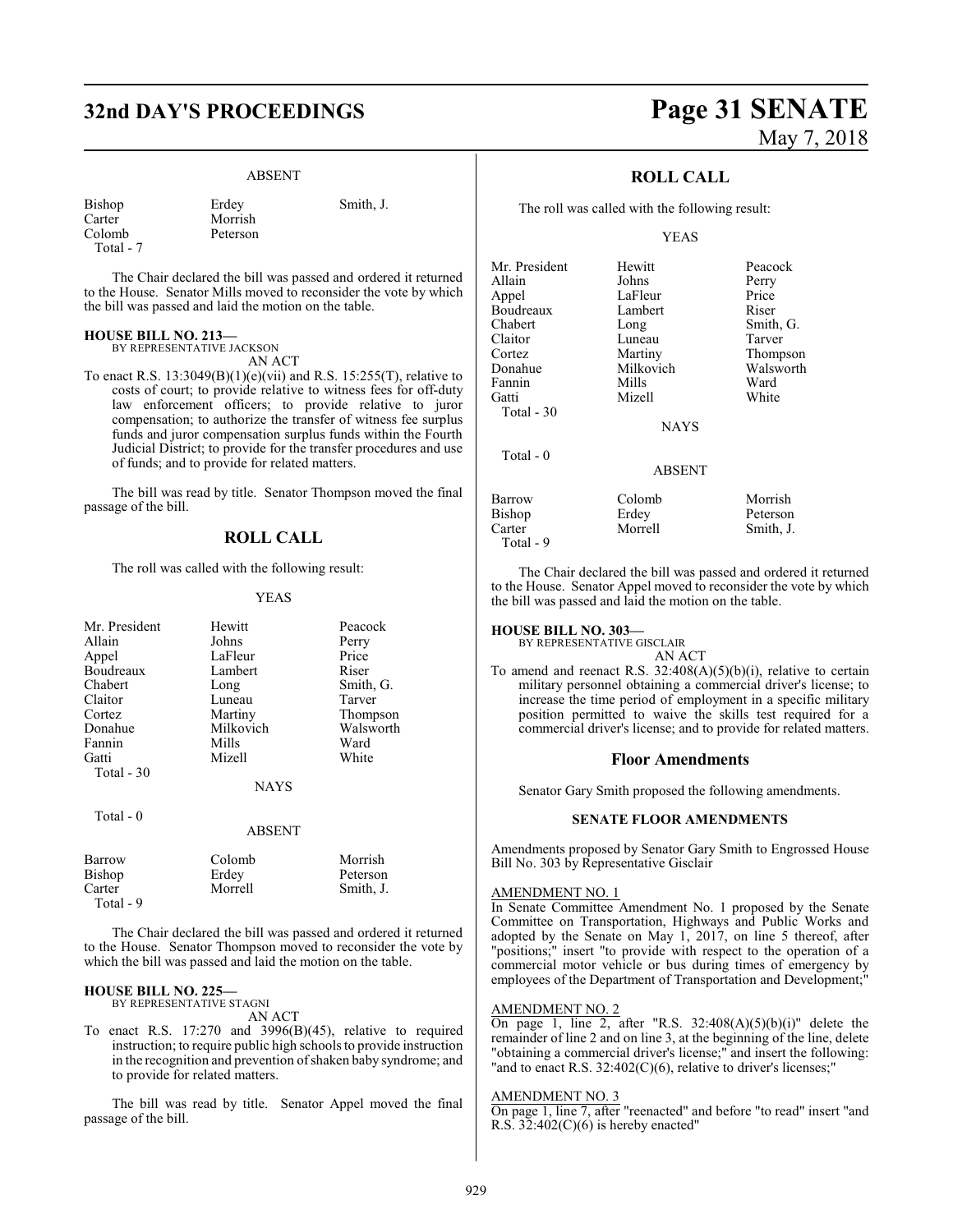ABSENT

| | | |
|---|---|---|
| Bishop | Erdey | Smith, J. |
| Carter | Morrish | |
| Colomb | Peterson | |
| Total - 7 | | |

The Chair declared the bill was passed and ordered it returned to the House. Senator Mills moved to reconsider the vote by which the bill was passed and laid the motion on the table.

**HOUSE BILL NO. 213—**
BY REPRESENTATIVE JACKSON
AN ACT

To enact R.S. 13:3049(B)(1)(e)(vii) and R.S. 15:255(T), relative to costs of court; to provide relative to witness fees for off-duty law enforcement officers; to provide relative to juror compensation; to authorize the transfer of witness fee surplus funds and juror compensation surplus funds within the Fourth Judicial District; to provide for the transfer procedures and use of funds; and to provide for related matters.

The bill was read by title. Senator Thompson moved the final passage of the bill.

## ROLL CALL

The roll was called with the following result:

YEAS

| | | |
|---|---|---|
| Mr. President | Hewitt | Peacock |
| Allain | Johns | Perry |
| Appel | LaFleur | Price |
| Boudreaux | Lambert | Riser |
| Chabert | Long | Smith, G. |
| Claitor | Luneau | Tarver |
| Cortez | Martiny | Thompson |
| Donahue | Milkovich | Walsworth |
| Fannin | Mills | Ward |
| Gatti | Mizell | White |
| Total - 30 | | |

NAYS

Total - 0

ABSENT

| | | |
|---|---|---|
| Barrow | Colomb | Morrish |
| Bishop | Erdey | Peterson |
| Carter | Morrell | Smith, J. |
| Total - 9 | | |

The Chair declared the bill was passed and ordered it returned to the House. Senator Thompson moved to reconsider the vote by which the bill was passed and laid the motion on the table.

**HOUSE BILL NO. 225—**
BY REPRESENTATIVE STAGNI
AN ACT

To enact R.S. 17:270 and 3996(B)(45), relative to required instruction; to require public high schools to provide instruction in the recognition and prevention of shaken baby syndrome; and to provide for related matters.

The bill was read by title. Senator Appel moved the final passage of the bill.

## ROLL CALL

The roll was called with the following result:

YEAS

| | | |
|---|---|---|
| Mr. President | Hewitt | Peacock |
| Allain | Johns | Perry |
| Appel | LaFleur | Price |
| Boudreaux | Lambert | Riser |
| Chabert | Long | Smith, G. |
| Claitor | Luneau | Tarver |
| Cortez | Martiny | Thompson |
| Donahue | Milkovich | Walsworth |
| Fannin | Mills | Ward |
| Gatti | Mizell | White |
| Total - 30 | | |

NAYS

Total - 0

ABSENT

| | | |
|---|---|---|
| Barrow | Colomb | Morrish |
| Bishop | Erdey | Peterson |
| Carter | Morrell | Smith, J. |
| Total - 9 | | |

The Chair declared the bill was passed and ordered it returned to the House. Senator Appel moved to reconsider the vote by which the bill was passed and laid the motion on the table.

**HOUSE BILL NO. 303—**
BY REPRESENTATIVE GISCLAIR
AN ACT

To amend and reenact R.S. 32:408(A)(5)(b)(i), relative to certain military personnel obtaining a commercial driver's license; to increase the time period of employment in a specific military position permitted to waive the skills test required for a commercial driver's license; and to provide for related matters.

## Floor Amendments

Senator Gary Smith proposed the following amendments.

### SENATE FLOOR AMENDMENTS

Amendments proposed by Senator Gary Smith to Engrossed House Bill No. 303 by Representative Gisclair

AMENDMENT NO. 1
In Senate Committee Amendment No. 1 proposed by the Senate Committee on Transportation, Highways and Public Works and adopted by the Senate on May 1, 2017, on line 5 thereof, after "positions;" insert "to provide with respect to the operation of a commercial motor vehicle or bus during times of emergency by employees of the Department of Transportation and Development;"

AMENDMENT NO. 2
On page 1, line 2, after "R.S. 32:408(A)(5)(b)(i)" delete the remainder of line 2 and on line 3, at the beginning of the line, delete "obtaining a commercial driver's license;" and insert the following: "and to enact R.S. 32:402(C)(6), relative to driver's licenses;"

AMENDMENT NO. 3
On page 1, line 7, after "reenacted" and before "to read" insert "and R.S. 32:402(C)(6) is hereby enacted"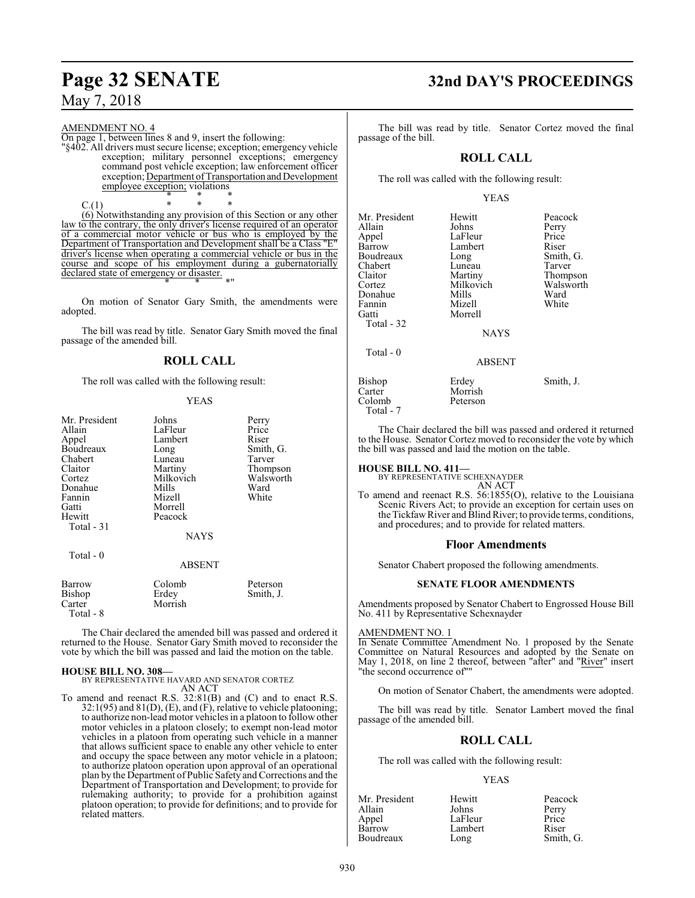AMENDMENT NO. 4

On page 1, between lines 8 and 9, insert the following:

"§402. All drivers must secure license; exception; emergency vehicle exception; military personnel exceptions; emergency command post vehicle exception; law enforcement officer exception; Department of Transportation and Development employee exception; violations

\* \* \*

C.(1) \* \* \*

(6) Notwithstanding any provision of this Section or any other law to the contrary, the only driver's license required of an operator of a commercial motor vehicle or bus who is employed by the Department of Transportation and Development shall be a Class "E" driver's license when operating a commercial vehicle or bus in the course and scope of his employment during a gubernatorially declared state of emergency or disaster.

\* \* \*"

On motion of Senator Gary Smith, the amendments were adopted.

The bill was read by title. Senator Gary Smith moved the final passage of the amended bill.

## ROLL CALL

The roll was called with the following result:

YEAS

| | | |
|---|---|---|
| Mr. President | Johns | Perry |
| Allain | LaFleur | Price |
| Appel | Lambert | Riser |
| Boudreaux | Long | Smith, G. |
| Chabert | Luneau | Tarver |
| Claitor | Martiny | Thompson |
| Cortez | Milkovich | Walsworth |
| Donahue | Mills | Ward |
| Fannin | Mizell | White |
| Gatti | Morrell | |
| Hewitt | Peacock | |
| Total - 31 | | |

NAYS

Total - 0

ABSENT

| | | |
|---|---|---|
| Barrow | Colomb | Peterson |
| Bishop | Erdey | Smith, J. |
| Carter | Morrish | |
| Total - 8 | | |

The Chair declared the amended bill was passed and ordered it returned to the House. Senator Gary Smith moved to reconsider the vote by which the bill was passed and laid the motion on the table.

**HOUSE BILL NO. 308—**
BY REPRESENTATIVE HAVARD AND SENATOR CORTEZ
AN ACT

To amend and reenact R.S. 32:81(B) and (C) and to enact R.S. 32:1(95) and 81(D), (E), and (F), relative to vehicle platooning; to authorize non-lead motor vehicles in a platoon to follow other motor vehicles in a platoon closely; to exempt non-lead motor vehicles in a platoon from operating such vehicle in a manner that allows sufficient space to enable any other vehicle to enter and occupy the space between any motor vehicle in a platoon; to authorize platoon operation upon approval of an operational plan by the Department of Public Safety and Corrections and the Department of Transportation and Development; to provide for rulemaking authority; to provide for a prohibition against platoon operation; to provide for definitions; and to provide for related matters.

The bill was read by title. Senator Cortez moved the final passage of the bill.

## ROLL CALL

The roll was called with the following result:

YEAS

| | | |
|---|---|---|
| Mr. President | Hewitt | Peacock |
| Allain | Johns | Perry |
| Appel | LaFleur | Price |
| Barrow | Lambert | Riser |
| Boudreaux | Long | Smith, G. |
| Chabert | Luneau | Tarver |
| Claitor | Martiny | Thompson |
| Cortez | Milkovich | Walsworth |
| Donahue | Mills | Ward |
| Fannin | Mizell | White |
| Gatti | Morrell | |
| Total - 32 | | |

NAYS

Total - 0

ABSENT

| | | |
|---|---|---|
| Bishop | Erdey | Smith, J. |
| Carter | Morrish | |
| Colomb | Peterson | |
| Total - 7 | | |

The Chair declared the bill was passed and ordered it returned to the House. Senator Cortez moved to reconsider the vote by which the bill was passed and laid the motion on the table.

**HOUSE BILL NO. 411—**
BY REPRESENTATIVE SCHEXNAYDER
AN ACT

To amend and reenact R.S. 56:1855(O), relative to the Louisiana Scenic Rivers Act; to provide an exception for certain uses on the Tickfaw River and Blind River; to provide terms, conditions, and procedures; and to provide for related matters.

### Floor Amendments

Senator Chabert proposed the following amendments.

#### SENATE FLOOR AMENDMENTS

Amendments proposed by Senator Chabert to Engrossed House Bill No. 411 by Representative Schexnayder

AMENDMENT NO. 1

In Senate Committee Amendment No. 1 proposed by the Senate Committee on Natural Resources and adopted by the Senate on May 1, 2018, on line 2 thereof, between "after" and "River" insert "the second occurrence of""

On motion of Senator Chabert, the amendments were adopted.

The bill was read by title. Senator Lambert moved the final passage of the amended bill.

## ROLL CALL

The roll was called with the following result:

YEAS

| | | |
|---|---|---|
| Mr. President | Hewitt | Peacock |
| Allain | Johns | Perry |
| Appel | LaFleur | Price |
| Barrow | Lambert | Riser |
| Boudreaux | Long | Smith, G. |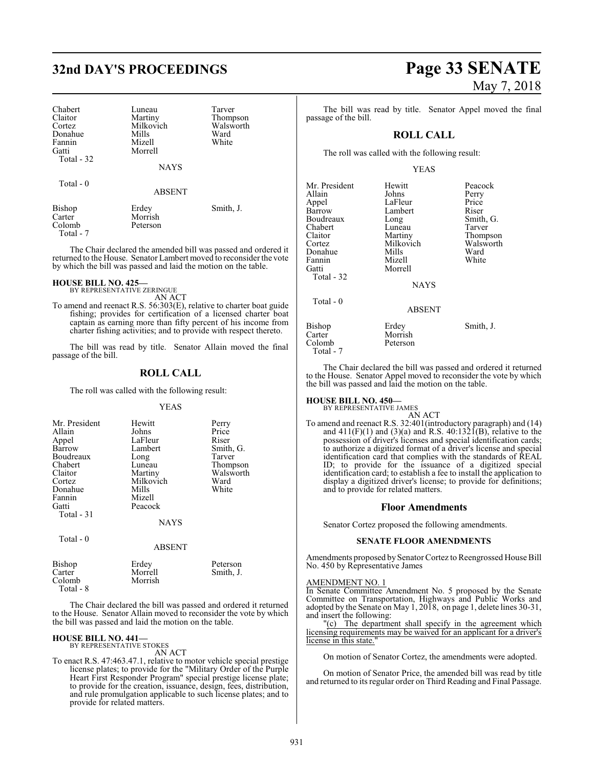| Chabert | Luneau | Tarver |
|---|---|---|
| Claitor | Martiny | Thompson |
| Cortez | Milkovich | Walsworth |
| Donahue | Mills | Ward |
| Fannin | Mizell | White |
| Gatti | Morrell | |
| Total - 32 | | |

NAYS

Total - 0

ABSENT

| Bishop | Erdey | Smith, J. |
|---|---|---|
| Carter | Morrish | |
| Colomb | Peterson | |
| Total - 7 | | |

The Chair declared the amended bill was passed and ordered it returned to the House. Senator Lambert moved to reconsider the vote by which the bill was passed and laid the motion on the table.

**HOUSE BILL NO. 425—**
BY REPRESENTATIVE ZERINGUE
AN ACT

To amend and reenact R.S. 56:303(E), relative to charter boat guide fishing; provides for certification of a licensed charter boat captain as earning more than fifty percent of his income from charter fishing activities; and to provide with respect thereto.

The bill was read by title. Senator Allain moved the final passage of the bill.

## ROLL CALL

The roll was called with the following result:

YEAS

| Mr. President | Hewitt | Perry |
|---|---|---|
| Allain | Johns | Price |
| Appel | LaFleur | Riser |
| Barrow | Lambert | Smith, G. |
| Boudreaux | Long | Tarver |
| Chabert | Luneau | Thompson |
| Claitor | Martiny | Walsworth |
| Cortez | Milkovich | Ward |
| Donahue | Mills | White |
| Fannin | Mizell | |
| Gatti | Peacock | |
| Total - 31 | | |

NAYS

Total - 0

ABSENT

| Bishop | Erdey | Peterson |
|---|---|---|
| Carter | Morrell | Smith, J. |
| Colomb | Morrish | |
| Total - 8 | | |

The Chair declared the bill was passed and ordered it returned to the House. Senator Allain moved to reconsider the vote by which the bill was passed and laid the motion on the table.

**HOUSE BILL NO. 441—**
BY REPRESENTATIVE STOKES
AN ACT

To enact R.S. 47:463.47.1, relative to motor vehicle special prestige license plates; to provide for the "Military Order of the Purple Heart First Responder Program" special prestige license plate; to provide for the creation, issuance, design, fees, distribution, and rule promulgation applicable to such license plates; and to provide for related matters.

The bill was read by title. Senator Appel moved the final passage of the bill.

## ROLL CALL

The roll was called with the following result:

YEAS

| Mr. President | Hewitt | Peacock |
|---|---|---|
| Allain | Johns | Perry |
| Appel | LaFleur | Price |
| Barrow | Lambert | Riser |
| Boudreaux | Long | Smith, G. |
| Chabert | Luneau | Tarver |
| Claitor | Martiny | Thompson |
| Cortez | Milkovich | Walsworth |
| Donahue | Mills | Ward |
| Fannin | Mizell | White |
| Gatti | Morrell | |
| Total - 32 | | |

NAYS

Total - 0

ABSENT

| Bishop | Erdey | Smith, J. |
|---|---|---|
| Carter | Morrish | |
| Colomb | Peterson | |
| Total - 7 | | |

The Chair declared the bill was passed and ordered it returned to the House. Senator Appel moved to reconsider the vote by which the bill was passed and laid the motion on the table.

**HOUSE BILL NO. 450—**
BY REPRESENTATIVE JAMES
AN ACT

To amend and reenact R.S. 32:401(introductory paragraph) and (14) and 411(F)(1) and (3)(a) and R.S. 40:1321(B), relative to the possession of driver's licenses and special identification cards; to authorize a digitized format of a driver's license and special identification card that complies with the standards of REAL ID; to provide for the issuance of a digitized special identification card; to establish a fee to install the application to display a digitized driver's license; to provide for definitions; and to provide for related matters.

## Floor Amendments

Senator Cortez proposed the following amendments.

### SENATE FLOOR AMENDMENTS

Amendments proposed by Senator Cortez to Reengrossed House Bill No. 450 by Representative James

AMENDMENT NO. 1

In Senate Committee Amendment No. 5 proposed by the Senate Committee on Transportation, Highways and Public Works and adopted by the Senate on May 1, 2018, on page 1, delete lines 30-31, and insert the following:

"(c) The department shall specify in the agreement which licensing requirements may be waived for an applicant for a driver's license in this state."

On motion of Senator Cortez, the amendments were adopted.

On motion of Senator Price, the amended bill was read by title and returned to its regular order on Third Reading and Final Passage.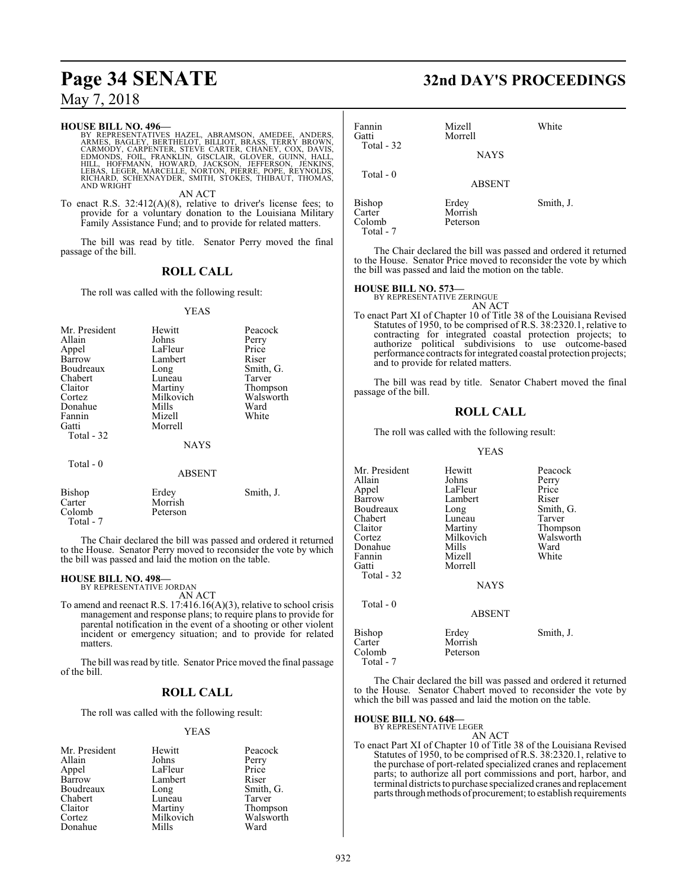**HOUSE BILL NO. 496—**
BY REPRESENTATIVES HAZEL, ABRAMSON, AMEDEE, ANDERS, ARMES, BAGLEY, BERTHELOT, BILLIOT, BRASS, TERRY BROWN, CARMODY, CARPENTER, STEVE CARTER, CHANEY, COX, DAVIS, EDMONDS, FOIL, FRANKLIN, GISCLAIR, GLOVER, GUINN, HALL, HILL, HOFFMANN, HOWARD, JACKSON, JEFFERSON, JENKINS, LEBAS, LEGER, MARCELLE, NORTON, PIERRE, POPE, REYNOLDS, RICHARD, SCHEXNAYDER, SMITH, STOKES, THIBAUT, THOMAS, AND WRIGHT

AN ACT

To enact R.S. 32:412(A)(8), relative to driver's license fees; to provide for a voluntary donation to the Louisiana Military Family Assistance Fund; and to provide for related matters.

The bill was read by title. Senator Perry moved the final passage of the bill.

## ROLL CALL

The roll was called with the following result:

YEAS

| | | |
|---|---|---|
| Mr. President | Hewitt | Peacock |
| Allain | Johns | Perry |
| Appel | LaFleur | Price |
| Barrow | Lambert | Riser |
| Boudreaux | Long | Smith, G. |
| Chabert | Luneau | Tarver |
| Claitor | Martiny | Thompson |
| Cortez | Milkovich | Walsworth |
| Donahue | Mills | Ward |
| Fannin | Mizell | White |
| Gatti | Morrell | |
| Total - 32 | | |

NAYS

Total - 0

ABSENT

| | | |
|---|---|---|
| Bishop | Erdey | Smith, J. |
| Carter | Morrish | |
| Colomb | Peterson | |
| Total - 7 | | |

The Chair declared the bill was passed and ordered it returned to the House. Senator Perry moved to reconsider the vote by which the bill was passed and laid the motion on the table.

**HOUSE BILL NO. 498—**
BY REPRESENTATIVE JORDAN

AN ACT

To amend and reenact R.S. 17:416.16(A)(3), relative to school crisis management and response plans; to require plans to provide for parental notification in the event of a shooting or other violent incident or emergency situation; and to provide for related matters.

The bill was read by title. Senator Price moved the final passage of the bill.

## ROLL CALL

The roll was called with the following result:

YEAS

| | | |
|---|---|---|
| Mr. President | Hewitt | Peacock |
| Allain | Johns | Perry |
| Appel | LaFleur | Price |
| Barrow | Lambert | Riser |
| Boudreaux | Long | Smith, G. |
| Chabert | Luneau | Tarver |
| Claitor | Martiny | Thompson |
| Cortez | Milkovich | Walsworth |
| Donahue | Mills | Ward |
| Fannin | Mizell | White |
| Gatti | Morrell | |
| Total - 32 | | |

NAYS

Total - 0

ABSENT

| | | |
|---|---|---|
| Bishop | Erdey | Smith, J. |
| Carter | Morrish | |
| Colomb | Peterson | |
| Total - 7 | | |

The Chair declared the bill was passed and ordered it returned to the House. Senator Price moved to reconsider the vote by which the bill was passed and laid the motion on the table.

**HOUSE BILL NO. 573—**
BY REPRESENTATIVE ZERINGUE

AN ACT

To enact Part XI of Chapter 10 of Title 38 of the Louisiana Revised Statutes of 1950, to be comprised of R.S. 38:2320.1, relative to contracting for integrated coastal protection projects; to authorize political subdivisions to use outcome-based performance contracts for integrated coastal protection projects; and to provide for related matters.

The bill was read by title. Senator Chabert moved the final passage of the bill.

## ROLL CALL

The roll was called with the following result:

YEAS

| | | |
|---|---|---|
| Mr. President | Hewitt | Peacock |
| Allain | Johns | Perry |
| Appel | LaFleur | Price |
| Barrow | Lambert | Riser |
| Boudreaux | Long | Smith, G. |
| Chabert | Luneau | Tarver |
| Claitor | Martiny | Thompson |
| Cortez | Milkovich | Walsworth |
| Donahue | Mills | Ward |
| Fannin | Mizell | White |
| Gatti | Morrell | |
| Total - 32 | | |

NAYS

Total - 0

ABSENT

| | | |
|---|---|---|
| Bishop | Erdey | Smith, J. |
| Carter | Morrish | |
| Colomb | Peterson | |
| Total - 7 | | |

The Chair declared the bill was passed and ordered it returned to the House. Senator Chabert moved to reconsider the vote by which the bill was passed and laid the motion on the table.

**HOUSE BILL NO. 648—**
BY REPRESENTATIVE LEGER

AN ACT

To enact Part XI of Chapter 10 of Title 38 of the Louisiana Revised Statutes of 1950, to be comprised of R.S. 38:2320.1, relative to the purchase of port-related specialized cranes and replacement parts; to authorize all port commissions and port, harbor, and terminal districts to purchase specialized cranes and replacement parts through methods of procurement; to establish requirements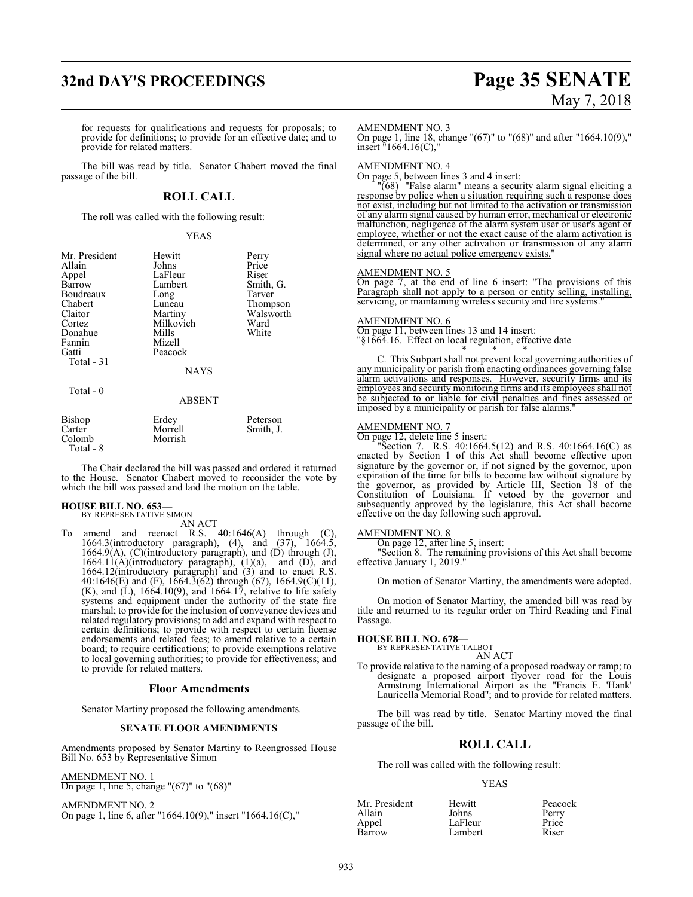for requests for qualifications and requests for proposals; to provide for definitions; to provide for an effective date; and to provide for related matters.

The bill was read by title. Senator Chabert moved the final passage of the bill.

## ROLL CALL

The roll was called with the following result:

YEAS

| | | |
|---|---|---|
| Mr. President | Hewitt | Perry |
| Allain | Johns | Price |
| Appel | LaFleur | Riser |
| Barrow | Lambert | Smith, G. |
| Boudreaux | Long | Tarver |
| Chabert | Luneau | Thompson |
| Claitor | Martiny | Walsworth |
| Cortez | Milkovich | Ward |
| Donahue | Mills | White |
| Fannin | Mizell | |
| Gatti | Peacock | |

Total - 31

NAYS

Total - 0

ABSENT

| | | |
|---|---|---|
| Bishop | Erdey | Peterson |
| Carter | Morrell | Smith, J. |
| Colomb | Morrish | |

Total - 8

The Chair declared the bill was passed and ordered it returned to the House. Senator Chabert moved to reconsider the vote by which the bill was passed and laid the motion on the table.

**HOUSE BILL NO. 653—**
BY REPRESENTATIVE SIMON
AN ACT

To amend and reenact R.S. 40:1646(A) through (C), 1664.3(introductory paragraph), (4), and (37), 1664.5, 1664.9(A), (C)(introductory paragraph), and (D) through (J), 1664.11(A)(introductory paragraph), (1)(a), and (D), and 1664.12(introductory paragraph) and (3) and to enact R.S. 40:1646(E) and (F), 1664.3(62) through (67), 1664.9(C)(11), (K), and (L), 1664.10(9), and 1664.17, relative to life safety systems and equipment under the authority of the state fire marshal; to provide for the inclusion of conveyance devices and related regulatory provisions; to add and expand with respect to certain definitions; to provide with respect to certain license endorsements and related fees; to amend relative to a certain board; to require certifications; to provide exemptions relative to local governing authorities; to provide for effectiveness; and to provide for related matters.

## Floor Amendments

Senator Martiny proposed the following amendments.

### SENATE FLOOR AMENDMENTS

Amendments proposed by Senator Martiny to Reengrossed House Bill No. 653 by Representative Simon

AMENDMENT NO. 1
On page 1, line 5, change "(67)" to "(68)"

AMENDMENT NO. 2
On page 1, line 6, after "1664.10(9)," insert "1664.16(C),"

AMENDMENT NO. 3
On page 1, line 18, change "(67)" to "(68)" and after "1664.10(9)," insert "1664.16(C),"

AMENDMENT NO. 4
On page 5, between lines 3 and 4 insert:

"(68) "False alarm" means a security alarm signal eliciting a response by police when a situation requiring such a response does not exist, including but not limited to the activation or transmission of any alarm signal caused by human error, mechanical or electronic malfunction, negligence of the alarm system user or user's agent or employee, whether or not the exact cause of the alarm activation is determined, or any other activation or transmission of any alarm signal where no actual police emergency exists."

AMENDMENT NO. 5
On page 7, at the end of line 6 insert: "The provisions of this Paragraph shall not apply to a person or entity selling, installing, servicing, or maintaining wireless security and fire systems."

AMENDMENT NO. 6
On page 11, between lines 13 and 14 insert:
"§1664.16. Effect on local regulation, effective date

\* \* \*

C. This Subpart shall not prevent local governing authorities of any municipality or parish from enacting ordinances governing false alarm activations and responses. However, security firms and its employees and security monitoring firms and its employees shall not be subjected to or liable for civil penalties and fines assessed or imposed by a municipality or parish for false alarms."

AMENDMENT NO. 7
On page 12, delete line 5 insert:

"Section 7. R.S. 40:1664.5(12) and R.S. 40:1664.16(C) as enacted by Section 1 of this Act shall become effective upon signature by the governor or, if not signed by the governor, upon expiration of the time for bills to become law without signature by the governor, as provided by Article III, Section 18 of the Constitution of Louisiana. If vetoed by the governor and subsequently approved by the legislature, this Act shall become effective on the day following such approval.

AMENDMENT NO. 8
On page 12, after line 5, insert:

"Section 8. The remaining provisions of this Act shall become effective January 1, 2019."

On motion of Senator Martiny, the amendments were adopted.

On motion of Senator Martiny, the amended bill was read by title and returned to its regular order on Third Reading and Final Passage.

**HOUSE BILL NO. 678—**
BY REPRESENTATIVE TALBOT
AN ACT

To provide relative to the naming of a proposed roadway or ramp; to designate a proposed airport flyover road for the Louis Armstrong International Airport as the "Francis E. 'Hank' Lauricella Memorial Road"; and to provide for related matters.

The bill was read by title. Senator Martiny moved the final passage of the bill.

## ROLL CALL

The roll was called with the following result:

YEAS

| | | |
|---|---|---|
| Mr. President | Hewitt | Peacock |
| Allain | Johns | Perry |
| Appel | LaFleur | Price |
| Barrow | Lambert | Riser |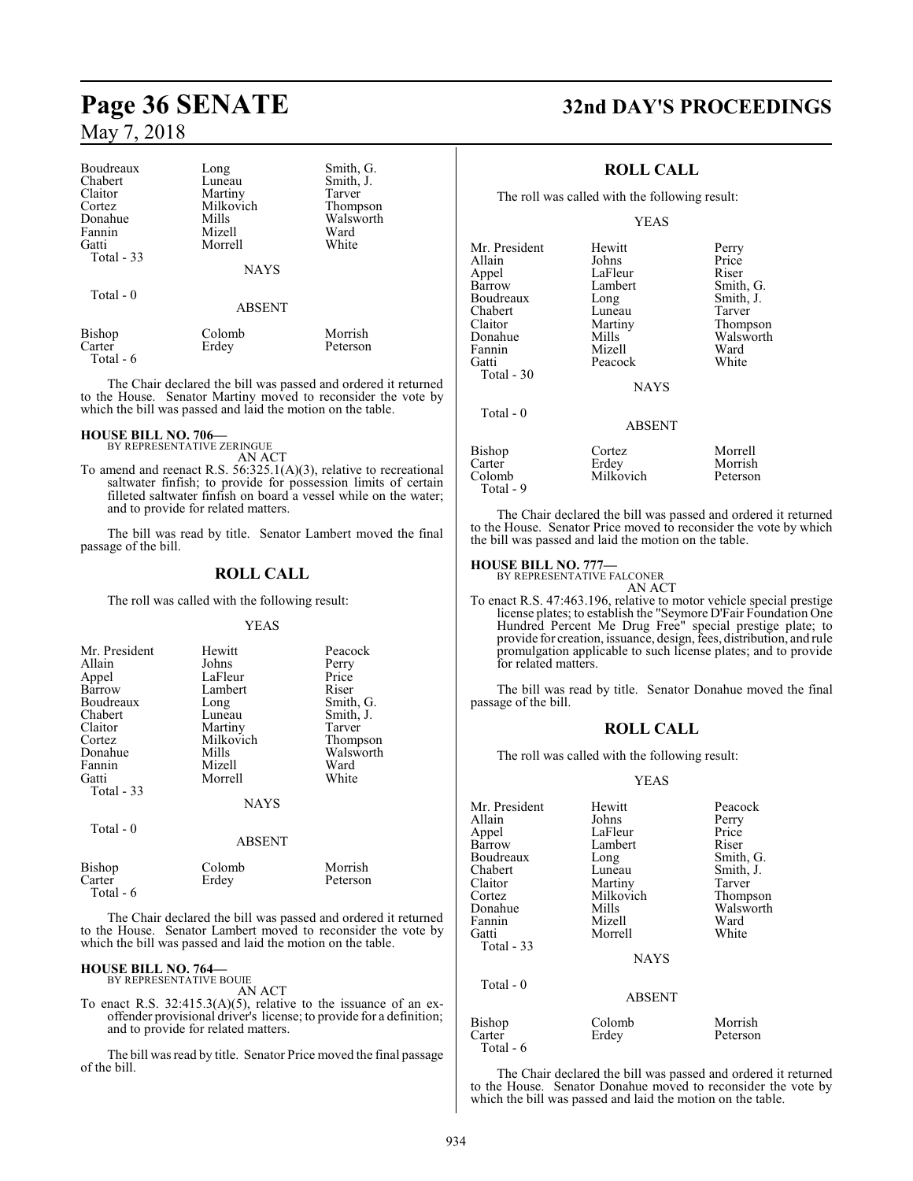| | | |
|---|---|---|
| Boudreaux | Long | Smith, G. |
| Chabert | Luneau | Smith, J. |
| Claitor | Martiny | Tarver |
| Cortez | Milkovich | Thompson |
| Donahue | Mills | Walsworth |
| Fannin | Mizell | Ward |
| Gatti | Morrell | White |
| Total - 33 | | |

NAYS

Total - 0

ABSENT

| | | |
|---|---|---|
| Bishop | Colomb | Morrish |
| Carter | Erdey | Peterson |
| Total - 6 | | |

The Chair declared the bill was passed and ordered it returned to the House. Senator Martiny moved to reconsider the vote by which the bill was passed and laid the motion on the table.

**HOUSE BILL NO. 706—**
BY REPRESENTATIVE ZERINGUE
AN ACT

To amend and reenact R.S. 56:325.1(A)(3), relative to recreational saltwater finfish; to provide for possession limits of certain filleted saltwater finfish on board a vessel while on the water; and to provide for related matters.

The bill was read by title. Senator Lambert moved the final passage of the bill.

## ROLL CALL

The roll was called with the following result:

YEAS

| | | |
|---|---|---|
| Mr. President | Hewitt | Peacock |
| Allain | Johns | Perry |
| Appel | LaFleur | Price |
| Barrow | Lambert | Riser |
| Boudreaux | Long | Smith, G. |
| Chabert | Luneau | Smith, J. |
| Claitor | Martiny | Tarver |
| Cortez | Milkovich | Thompson |
| Donahue | Mills | Walsworth |
| Fannin | Mizell | Ward |
| Gatti | Morrell | White |
| Total - 33 | | |

NAYS

Total - 0

ABSENT

| | | |
|---|---|---|
| Bishop | Colomb | Morrish |
| Carter | Erdey | Peterson |
| Total - 6 | | |

The Chair declared the bill was passed and ordered it returned to the House. Senator Lambert moved to reconsider the vote by which the bill was passed and laid the motion on the table.

**HOUSE BILL NO. 764—**
BY REPRESENTATIVE BOUIE
AN ACT

To enact R.S. 32:415.3(A)(5), relative to the issuance of an ex-offender provisional driver's license; to provide for a definition; and to provide for related matters.

The bill was read by title. Senator Price moved the final passage of the bill.

## ROLL CALL

The roll was called with the following result:

YEAS

| | | |
|---|---|---|
| Mr. President | Hewitt | Perry |
| Allain | Johns | Price |
| Appel | LaFleur | Riser |
| Barrow | Lambert | Smith, G. |
| Boudreaux | Long | Smith, J. |
| Chabert | Luneau | Tarver |
| Claitor | Martiny | Thompson |
| Donahue | Mills | Walsworth |
| Fannin | Mizell | Ward |
| Gatti | Peacock | White |
| Total - 30 | | |

NAYS

Total - 0

ABSENT

| | | |
|---|---|---|
| Bishop | Cortez | Morrell |
| Carter | Erdey | Morrish |
| Colomb | Milkovich | Peterson |
| Total - 9 | | |

The Chair declared the bill was passed and ordered it returned to the House. Senator Price moved to reconsider the vote by which the bill was passed and laid the motion on the table.

**HOUSE BILL NO. 777—**
BY REPRESENTATIVE FALCONER
AN ACT

To enact R.S. 47:463.196, relative to motor vehicle special prestige license plates; to establish the "Seymore D'Fair Foundation One Hundred Percent Me Drug Free" special prestige plate; to provide for creation, issuance, design, fees, distribution, and rule promulgation applicable to such license plates; and to provide for related matters.

The bill was read by title. Senator Donahue moved the final passage of the bill.

## ROLL CALL

The roll was called with the following result:

YEAS

| | | |
|---|---|---|
| Mr. President | Hewitt | Peacock |
| Allain | Johns | Perry |
| Appel | LaFleur | Price |
| Barrow | Lambert | Riser |
| Boudreaux | Long | Smith, G. |
| Chabert | Luneau | Smith, J. |
| Claitor | Martiny | Tarver |
| Cortez | Milkovich | Thompson |
| Donahue | Mills | Walsworth |
| Fannin | Mizell | Ward |
| Gatti | Morrell | White |
| Total - 33 | | |

NAYS

Total - 0

ABSENT

| | | |
|---|---|---|
| Bishop | Colomb | Morrish |
| Carter | Erdey | Peterson |
| Total - 6 | | |

The Chair declared the bill was passed and ordered it returned to the House. Senator Donahue moved to reconsider the vote by which the bill was passed and laid the motion on the table.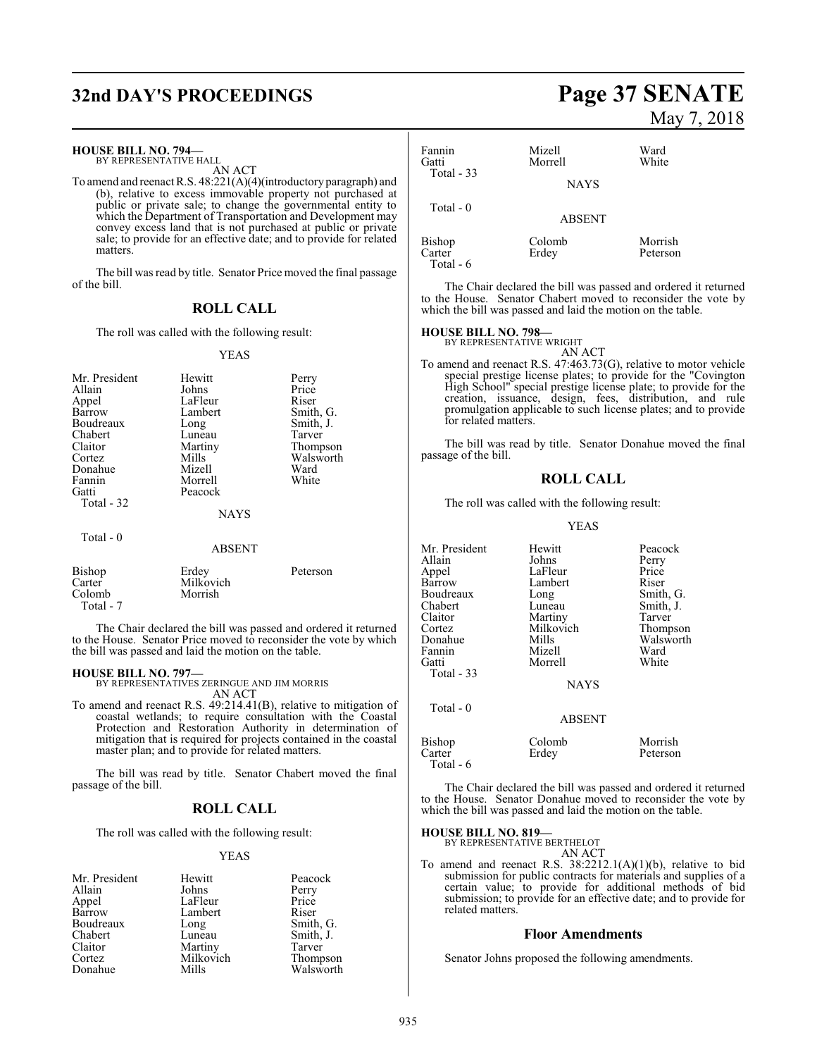**HOUSE BILL NO. 794—**
BY REPRESENTATIVE HALL

AN ACT

To amend and reenact R.S. 48:221(A)(4)(introductory paragraph) and (b), relative to excess immovable property not purchased at public or private sale; to change the governmental entity to which the Department of Transportation and Development may convey excess land that is not purchased at public or private sale; to provide for an effective date; and to provide for related matters.

The bill was read by title. Senator Price moved the final passage of the bill.

## ROLL CALL

The roll was called with the following result:

YEAS

| | | |
|---|---|---|
| Mr. President | Hewitt | Perry |
| Allain | Johns | Price |
| Appel | LaFleur | Riser |
| Barrow | Lambert | Smith, G. |
| Boudreaux | Long | Smith, J. |
| Chabert | Luneau | Tarver |
| Claitor | Martiny | Thompson |
| Cortez | Mills | Walsworth |
| Donahue | Mizell | Ward |
| Fannin | Morrell | White |
| Gatti | Peacock | |

Total - 32

NAYS

Total - 0

ABSENT

| | | |
|---|---|---|
| Bishop | Erdey | Peterson |
| Carter | Milkovich | |
| Colomb | Morrish | |

Total - 7

The Chair declared the bill was passed and ordered it returned to the House. Senator Price moved to reconsider the vote by which the bill was passed and laid the motion on the table.

**HOUSE BILL NO. 797—**
BY REPRESENTATIVES ZERINGUE AND JIM MORRIS

AN ACT

To amend and reenact R.S. 49:214.41(B), relative to mitigation of coastal wetlands; to require consultation with the Coastal Protection and Restoration Authority in determination of mitigation that is required for projects contained in the coastal master plan; and to provide for related matters.

The bill was read by title. Senator Chabert moved the final passage of the bill.

## ROLL CALL

The roll was called with the following result:

YEAS

| | | |
|---|---|---|
| Mr. President | Hewitt | Peacock |
| Allain | Johns | Perry |
| Appel | LaFleur | Price |
| Barrow | Lambert | Riser |
| Boudreaux | Long | Smith, G. |
| Chabert | Luneau | Smith, J. |
| Claitor | Martiny | Tarver |
| Cortez | Milkovich | Thompson |
| Donahue | Mills | Walsworth |
| Fannin | Mizell | Ward |
| Gatti | Morrell | White |

Total - 33

NAYS

Total - 0

ABSENT

| | | |
|---|---|---|
| Bishop | Colomb | Morrish |
| Carter | Erdey | Peterson |

Total - 6

The Chair declared the bill was passed and ordered it returned to the House. Senator Chabert moved to reconsider the vote by which the bill was passed and laid the motion on the table.

**HOUSE BILL NO. 798—**
BY REPRESENTATIVE WRIGHT

AN ACT

To amend and reenact R.S. 47:463.73(G), relative to motor vehicle special prestige license plates; to provide for the "Covington High School" special prestige license plate; to provide for the creation, issuance, design, fees, distribution, and rule promulgation applicable to such license plates; and to provide for related matters.

The bill was read by title. Senator Donahue moved the final passage of the bill.

## ROLL CALL

The roll was called with the following result:

YEAS

| | | |
|---|---|---|
| Mr. President | Hewitt | Peacock |
| Allain | Johns | Perry |
| Appel | LaFleur | Price |
| Barrow | Lambert | Riser |
| Boudreaux | Long | Smith, G. |
| Chabert | Luneau | Smith, J. |
| Claitor | Martiny | Tarver |
| Cortez | Milkovich | Thompson |
| Donahue | Mills | Walsworth |
| Fannin | Mizell | Ward |
| Gatti | Morrell | White |

Total - 33

NAYS

Total - 0

ABSENT

| | | |
|---|---|---|
| Bishop | Colomb | Morrish |
| Carter | Erdey | Peterson |

Total - 6

The Chair declared the bill was passed and ordered it returned to the House. Senator Donahue moved to reconsider the vote by which the bill was passed and laid the motion on the table.

**HOUSE BILL NO. 819—**
BY REPRESENTATIVE BERTHELOT

AN ACT

To amend and reenact R.S. 38:2212.1(A)(1)(b), relative to bid submission for public contracts for materials and supplies of a certain value; to provide for additional methods of bid submission; to provide for an effective date; and to provide for related matters.

## Floor Amendments

Senator Johns proposed the following amendments.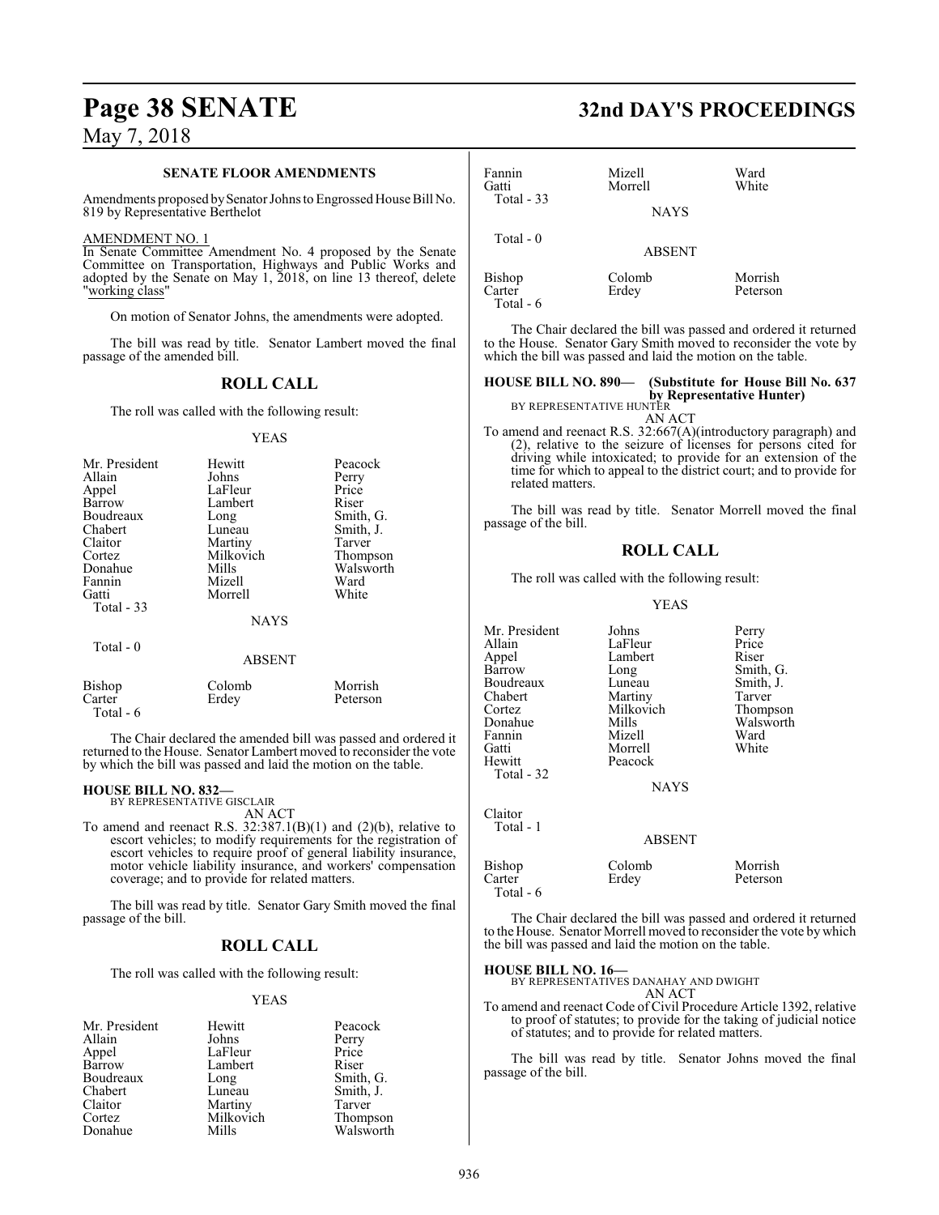**SENATE FLOOR AMENDMENTS**

Amendments proposed by Senator Johns to Engrossed House Bill No. 819 by Representative Berthelot

AMENDMENT NO. 1

In Senate Committee Amendment No. 4 proposed by the Senate Committee on Transportation, Highways and Public Works and adopted by the Senate on May 1, 2018, on line 13 thereof, delete "working class"

On motion of Senator Johns, the amendments were adopted.

The bill was read by title. Senator Lambert moved the final passage of the amended bill.

## ROLL CALL

The roll was called with the following result:

YEAS

| | | |
|---|---|---|
| Mr. President | Hewitt | Peacock |
| Allain | Johns | Perry |
| Appel | LaFleur | Price |
| Barrow | Lambert | Riser |
| Boudreaux | Long | Smith, G. |
| Chabert | Luneau | Smith, J. |
| Claitor | Martiny | Tarver |
| Cortez | Milkovich | Thompson |
| Donahue | Mills | Walsworth |
| Fannin | Mizell | Ward |
| Gatti | Morrell | White |
| Total - 33 | | |

NAYS

Total - 0

ABSENT

| | | |
|---|---|---|
| Bishop | Colomb | Morrish |
| Carter | Erdey | Peterson |
| Total - 6 | | |

The Chair declared the amended bill was passed and ordered it returned to the House. Senator Lambert moved to reconsider the vote by which the bill was passed and laid the motion on the table.

**HOUSE BILL NO. 832—**
BY REPRESENTATIVE GISCLAIR

AN ACT

To amend and reenact R.S. 32:387.1(B)(1) and (2)(b), relative to escort vehicles; to modify requirements for the registration of escort vehicles to require proof of general liability insurance, motor vehicle liability insurance, and workers' compensation coverage; and to provide for related matters.

The bill was read by title. Senator Gary Smith moved the final passage of the bill.

## ROLL CALL

The roll was called with the following result:

YEAS

| | | |
|---|---|---|
| Mr. President | Hewitt | Peacock |
| Allain | Johns | Perry |
| Appel | LaFleur | Price |
| Barrow | Lambert | Riser |
| Boudreaux | Long | Smith, G. |
| Chabert | Luneau | Smith, J. |
| Claitor | Martiny | Tarver |
| Cortez | Milkovich | Thompson |
| Donahue | Mills | Walsworth |
| Fannin | Mizell | Ward |
| Gatti | Morrell | White |
| Total - 33 | | |

NAYS

Total - 0

ABSENT

| | | |
|---|---|---|
| Bishop | Colomb | Morrish |
| Carter | Erdey | Peterson |
| Total - 6 | | |

The Chair declared the bill was passed and ordered it returned to the House. Senator Gary Smith moved to reconsider the vote by which the bill was passed and laid the motion on the table.

**HOUSE BILL NO. 890— (Substitute for House Bill No. 637 by Representative Hunter)**
BY REPRESENTATIVE HUNTER

AN ACT

To amend and reenact R.S. 32:667(A)(introductory paragraph) and (2), relative to the seizure of licenses for persons cited for driving while intoxicated; to provide for an extension of the time for which to appeal to the district court; and to provide for related matters.

The bill was read by title. Senator Morrell moved the final passage of the bill.

## ROLL CALL

The roll was called with the following result:

YEAS

| | | |
|---|---|---|
| Mr. President | Johns | Perry |
| Allain | LaFleur | Price |
| Appel | Lambert | Riser |
| Barrow | Long | Smith, G. |
| Boudreaux | Luneau | Smith, J. |
| Chabert | Martiny | Tarver |
| Cortez | Milkovich | Thompson |
| Donahue | Mills | Walsworth |
| Fannin | Mizell | Ward |
| Gatti | Morrell | White |
| Hewitt | Peacock | |
| Total - 32 | | |

NAYS

Claitor
Total - 1

ABSENT

| | | |
|---|---|---|
| Bishop | Colomb | Morrish |
| Carter | Erdey | Peterson |
| Total - 6 | | |

The Chair declared the bill was passed and ordered it returned to the House. Senator Morrell moved to reconsider the vote by which the bill was passed and laid the motion on the table.

**HOUSE BILL NO. 16—**
BY REPRESENTATIVES DANAHAY AND DWIGHT

AN ACT

To amend and reenact Code of Civil Procedure Article 1392, relative to proof of statutes; to provide for the taking of judicial notice of statutes; and to provide for related matters.

The bill was read by title. Senator Johns moved the final passage of the bill.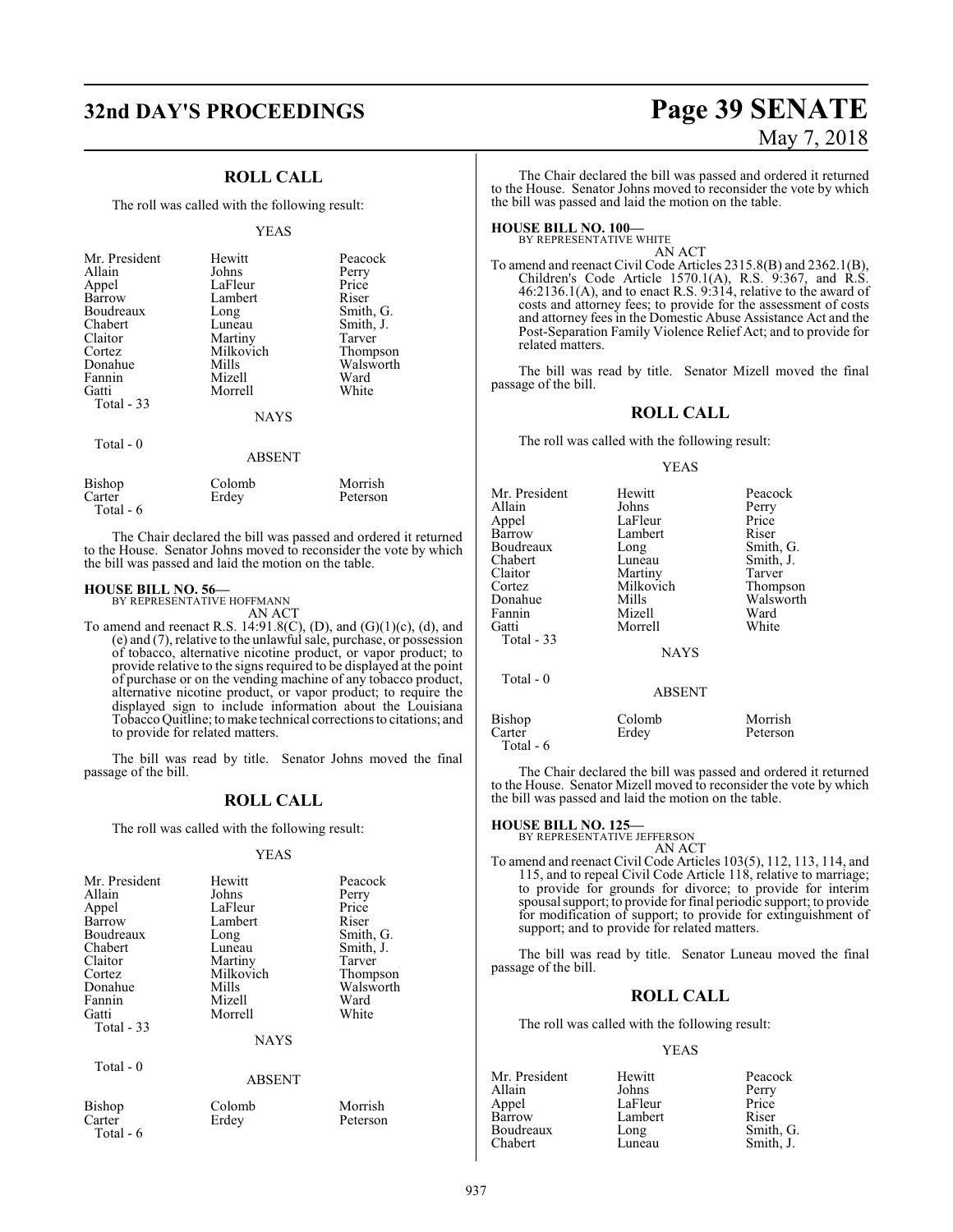## ROLL CALL

The roll was called with the following result:

YEAS

| | | |
|---|---|---|
| Mr. President | Hewitt | Peacock |
| Allain | Johns | Perry |
| Appel | LaFleur | Price |
| Barrow | Lambert | Riser |
| Boudreaux | Long | Smith, G. |
| Chabert | Luneau | Smith, J. |
| Claitor | Martiny | Tarver |
| Cortez | Milkovich | Thompson |
| Donahue | Mills | Walsworth |
| Fannin | Mizell | Ward |
| Gatti | Morrell | White |
| Total - 33 | | |

NAYS

Total - 0

ABSENT

| | | |
|---|---|---|
| Bishop | Colomb | Morrish |
| Carter | Erdey | Peterson |
| Total - 6 | | |

The Chair declared the bill was passed and ordered it returned to the House. Senator Johns moved to reconsider the vote by which the bill was passed and laid the motion on the table.

**HOUSE BILL NO. 56—**
BY REPRESENTATIVE HOFFMANN
AN ACT

To amend and reenact R.S. 14:91.8(C), (D), and (G)(1)(c), (d), and (e) and (7), relative to the unlawful sale, purchase, or possession of tobacco, alternative nicotine product, or vapor product; to provide relative to the signs required to be displayed at the point of purchase or on the vending machine of any tobacco product, alternative nicotine product, or vapor product; to require the displayed sign to include information about the Louisiana Tobacco Quitline; to make technical corrections to citations; and to provide for related matters.

The bill was read by title. Senator Johns moved the final passage of the bill.

## ROLL CALL

The roll was called with the following result:

YEAS

| | | |
|---|---|---|
| Mr. President | Hewitt | Peacock |
| Allain | Johns | Perry |
| Appel | LaFleur | Price |
| Barrow | Lambert | Riser |
| Boudreaux | Long | Smith, G. |
| Chabert | Luneau | Smith, J. |
| Claitor | Martiny | Tarver |
| Cortez | Milkovich | Thompson |
| Donahue | Mills | Walsworth |
| Fannin | Mizell | Ward |
| Gatti | Morrell | White |
| Total - 33 | | |

NAYS

Total - 0

ABSENT

| | | |
|---|---|---|
| Bishop | Colomb | Morrish |
| Carter | Erdey | Peterson |
| Total - 6 | | |

The Chair declared the bill was passed and ordered it returned to the House. Senator Johns moved to reconsider the vote by which the bill was passed and laid the motion on the table.

**HOUSE BILL NO. 100—**
BY REPRESENTATIVE WHITE
AN ACT

To amend and reenact Civil Code Articles 2315.8(B) and 2362.1(B), Children's Code Article 1570.1(A), R.S. 9:367, and R.S. 46:2136.1(A), and to enact R.S. 9:314, relative to the award of costs and attorney fees; to provide for the assessment of costs and attorney fees in the Domestic Abuse Assistance Act and the Post-Separation Family Violence Relief Act; and to provide for related matters.

The bill was read by title. Senator Mizell moved the final passage of the bill.

## ROLL CALL

The roll was called with the following result:

YEAS

| | | |
|---|---|---|
| Mr. President | Hewitt | Peacock |
| Allain | Johns | Perry |
| Appel | LaFleur | Price |
| Barrow | Lambert | Riser |
| Boudreaux | Long | Smith, G. |
| Chabert | Luneau | Smith, J. |
| Claitor | Martiny | Tarver |
| Cortez | Milkovich | Thompson |
| Donahue | Mills | Walsworth |
| Fannin | Mizell | Ward |
| Gatti | Morrell | White |
| Total - 33 | | |

NAYS

Total - 0

ABSENT

| | | |
|---|---|---|
| Bishop | Colomb | Morrish |
| Carter | Erdey | Peterson |
| Total - 6 | | |

The Chair declared the bill was passed and ordered it returned to the House. Senator Mizell moved to reconsider the vote by which the bill was passed and laid the motion on the table.

**HOUSE BILL NO. 125—**
BY REPRESENTATIVE JEFFERSON
AN ACT

To amend and reenact Civil Code Articles 103(5), 112, 113, 114, and 115, and to repeal Civil Code Article 118, relative to marriage; to provide for grounds for divorce; to provide for interim spousal support; to provide for final periodic support; to provide for modification of support; to provide for extinguishment of support; and to provide for related matters.

The bill was read by title. Senator Luneau moved the final passage of the bill.

## ROLL CALL

The roll was called with the following result:

YEAS

| | | |
|---|---|---|
| Mr. President | Hewitt | Peacock |
| Allain | Johns | Perry |
| Appel | LaFleur | Price |
| Barrow | Lambert | Riser |
| Boudreaux | Long | Smith, G. |
| Chabert | Luneau | Smith, J. |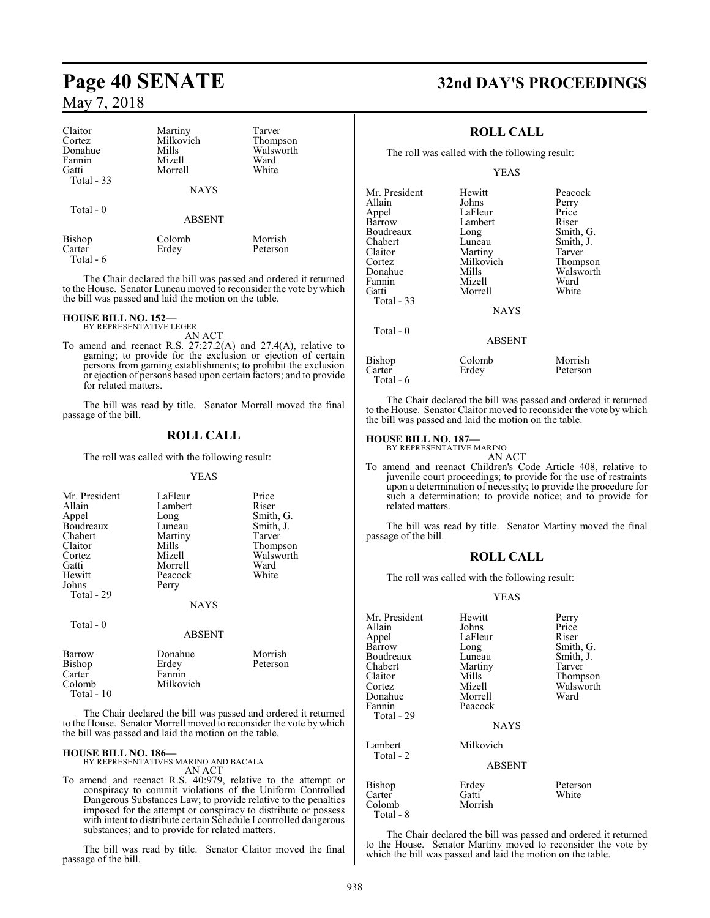| | | |
|---|---|---|
| Claitor | Martiny | Tarver |
| Cortez | Milkovich | Thompson |
| Donahue | Mills | Walsworth |
| Fannin | Mizell | Ward |
| Gatti | Morrell | White |
| Total - 33 | | |

NAYS

Total - 0

ABSENT

| | | |
|---|---|---|
| Bishop | Colomb | Morrish |
| Carter | Erdey | Peterson |
| Total - 6 | | |

The Chair declared the bill was passed and ordered it returned to the House. Senator Luneau moved to reconsider the vote by which the bill was passed and laid the motion on the table.

**HOUSE BILL NO. 152—**
BY REPRESENTATIVE LEGER

AN ACT

To amend and reenact R.S. 27:27.2(A) and 27.4(A), relative to gaming; to provide for the exclusion or ejection of certain persons from gaming establishments; to prohibit the exclusion or ejection of persons based upon certain factors; and to provide for related matters.

The bill was read by title. Senator Morrell moved the final passage of the bill.

## ROLL CALL

The roll was called with the following result:

YEAS

| | | |
|---|---|---|
| Mr. President | LaFleur | Price |
| Allain | Lambert | Riser |
| Appel | Long | Smith, G. |
| Boudreaux | Luneau | Smith, J. |
| Chabert | Martiny | Tarver |
| Claitor | Mills | Thompson |
| Cortez | Mizell | Walsworth |
| Gatti | Morrell | Ward |
| Hewitt | Peacock | White |
| Johns | Perry | |
| Total - 29 | | |

NAYS

Total - 0

ABSENT

| | | |
|---|---|---|
| Barrow | Donahue | Morrish |
| Bishop | Erdey | Peterson |
| Carter | Fannin | |
| Colomb | Milkovich | |
| Total - 10 | | |

The Chair declared the bill was passed and ordered it returned to the House. Senator Morrell moved to reconsider the vote by which the bill was passed and laid the motion on the table.

**HOUSE BILL NO. 186—**
BY REPRESENTATIVES MARINO AND BACALA

AN ACT

To amend and reenact R.S. 40:979, relative to the attempt or conspiracy to commit violations of the Uniform Controlled Dangerous Substances Law; to provide relative to the penalties imposed for the attempt or conspiracy to distribute or possess with intent to distribute certain Schedule I controlled dangerous substances; and to provide for related matters.

The bill was read by title. Senator Claitor moved the final passage of the bill.

## ROLL CALL

The roll was called with the following result:

YEAS

| | | |
|---|---|---|
| Mr. President | Hewitt | Peacock |
| Allain | Johns | Perry |
| Appel | LaFleur | Price |
| Barrow | Lambert | Riser |
| Boudreaux | Long | Smith, G. |
| Chabert | Luneau | Smith, J. |
| Claitor | Martiny | Tarver |
| Cortez | Milkovich | Thompson |
| Donahue | Mills | Walsworth |
| Fannin | Mizell | Ward |
| Gatti | Morrell | White |
| Total - 33 | | |

NAYS

Total - 0

ABSENT

| | | |
|---|---|---|
| Bishop | Colomb | Morrish |
| Carter | Erdey | Peterson |
| Total - 6 | | |

The Chair declared the bill was passed and ordered it returned to the House. Senator Claitor moved to reconsider the vote by which the bill was passed and laid the motion on the table.

**HOUSE BILL NO. 187—**
BY REPRESENTATIVE MARINO

AN ACT

To amend and reenact Children's Code Article 408, relative to juvenile court proceedings; to provide for the use of restraints upon a determination of necessity; to provide the procedure for such a determination; to provide notice; and to provide for related matters.

The bill was read by title. Senator Martiny moved the final passage of the bill.

## ROLL CALL

The roll was called with the following result:

YEAS

| | | |
|---|---|---|
| Mr. President | Hewitt | Perry |
| Allain | Johns | Price |
| Appel | LaFleur | Riser |
| Barrow | Long | Smith, G. |
| Boudreaux | Luneau | Smith, J. |
| Chabert | Martiny | Tarver |
| Claitor | Mills | Thompson |
| Cortez | Mizell | Walsworth |
| Donahue | Morrell | Ward |
| Fannin | Peacock | |
| Total - 29 | | |

NAYS

| | |
|---|---|
| Lambert | Milkovich |
| Total - 2 | |

ABSENT

| | | |
|---|---|---|
| Bishop | Erdey | Peterson |
| Carter | Gatti | White |
| Colomb | Morrish | |
| Total - 8 | | |

The Chair declared the bill was passed and ordered it returned to the House. Senator Martiny moved to reconsider the vote by which the bill was passed and laid the motion on the table.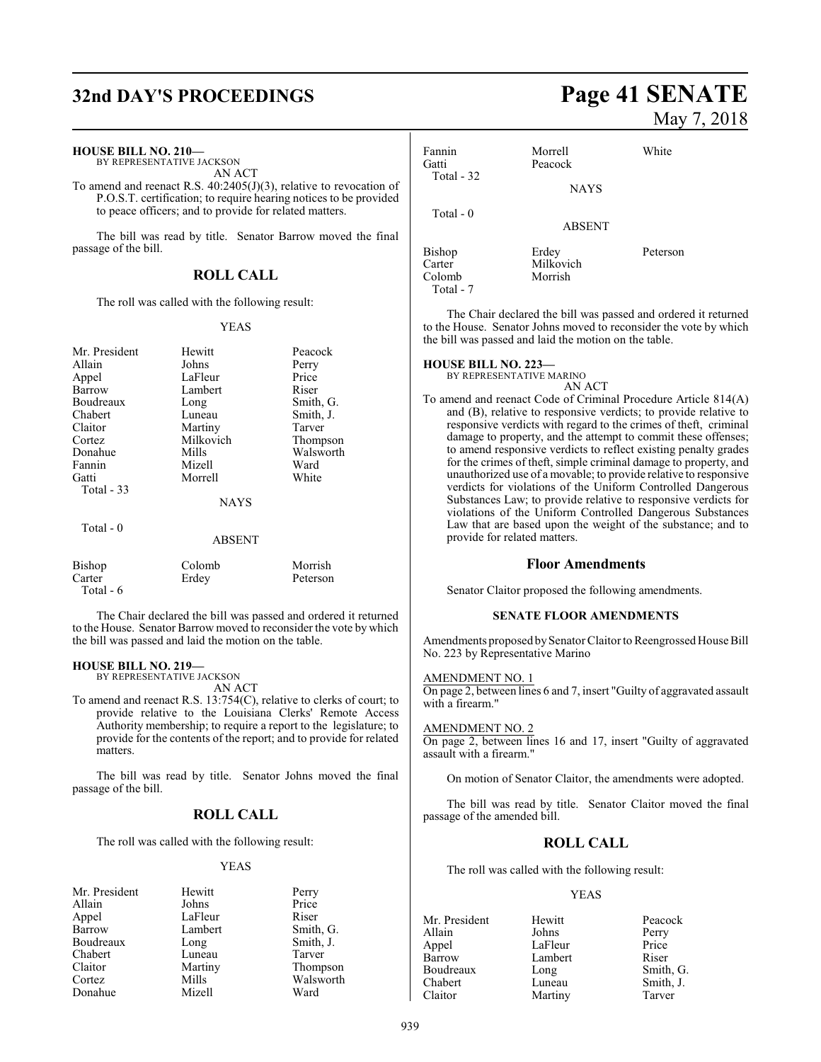**HOUSE BILL NO. 210—**
BY REPRESENTATIVE JACKSON
AN ACT

To amend and reenact R.S. 40:2405(J)(3), relative to revocation of P.O.S.T. certification; to require hearing notices to be provided to peace officers; and to provide for related matters.

The bill was read by title. Senator Barrow moved the final passage of the bill.

## ROLL CALL

The roll was called with the following result:

YEAS

| | | |
|---|---|---|
| Mr. President | Hewitt | Peacock |
| Allain | Johns | Perry |
| Appel | LaFleur | Price |
| Barrow | Lambert | Riser |
| Boudreaux | Long | Smith, G. |
| Chabert | Luneau | Smith, J. |
| Claitor | Martiny | Tarver |
| Cortez | Milkovich | Thompson |
| Donahue | Mills | Walsworth |
| Fannin | Mizell | Ward |
| Gatti | Morrell | White |

Total - 33

NAYS

Total - 0

ABSENT

| | | |
|---|---|---|
| Bishop | Colomb | Morrish |
| Carter | Erdey | Peterson |

Total - 6

The Chair declared the bill was passed and ordered it returned to the House. Senator Barrow moved to reconsider the vote by which the bill was passed and laid the motion on the table.

**HOUSE BILL NO. 219—**
BY REPRESENTATIVE JACKSON
AN ACT

To amend and reenact R.S. 13:754(C), relative to clerks of court; to provide relative to the Louisiana Clerks' Remote Access Authority membership; to require a report to the legislature; to provide for the contents of the report; and to provide for related matters.

The bill was read by title. Senator Johns moved the final passage of the bill.

## ROLL CALL

The roll was called with the following result:

YEAS

| | | |
|---|---|---|
| Mr. President | Hewitt | Perry |
| Allain | Johns | Price |
| Appel | LaFleur | Riser |
| Barrow | Lambert | Smith, G. |
| Boudreaux | Long | Smith, J. |
| Chabert | Luneau | Tarver |
| Claitor | Martiny | Thompson |
| Cortez | Mills | Walsworth |
| Donahue | Mizell | Ward |
| Fannin | Morrell | White |
| Gatti | Peacock | |

Total - 32

NAYS

Total - 0

ABSENT

| | | |
|---|---|---|
| Bishop | Erdey | Peterson |
| Carter | Milkovich | |
| Colomb | Morrish | |

Total - 7

The Chair declared the bill was passed and ordered it returned to the House. Senator Johns moved to reconsider the vote by which the bill was passed and laid the motion on the table.

**HOUSE BILL NO. 223—**
BY REPRESENTATIVE MARINO
AN ACT

To amend and reenact Code of Criminal Procedure Article 814(A) and (B), relative to responsive verdicts; to provide relative to responsive verdicts with regard to the crimes of theft, criminal damage to property, and the attempt to commit these offenses; to amend responsive verdicts to reflect existing penalty grades for the crimes of theft, simple criminal damage to property, and unauthorized use of a movable; to provide relative to responsive verdicts for violations of the Uniform Controlled Dangerous Substances Law; to provide relative to responsive verdicts for violations of the Uniform Controlled Dangerous Substances Law that are based upon the weight of the substance; and to provide for related matters.

## Floor Amendments

Senator Claitor proposed the following amendments.

### SENATE FLOOR AMENDMENTS

Amendments proposed by Senator Claitor to Reengrossed House Bill No. 223 by Representative Marino

AMENDMENT NO. 1
On page 2, between lines 6 and 7, insert "Guilty of aggravated assault with a firearm."

AMENDMENT NO. 2
On page 2, between lines 16 and 17, insert "Guilty of aggravated assault with a firearm."

On motion of Senator Claitor, the amendments were adopted.

The bill was read by title. Senator Claitor moved the final passage of the amended bill.

## ROLL CALL

The roll was called with the following result:

YEAS

| | | |
|---|---|---|
| Mr. President | Hewitt | Peacock |
| Allain | Johns | Perry |
| Appel | LaFleur | Price |
| Barrow | Lambert | Riser |
| Boudreaux | Long | Smith, G. |
| Chabert | Luneau | Smith, J. |
| Claitor | Martiny | Tarver |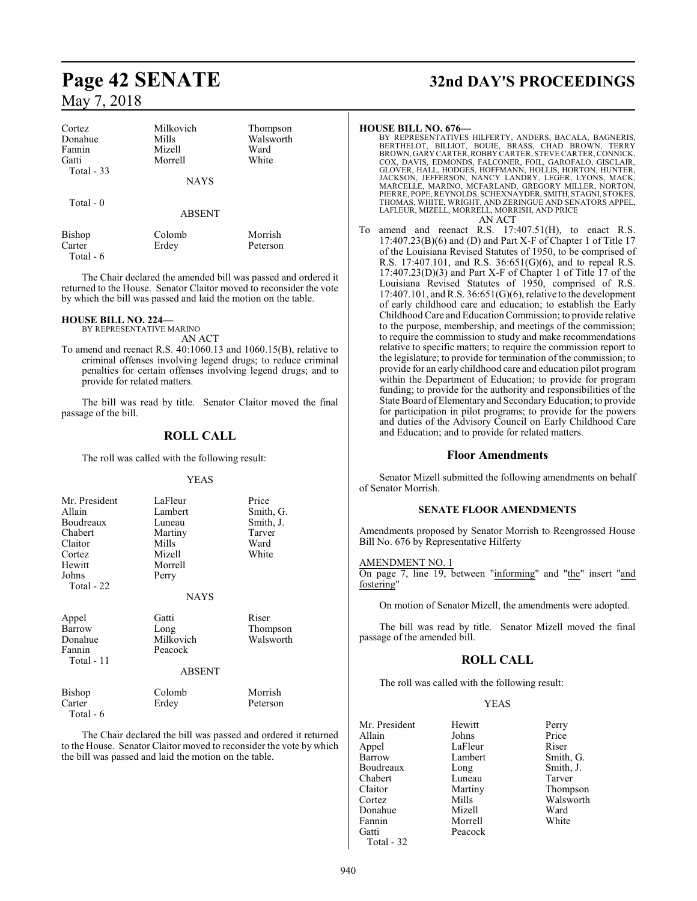| | | |
|---|---|---|
| Cortez | Milkovich | Thompson |
| Donahue | Mills | Walsworth |
| Fannin | Mizell | Ward |
| Gatti | Morrell | White |
| Total - 33 | | |

NAYS

Total - 0

ABSENT

| | | |
|---|---|---|
| Bishop | Colomb | Morrish |
| Carter | Erdey | Peterson |
| Total - 6 | | |

The Chair declared the amended bill was passed and ordered it returned to the House. Senator Claitor moved to reconsider the vote by which the bill was passed and laid the motion on the table.

**HOUSE BILL NO. 224—**
BY REPRESENTATIVE MARINO
AN ACT

To amend and reenact R.S. 40:1060.13 and 1060.15(B), relative to criminal offenses involving legend drugs; to reduce criminal penalties for certain offenses involving legend drugs; and to provide for related matters.

The bill was read by title. Senator Claitor moved the final passage of the bill.

## ROLL CALL

The roll was called with the following result:

YEAS

| | | |
|---|---|---|
| Mr. President | LaFleur | Price |
| Allain | Lambert | Smith, G. |
| Boudreaux | Luneau | Smith, J. |
| Chabert | Martiny | Tarver |
| Claitor | Mills | Ward |
| Cortez | Mizell | White |
| Hewitt | Morrell | |
| Johns | Perry | |
| Total - 22 | | |

NAYS

| | | |
|---|---|---|
| Appel | Gatti | Riser |
| Barrow | Long | Thompson |
| Donahue | Milkovich | Walsworth |
| Fannin | Peacock | |
| Total - 11 | | |

ABSENT

| | | |
|---|---|---|
| Bishop | Colomb | Morrish |
| Carter | Erdey | Peterson |
| Total - 6 | | |

The Chair declared the bill was passed and ordered it returned to the House. Senator Claitor moved to reconsider the vote by which the bill was passed and laid the motion on the table.

**HOUSE BILL NO. 676—**
BY REPRESENTATIVES HILFERTY, ANDERS, BACALA, BAGNERIS, BERTHELOT, BILLIOT, BOUIE, BRASS, CHAD BROWN, TERRY BROWN, GARY CARTER, ROBBY CARTER, STEVE CARTER, CONNICK, COX, DAVIS, EDMONDS, FALCONER, FOIL, GAROFALO, GISCLAIR, GLOVER, HALL, HODGES, HOFFMANN, HOLLIS, HORTON, HUNTER, JACKSON, JEFFERSON, NANCY LANDRY, LEGER, LYONS, MACK, MARCELLE, MARINO, MCFARLAND, GREGORY MILLER, NORTON, PIERRE, POPE, REYNOLDS, SCHEXNAYDER, SMITH, STAGNI, STOKES, THOMAS, WHITE, WRIGHT, AND ZERINGUE AND SENATORS APPEL, LAFLEUR, MIZELL, MORRELL, MORRISH, AND PRICE
AN ACT

To amend and reenact R.S. 17:407.51(H), to enact R.S. 17:407.23(B)(6) and (D) and Part X-F of Chapter 1 of Title 17 of the Louisiana Revised Statutes of 1950, to be comprised of R.S. 17:407.101, and R.S. 36:651(G)(6), and to repeal R.S. 17:407.23(D)(3) and Part X-F of Chapter 1 of Title 17 of the Louisiana Revised Statutes of 1950, comprised of R.S. 17:407.101, and R.S. 36:651(G)(6), relative to the development of early childhood care and education; to establish the Early Childhood Care and Education Commission; to provide relative to the purpose, membership, and meetings of the commission; to require the commission to study and make recommendations relative to specific matters; to require the commission report to the legislature; to provide for termination of the commission; to provide for an early childhood care and education pilot program within the Department of Education; to provide for program funding; to provide for the authority and responsibilities of the State Board of Elementary and Secondary Education; to provide for participation in pilot programs; to provide for the powers and duties of the Advisory Council on Early Childhood Care and Education; and to provide for related matters.

## Floor Amendments

Senator Mizell submitted the following amendments on behalf of Senator Morrish.

### SENATE FLOOR AMENDMENTS

Amendments proposed by Senator Morrish to Reengrossed House Bill No. 676 by Representative Hilferty

AMENDMENT NO. 1
On page 7, line 19, between "informing" and "the" insert "and fostering"

On motion of Senator Mizell, the amendments were adopted.

The bill was read by title. Senator Mizell moved the final passage of the amended bill.

## ROLL CALL

The roll was called with the following result:

YEAS

| | | |
|---|---|---|
| Mr. President | Hewitt | Perry |
| Allain | Johns | Price |
| Appel | LaFleur | Riser |
| Barrow | Lambert | Smith, G. |
| Boudreaux | Long | Smith, J. |
| Chabert | Luneau | Tarver |
| Claitor | Martiny | Thompson |
| Cortez | Mills | Walsworth |
| Donahue | Mizell | Ward |
| Fannin | Morrell | White |
| Gatti | Peacock | |
| Total - 32 | | |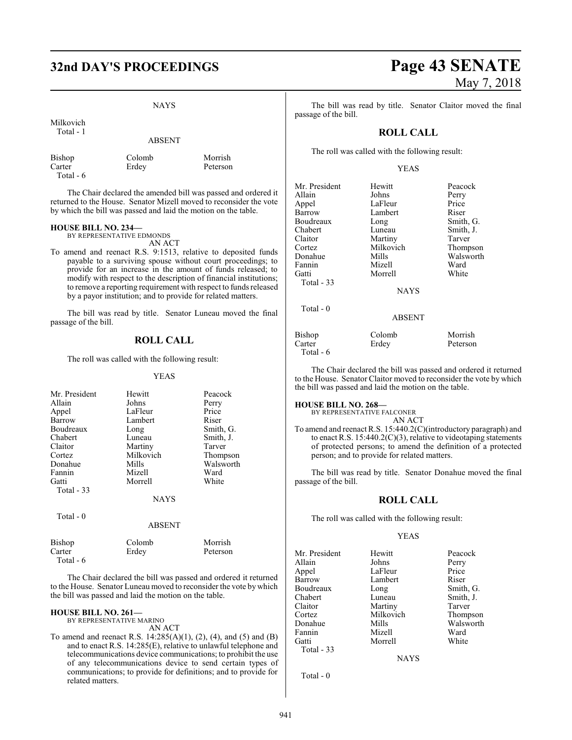NAYS

| | | |
|---|---|---|
| Milkovich | | |
| Total - 1 | | |

ABSENT

| | | |
|---|---|---|
| Bishop | Colomb | Morrish |
| Carter | Erdey | Peterson |
| Total - 6 | | |

The Chair declared the amended bill was passed and ordered it returned to the House. Senator Mizell moved to reconsider the vote by which the bill was passed and laid the motion on the table.

**HOUSE BILL NO. 234—**
BY REPRESENTATIVE EDMONDS
AN ACT

To amend and reenact R.S. 9:1513, relative to deposited funds payable to a surviving spouse without court proceedings; to provide for an increase in the amount of funds released; to modify with respect to the description of financial institutions; to remove a reporting requirement with respect to funds released by a payor institution; and to provide for related matters.

The bill was read by title. Senator Luneau moved the final passage of the bill.

## ROLL CALL

The roll was called with the following result:

YEAS

| | | |
|---|---|---|
| Mr. President | Hewitt | Peacock |
| Allain | Johns | Perry |
| Appel | LaFleur | Price |
| Barrow | Lambert | Riser |
| Boudreaux | Long | Smith, G. |
| Chabert | Luneau | Smith, J. |
| Claitor | Martiny | Tarver |
| Cortez | Milkovich | Thompson |
| Donahue | Mills | Walsworth |
| Fannin | Mizell | Ward |
| Gatti | Morrell | White |
| Total - 33 | | |

NAYS

Total - 0

ABSENT

| | | |
|---|---|---|
| Bishop | Colomb | Morrish |
| Carter | Erdey | Peterson |
| Total - 6 | | |

The Chair declared the bill was passed and ordered it returned to the House. Senator Luneau moved to reconsider the vote by which the bill was passed and laid the motion on the table.

**HOUSE BILL NO. 261—**
BY REPRESENTATIVE MARINO
AN ACT

To amend and reenact R.S. 14:285(A)(1), (2), (4), and (5) and (B) and to enact R.S. 14:285(E), relative to unlawful telephone and telecommunications device communications; to prohibit the use of any telecommunications device to send certain types of communications; to provide for definitions; and to provide for related matters.

The bill was read by title. Senator Claitor moved the final passage of the bill.

## ROLL CALL

The roll was called with the following result:

YEAS

| | | |
|---|---|---|
| Mr. President | Hewitt | Peacock |
| Allain | Johns | Perry |
| Appel | LaFleur | Price |
| Barrow | Lambert | Riser |
| Boudreaux | Long | Smith, G. |
| Chabert | Luneau | Smith, J. |
| Claitor | Martiny | Tarver |
| Cortez | Milkovich | Thompson |
| Donahue | Mills | Walsworth |
| Fannin | Mizell | Ward |
| Gatti | Morrell | White |
| Total - 33 | | |

NAYS

Total - 0

ABSENT

| | | |
|---|---|---|
| Bishop | Colomb | Morrish |
| Carter | Erdey | Peterson |
| Total - 6 | | |

The Chair declared the bill was passed and ordered it returned to the House. Senator Claitor moved to reconsider the vote by which the bill was passed and laid the motion on the table.

**HOUSE BILL NO. 268—**
BY REPRESENTATIVE FALCONER
AN ACT

To amend and reenact R.S. 15:440.2(C)(introductory paragraph) and to enact R.S. 15:440.2(C)(3), relative to videotaping statements of protected persons; to amend the definition of a protected person; and to provide for related matters.

The bill was read by title. Senator Donahue moved the final passage of the bill.

## ROLL CALL

The roll was called with the following result:

YEAS

| | | |
|---|---|---|
| Mr. President | Hewitt | Peacock |
| Allain | Johns | Perry |
| Appel | LaFleur | Price |
| Barrow | Lambert | Riser |
| Boudreaux | Long | Smith, G. |
| Chabert | Luneau | Smith, J. |
| Claitor | Martiny | Tarver |
| Cortez | Milkovich | Thompson |
| Donahue | Mills | Walsworth |
| Fannin | Mizell | Ward |
| Gatti | Morrell | White |
| Total - 33 | | |

NAYS

Total - 0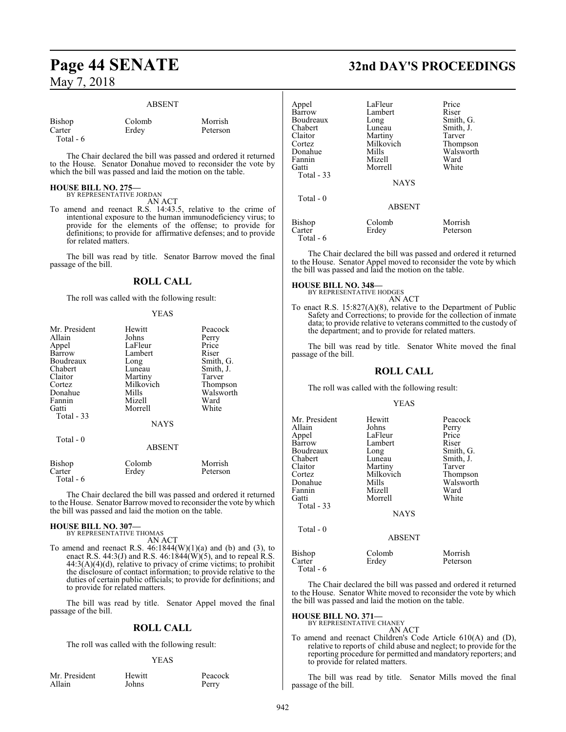ABSENT

| | | |
|---|---|---|
| Bishop | Colomb | Morrish |
| Carter | Erdey | Peterson |
| Total - 6 | | |

The Chair declared the bill was passed and ordered it returned to the House. Senator Donahue moved to reconsider the vote by which the bill was passed and laid the motion on the table.

**HOUSE BILL NO. 275—**
BY REPRESENTATIVE JORDAN
AN ACT

To amend and reenact R.S. 14:43.5, relative to the crime of intentional exposure to the human immunodeficiency virus; to provide for the elements of the offense; to provide for definitions; to provide for affirmative defenses; and to provide for related matters.

The bill was read by title. Senator Barrow moved the final passage of the bill.

## ROLL CALL

The roll was called with the following result:

YEAS

| | | |
|---|---|---|
| Mr. President | Hewitt | Peacock |
| Allain | Johns | Perry |
| Appel | LaFleur | Price |
| Barrow | Lambert | Riser |
| Boudreaux | Long | Smith, G. |
| Chabert | Luneau | Smith, J. |
| Claitor | Martiny | Tarver |
| Cortez | Milkovich | Thompson |
| Donahue | Mills | Walsworth |
| Fannin | Mizell | Ward |
| Gatti | Morrell | White |
| Total - 33 | | |

NAYS

Total - 0

ABSENT

| | | |
|---|---|---|
| Bishop | Colomb | Morrish |
| Carter | Erdey | Peterson |
| Total - 6 | | |

The Chair declared the bill was passed and ordered it returned to the House. Senator Barrow moved to reconsider the vote by which the bill was passed and laid the motion on the table.

**HOUSE BILL NO. 307—**
BY REPRESENTATIVE THOMAS
AN ACT

To amend and reenact R.S. 46:1844(W)(1)(a) and (b) and (3), to enact R.S. 44:3(J) and R.S. 46:1844(W)(5), and to repeal R.S. 44:3(A)(4)(d), relative to privacy of crime victims; to prohibit the disclosure of contact information; to provide relative to the duties of certain public officials; to provide for definitions; and to provide for related matters.

The bill was read by title. Senator Appel moved the final passage of the bill.

## ROLL CALL

The roll was called with the following result:

YEAS

| | | |
|---|---|---|
| Mr. President | Hewitt | Peacock |
| Allain | Johns | Perry |
| Appel | LaFleur | Price |
| Barrow | Lambert | Riser |
| Boudreaux | Long | Smith, G. |
| Chabert | Luneau | Smith, J. |
| Claitor | Martiny | Tarver |
| Cortez | Milkovich | Thompson |
| Donahue | Mills | Walsworth |
| Fannin | Mizell | Ward |
| Gatti | Morrell | White |
| Total - 33 | | |

NAYS

Total - 0

ABSENT

| | | |
|---|---|---|
| Bishop | Colomb | Morrish |
| Carter | Erdey | Peterson |
| Total - 6 | | |

The Chair declared the bill was passed and ordered it returned to the House. Senator Appel moved to reconsider the vote by which the bill was passed and laid the motion on the table.

**HOUSE BILL NO. 348—**
BY REPRESENTATIVE HODGES
AN ACT

To enact R.S. 15:827(A)(8), relative to the Department of Public Safety and Corrections; to provide for the collection of inmate data; to provide relative to veterans committed to the custody of the department; and to provide for related matters.

The bill was read by title. Senator White moved the final passage of the bill.

## ROLL CALL

The roll was called with the following result:

YEAS

| | | |
|---|---|---|
| Mr. President | Hewitt | Peacock |
| Allain | Johns | Perry |
| Appel | LaFleur | Price |
| Barrow | Lambert | Riser |
| Boudreaux | Long | Smith, G. |
| Chabert | Luneau | Smith, J. |
| Claitor | Martiny | Tarver |
| Cortez | Milkovich | Thompson |
| Donahue | Mills | Walsworth |
| Fannin | Mizell | Ward |
| Gatti | Morrell | White |
| Total - 33 | | |

NAYS

Total - 0

ABSENT

| | | |
|---|---|---|
| Bishop | Colomb | Morrish |
| Carter | Erdey | Peterson |
| Total - 6 | | |

The Chair declared the bill was passed and ordered it returned to the House. Senator White moved to reconsider the vote by which the bill was passed and laid the motion on the table.

**HOUSE BILL NO. 371—**
BY REPRESENTATIVE CHANEY
AN ACT

To amend and reenact Children's Code Article 610(A) and (D), relative to reports of child abuse and neglect; to provide for the reporting procedure for permitted and mandatory reporters; and to provide for related matters.

The bill was read by title. Senator Mills moved the final passage of the bill.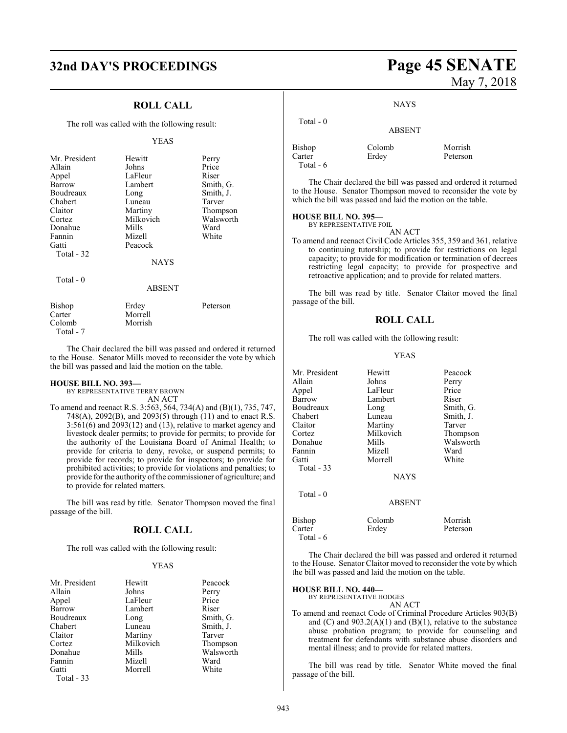## ROLL CALL

The roll was called with the following result:

YEAS

| | | |
|---|---|---|
| Mr. President | Hewitt | Perry |
| Allain | Johns | Price |
| Appel | LaFleur | Riser |
| Barrow | Lambert | Smith, G. |
| Boudreaux | Long | Smith, J. |
| Chabert | Luneau | Tarver |
| Claitor | Martiny | Thompson |
| Cortez | Milkovich | Walsworth |
| Donahue | Mills | Ward |
| Fannin | Mizell | White |
| Gatti | Peacock | |
| Total - 32 | | |

NAYS

Total - 0

ABSENT

| | | |
|---|---|---|
| Bishop | Erdey | Peterson |
| Carter | Morrell | |
| Colomb | Morrish | |
| Total - 7 | | |

The Chair declared the bill was passed and ordered it returned to the House. Senator Mills moved to reconsider the vote by which the bill was passed and laid the motion on the table.

**HOUSE BILL NO. 393—**
BY REPRESENTATIVE TERRY BROWN
AN ACT

To amend and reenact R.S. 3:563, 564, 734(A) and (B)(1), 735, 747, 748(A), 2092(B), and 2093(5) through (11) and to enact R.S. 3:561(6) and 2093(12) and (13), relative to market agency and livestock dealer permits; to provide for permits; to provide for the authority of the Louisiana Board of Animal Health; to provide for criteria to deny, revoke, or suspend permits; to provide for records; to provide for inspectors; to provide for prohibited activities; to provide for violations and penalties; to provide for the authority of the commissioner of agriculture; and to provide for related matters.

The bill was read by title. Senator Thompson moved the final passage of the bill.

## ROLL CALL

The roll was called with the following result:

YEAS

| | | |
|---|---|---|
| Mr. President | Hewitt | Peacock |
| Allain | Johns | Perry |
| Appel | LaFleur | Price |
| Barrow | Lambert | Riser |
| Boudreaux | Long | Smith, G. |
| Chabert | Luneau | Smith, J. |
| Claitor | Martiny | Tarver |
| Cortez | Milkovich | Thompson |
| Donahue | Mills | Walsworth |
| Fannin | Mizell | Ward |
| Gatti | Morrell | White |
| Total - 33 | | |

NAYS

Total - 0

ABSENT

| | | |
|---|---|---|
| Bishop | Colomb | Morrish |
| Carter | Erdey | Peterson |
| Total - 6 | | |

The Chair declared the bill was passed and ordered it returned to the House. Senator Thompson moved to reconsider the vote by which the bill was passed and laid the motion on the table.

**HOUSE BILL NO. 395—**
BY REPRESENTATIVE FOIL
AN ACT

To amend and reenact Civil Code Articles 355, 359 and 361, relative to continuing tutorship; to provide for restrictions on legal capacity; to provide for modification or termination of decrees restricting legal capacity; to provide for prospective and retroactive application; and to provide for related matters.

The bill was read by title. Senator Claitor moved the final passage of the bill.

## ROLL CALL

The roll was called with the following result:

YEAS

| | | |
|---|---|---|
| Mr. President | Hewitt | Peacock |
| Allain | Johns | Perry |
| Appel | LaFleur | Price |
| Barrow | Lambert | Riser |
| Boudreaux | Long | Smith, G. |
| Chabert | Luneau | Smith, J. |
| Claitor | Martiny | Tarver |
| Cortez | Milkovich | Thompson |
| Donahue | Mills | Walsworth |
| Fannin | Mizell | Ward |
| Gatti | Morrell | White |
| Total - 33 | | |

NAYS

Total - 0

ABSENT

| | | |
|---|---|---|
| Bishop | Colomb | Morrish |
| Carter | Erdey | Peterson |
| Total - 6 | | |

The Chair declared the bill was passed and ordered it returned to the House. Senator Claitor moved to reconsider the vote by which the bill was passed and laid the motion on the table.

**HOUSE BILL NO. 440—**
BY REPRESENTATIVE HODGES
AN ACT

To amend and reenact Code of Criminal Procedure Articles 903(B) and (C) and 903.2(A)(1) and (B)(1), relative to the substance abuse probation program; to provide for counseling and treatment for defendants with substance abuse disorders and mental illness; and to provide for related matters.

The bill was read by title. Senator White moved the final passage of the bill.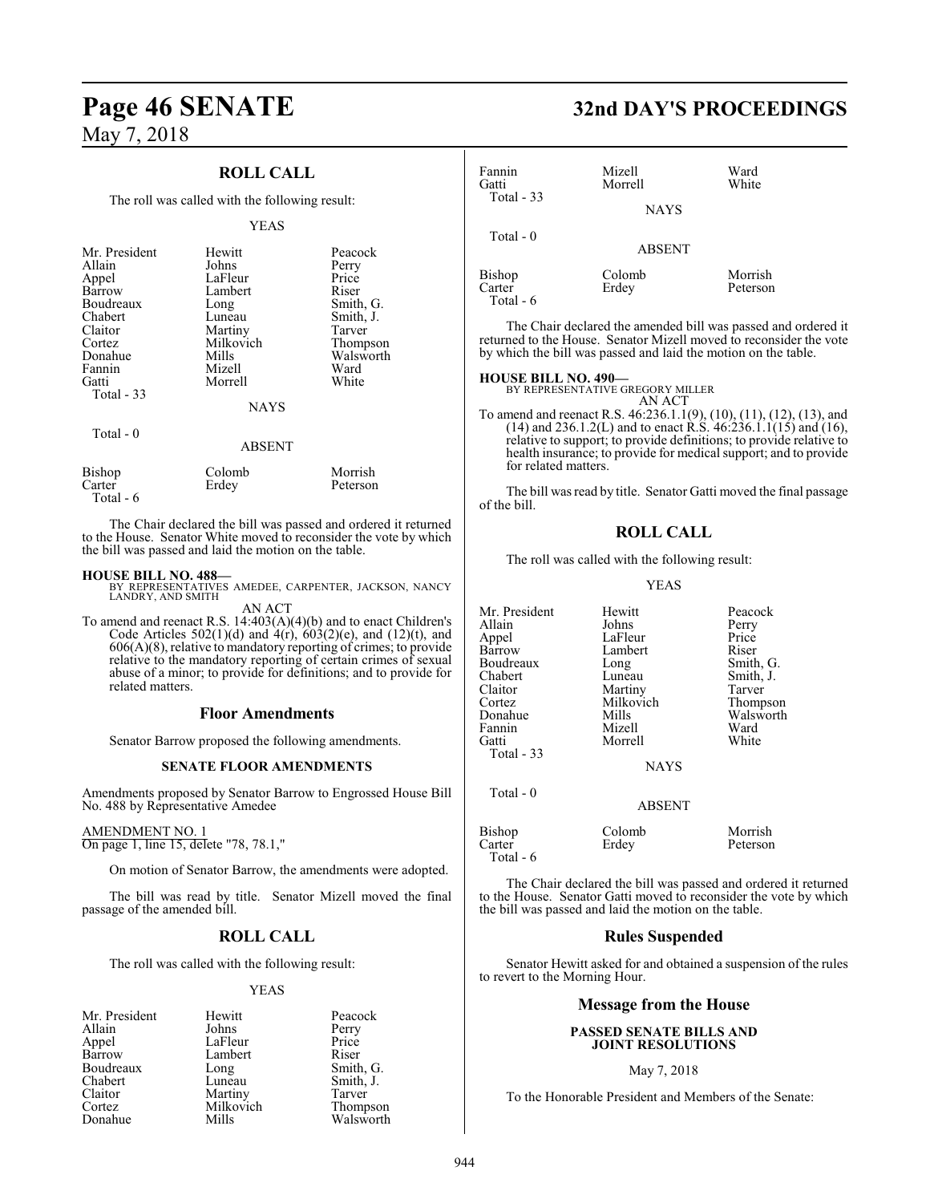## ROLL CALL

The roll was called with the following result:

YEAS

| | | |
|---|---|---|
| Mr. President | Hewitt | Peacock |
| Allain | Johns | Perry |
| Appel | LaFleur | Price |
| Barrow | Lambert | Riser |
| Boudreaux | Long | Smith, G. |
| Chabert | Luneau | Smith, J. |
| Claitor | Martiny | Tarver |
| Cortez | Milkovich | Thompson |
| Donahue | Mills | Walsworth |
| Fannin | Mizell | Ward |
| Gatti | Morrell | White |
| Total - 33 | | |

NAYS

Total - 0

ABSENT

| | | |
|---|---|---|
| Bishop | Colomb | Morrish |
| Carter | Erdey | Peterson |
| Total - 6 | | |

The Chair declared the bill was passed and ordered it returned to the House. Senator White moved to reconsider the vote by which the bill was passed and laid the motion on the table.

**HOUSE BILL NO. 488—**
BY REPRESENTATIVES AMEDEE, CARPENTER, JACKSON, NANCY LANDRY, AND SMITH
AN ACT

To amend and reenact R.S. 14:403(A)(4)(b) and to enact Children's Code Articles 502(1)(d) and 4(r), 603(2)(e), and (12)(t), and 606(A)(8), relative to mandatory reporting of crimes; to provide relative to the mandatory reporting of certain crimes of sexual abuse of a minor; to provide for definitions; and to provide for related matters.

### Floor Amendments

Senator Barrow proposed the following amendments.

#### SENATE FLOOR AMENDMENTS

Amendments proposed by Senator Barrow to Engrossed House Bill No. 488 by Representative Amedee

AMENDMENT NO. 1
On page 1, line 15, delete "78, 78.1,"

On motion of Senator Barrow, the amendments were adopted.

The bill was read by title. Senator Mizell moved the final passage of the amended bill.

## ROLL CALL

The roll was called with the following result:

YEAS

| | | |
|---|---|---|
| Mr. President | Hewitt | Peacock |
| Allain | Johns | Perry |
| Appel | LaFleur | Price |
| Barrow | Lambert | Riser |
| Boudreaux | Long | Smith, G. |
| Chabert | Luneau | Smith, J. |
| Claitor | Martiny | Tarver |
| Cortez | Milkovich | Thompson |
| Donahue | Mills | Walsworth |
| Fannin | Mizell | Ward |
| Gatti | Morrell | White |
| Total - 33 | | |

NAYS

Total - 0

ABSENT

| | | |
|---|---|---|
| Bishop | Colomb | Morrish |
| Carter | Erdey | Peterson |
| Total - 6 | | |

The Chair declared the amended bill was passed and ordered it returned to the House. Senator Mizell moved to reconsider the vote by which the bill was passed and laid the motion on the table.

**HOUSE BILL NO. 490—**
BY REPRESENTATIVE GREGORY MILLER
AN ACT

To amend and reenact R.S. 46:236.1.1(9), (10), (11), (12), (13), and (14) and 236.1.2(L) and to enact R.S. 46:236.1.1(15) and (16), relative to support; to provide definitions; to provide relative to health insurance; to provide for medical support; and to provide for related matters.

The bill was read by title. Senator Gatti moved the final passage of the bill.

## ROLL CALL

The roll was called with the following result:

YEAS

| | | |
|---|---|---|
| Mr. President | Hewitt | Peacock |
| Allain | Johns | Perry |
| Appel | LaFleur | Price |
| Barrow | Lambert | Riser |
| Boudreaux | Long | Smith, G. |
| Chabert | Luneau | Smith, J. |
| Claitor | Martiny | Tarver |
| Cortez | Milkovich | Thompson |
| Donahue | Mills | Walsworth |
| Fannin | Mizell | Ward |
| Gatti | Morrell | White |
| Total - 33 | | |

NAYS

Total - 0

ABSENT

| | | |
|---|---|---|
| Bishop | Colomb | Morrish |
| Carter | Erdey | Peterson |
| Total - 6 | | |

The Chair declared the bill was passed and ordered it returned to the House. Senator Gatti moved to reconsider the vote by which the bill was passed and laid the motion on the table.

### Rules Suspended

Senator Hewitt asked for and obtained a suspension of the rules to revert to the Morning Hour.

### Message from the House

#### PASSED SENATE BILLS AND JOINT RESOLUTIONS

May 7, 2018

To the Honorable President and Members of the Senate: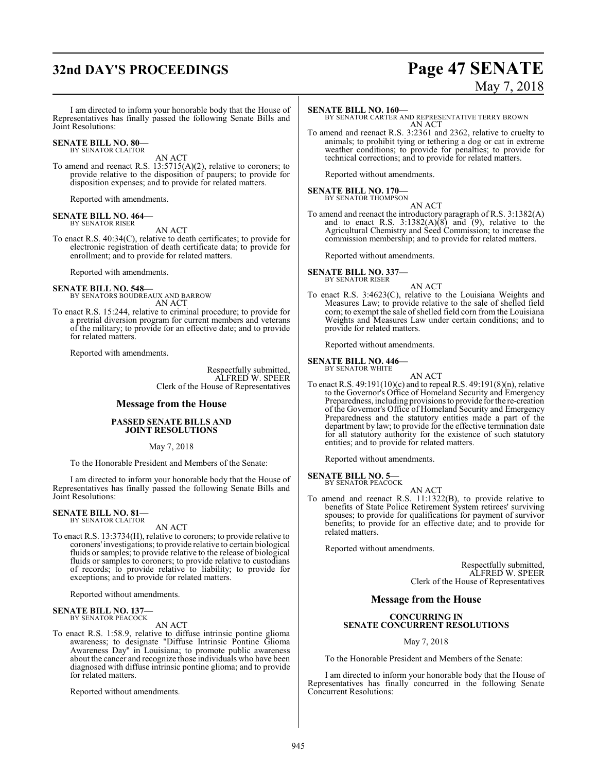I am directed to inform your honorable body that the House of Representatives has finally passed the following Senate Bills and Joint Resolutions:

**SENATE BILL NO. 80—**
BY SENATOR CLAITOR

AN ACT

To amend and reenact R.S. 13:5715(A)(2), relative to coroners; to provide relative to the disposition of paupers; to provide for disposition expenses; and to provide for related matters.

Reported with amendments.

**SENATE BILL NO. 464—**
BY SENATOR RISER

AN ACT

To enact R.S. 40:34(C), relative to death certificates; to provide for electronic registration of death certificate data; to provide for enrollment; and to provide for related matters.

Reported with amendments.

**SENATE BILL NO. 548—**
BY SENATORS BOUDREAUX AND BARROW

AN ACT

To enact R.S. 15:244, relative to criminal procedure; to provide for a pretrial diversion program for current members and veterans of the military; to provide for an effective date; and to provide for related matters.

Reported with amendments.

Respectfully submitted,
ALFRED W. SPEER
Clerk of the House of Representatives

## Message from the House

**PASSED SENATE BILLS AND JOINT RESOLUTIONS**

May 7, 2018

To the Honorable President and Members of the Senate:

I am directed to inform your honorable body that the House of Representatives has finally passed the following Senate Bills and Joint Resolutions:

**SENATE BILL NO. 81—**
BY SENATOR CLAITOR

AN ACT

To enact R.S. 13:3734(H), relative to coroners; to provide relative to coroners' investigations; to provide relative to certain biological fluids or samples; to provide relative to the release of biological fluids or samples to coroners; to provide relative to custodians of records; to provide relative to liability; to provide for exceptions; and to provide for related matters.

Reported without amendments.

**SENATE BILL NO. 137—**
BY SENATOR PEACOCK

AN ACT

To enact R.S. 1:58.9, relative to diffuse intrinsic pontine glioma awareness; to designate "Diffuse Intrinsic Pontine Glioma Awareness Day" in Louisiana; to promote public awareness about the cancer and recognize those individuals who have been diagnosed with diffuse intrinsic pontine glioma; and to provide for related matters.

Reported without amendments.

**SENATE BILL NO. 160—**
BY SENATOR CARTER AND REPRESENTATIVE TERRY BROWN

AN ACT

To amend and reenact R.S. 3:2361 and 2362, relative to cruelty to animals; to prohibit tying or tethering a dog or cat in extreme weather conditions; to provide for penalties; to provide for technical corrections; and to provide for related matters.

Reported without amendments.

**SENATE BILL NO. 170—**
BY SENATOR THOMPSON

AN ACT

To amend and reenact the introductory paragraph of R.S. 3:1382(A) and to enact R.S. 3:1382(A)(8) and (9), relative to the Agricultural Chemistry and Seed Commission; to increase the commission membership; and to provide for related matters.

Reported without amendments.

**SENATE BILL NO. 337—**
BY SENATOR RISER

AN ACT

To enact R.S. 3:4623(C), relative to the Louisiana Weights and Measures Law; to provide relative to the sale of shelled field corn; to exempt the sale of shelled field corn from the Louisiana Weights and Measures Law under certain conditions; and to provide for related matters.

Reported without amendments.

**SENATE BILL NO. 446—**
BY SENATOR WHITE

AN ACT

To enact R.S. 49:191(10)(c) and to repeal R.S. 49:191(8)(n), relative to the Governor's Office of Homeland Security and Emergency Preparedness, including provisions to provide for the re-creation of the Governor's Office of Homeland Security and Emergency Preparedness and the statutory entities made a part of the department by law; to provide for the effective termination date for all statutory authority for the existence of such statutory entities; and to provide for related matters.

Reported without amendments.

**SENATE BILL NO. 5—**
BY SENATOR PEACOCK

AN ACT

To amend and reenact R.S. 11:1322(B), to provide relative to benefits of State Police Retirement System retirees' surviving spouses; to provide for qualifications for payment of survivor benefits; to provide for an effective date; and to provide for related matters.

Reported without amendments.

Respectfully submitted,
ALFRED W. SPEER
Clerk of the House of Representatives

## Message from the House

**CONCURRING IN SENATE CONCURRENT RESOLUTIONS**

May 7, 2018

To the Honorable President and Members of the Senate:

I am directed to inform your honorable body that the House of Representatives has finally concurred in the following Senate Concurrent Resolutions: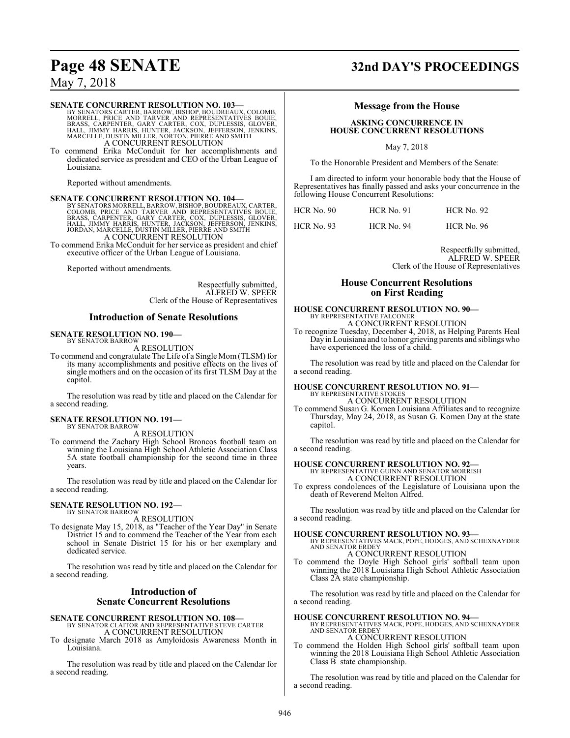**SENATE CONCURRENT RESOLUTION NO. 103—**
BY SENATORS CARTER, BARROW, BISHOP, BOUDREAUX, COLOMB, MORRELL, PRICE AND TARVER AND REPRESENTATIVES BOUIE, BRASS, CARPENTER, GARY CARTER, COX, DUPLESSIS, GLOVER, HALL, JIMMY HARRIS, HUNTER, JACKSON, JEFFERSON, JENKINS, MARCELLE, DUSTIN MILLER, NORTON, PIERRE AND SMITH
A CONCURRENT RESOLUTION

To commend Erika McConduit for her accomplishments and dedicated service as president and CEO of the Urban League of Louisiana.

Reported without amendments.

**SENATE CONCURRENT RESOLUTION NO. 104—**
BY SENATORS MORRELL, BARROW, BISHOP, BOUDREAUX, CARTER, COLOMB, PRICE AND TARVER AND REPRESENTATIVES BOUIE, BRASS, CARPENTER, GARY CARTER, COX, DUPLESSIS, GLOVER, HALL, JIMMY HARRIS, HUNTER, JACKSON, JEFFERSON, JENKINS, JORDAN, MARCELLE, DUSTIN MILLER, PIERRE AND SMITH
A CONCURRENT RESOLUTION

To commend Erika McConduit for her service as president and chief executive officer of the Urban League of Louisiana.

Reported without amendments.

Respectfully submitted,
ALFRED W. SPEER
Clerk of the House of Representatives

## Introduction of Senate Resolutions

**SENATE RESOLUTION NO. 190—**
BY SENATOR BARROW
A RESOLUTION

To commend and congratulate The Life of a Single Mom (TLSM) for its many accomplishments and positive effects on the lives of single mothers and on the occasion of its first TLSM Day at the capitol.

The resolution was read by title and placed on the Calendar for a second reading.

**SENATE RESOLUTION NO. 191—**
BY SENATOR BARROW
A RESOLUTION

To commend the Zachary High School Broncos football team on winning the Louisiana High School Athletic Association Class 5A state football championship for the second time in three years.

The resolution was read by title and placed on the Calendar for a second reading.

**SENATE RESOLUTION NO. 192—**
BY SENATOR BARROW
A RESOLUTION

To designate May 15, 2018, as "Teacher of the Year Day" in Senate District 15 and to commend the Teacher of the Year from each school in Senate District 15 for his or her exemplary and dedicated service.

The resolution was read by title and placed on the Calendar for a second reading.

## Introduction of Senate Concurrent Resolutions

**SENATE CONCURRENT RESOLUTION NO. 108—**
BY SENATOR CLAITOR AND REPRESENTATIVE STEVE CARTER
A CONCURRENT RESOLUTION

To designate March 2018 as Amyloidosis Awareness Month in Louisiana.

The resolution was read by title and placed on the Calendar for a second reading.

## Message from the House

**ASKING CONCURRENCE IN HOUSE CONCURRENT RESOLUTIONS**

May 7, 2018

To the Honorable President and Members of the Senate:

I am directed to inform your honorable body that the House of Representatives has finally passed and asks your concurrence in the following House Concurrent Resolutions:

| | | |
|---|---|---|
| HCR No. 90 | HCR No. 91 | HCR No. 92 |
| HCR No. 93 | HCR No. 94 | HCR No. 96 |

Respectfully submitted,
ALFRED W. SPEER
Clerk of the House of Representatives

## House Concurrent Resolutions on First Reading

**HOUSE CONCURRENT RESOLUTION NO. 90—**
BY REPRESENTATIVE FALCONER
A CONCURRENT RESOLUTION

To recognize Tuesday, December 4, 2018, as Helping Parents Heal Day in Louisiana and to honor grieving parents and siblings who have experienced the loss of a child.

The resolution was read by title and placed on the Calendar for a second reading.

**HOUSE CONCURRENT RESOLUTION NO. 91—**
BY REPRESENTATIVE STOKES
A CONCURRENT RESOLUTION

To commend Susan G. Komen Louisiana Affiliates and to recognize Thursday, May 24, 2018, as Susan G. Komen Day at the state capitol.

The resolution was read by title and placed on the Calendar for a second reading.

**HOUSE CONCURRENT RESOLUTION NO. 92—**
BY REPRESENTATIVE GUINN AND SENATOR MORRISH
A CONCURRENT RESOLUTION

To express condolences of the Legislature of Louisiana upon the death of Reverend Melton Alfred.

The resolution was read by title and placed on the Calendar for a second reading.

**HOUSE CONCURRENT RESOLUTION NO. 93—**
BY REPRESENTATIVES MACK, POPE, HODGES, AND SCHEXNAYDER AND SENATOR ERDEY
A CONCURRENT RESOLUTION

To commend the Doyle High School girls' softball team upon winning the 2018 Louisiana High School Athletic Association Class 2A state championship.

The resolution was read by title and placed on the Calendar for a second reading.

**HOUSE CONCURRENT RESOLUTION NO. 94—**
BY REPRESENTATIVES MACK, POPE, HODGES, AND SCHEXNAYDER AND SENATOR ERDEY
A CONCURRENT RESOLUTION

To commend the Holden High School girls' softball team upon winning the 2018 Louisiana High School Athletic Association Class B state championship.

The resolution was read by title and placed on the Calendar for a second reading.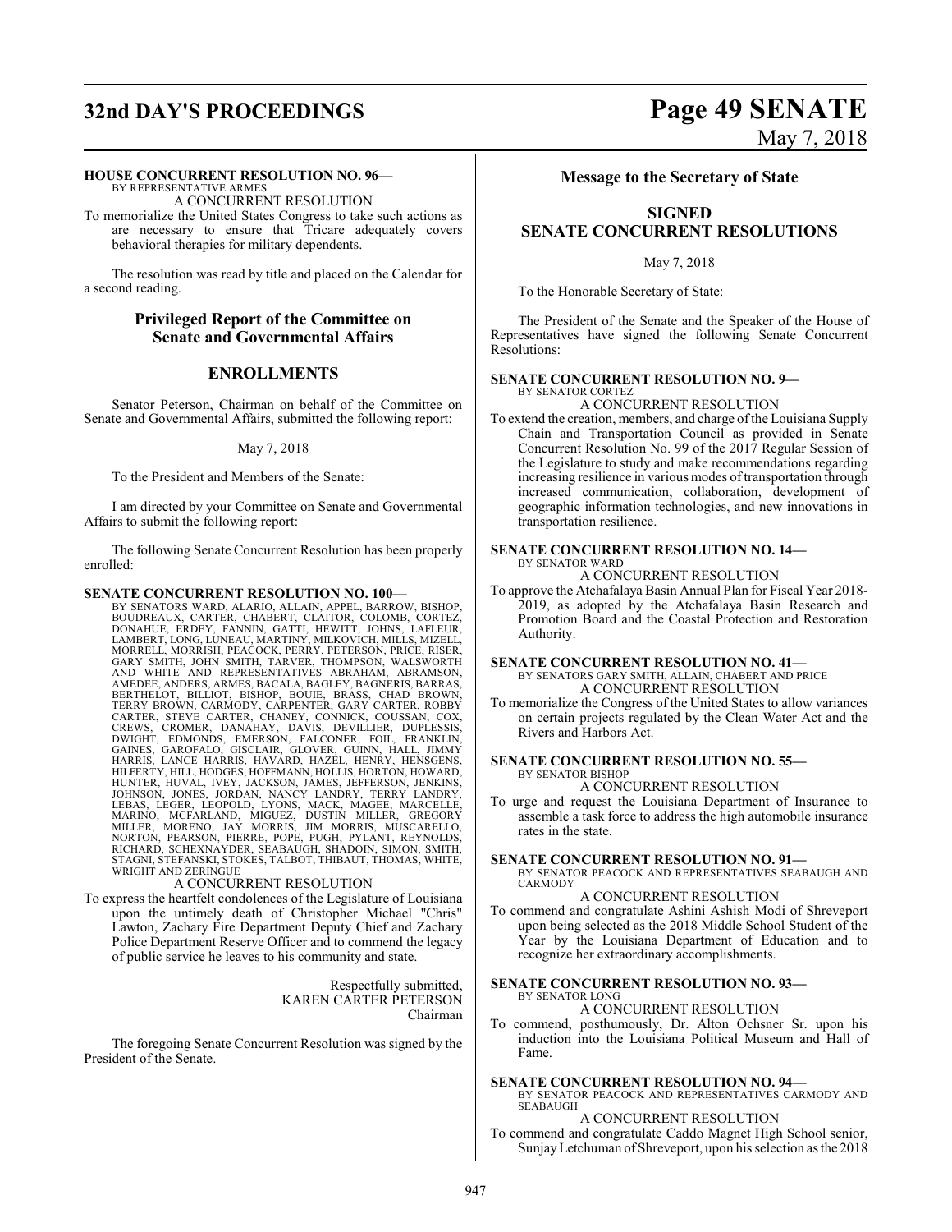**HOUSE CONCURRENT RESOLUTION NO. 96—**
BY REPRESENTATIVE ARMES
A CONCURRENT RESOLUTION

To memorialize the United States Congress to take such actions as are necessary to ensure that Tricare adequately covers behavioral therapies for military dependents.

The resolution was read by title and placed on the Calendar for a second reading.

## Privileged Report of the Committee on Senate and Governmental Affairs

## ENROLLMENTS

Senator Peterson, Chairman on behalf of the Committee on Senate and Governmental Affairs, submitted the following report:

May 7, 2018

To the President and Members of the Senate:

I am directed by your Committee on Senate and Governmental Affairs to submit the following report:

The following Senate Concurrent Resolution has been properly enrolled:

**SENATE CONCURRENT RESOLUTION NO. 100—**
BY SENATORS WARD, ALARIO, ALLAIN, APPEL, BARROW, BISHOP, BOUDREAUX, CARTER, CHABERT, CLAITOR, COLOMB, CORTEZ, DONAHUE, ERDEY, FANNIN, GATTI, HEWITT, JOHNS, LAFLEUR, LAMBERT, LONG, LUNEAU, MARTINY, MILKOVICH, MILLS, MIZELL, MORRELL, MORRISH, PEACOCK, PERRY, PETERSON, PRICE, RISER, GARY SMITH, JOHN SMITH, TARVER, THOMPSON, WALSWORTH AND WHITE AND REPRESENTATIVES ABRAHAM, ABRAMSON, AMEDEE, ANDERS, ARMES, BACALA, BAGLEY, BAGNERIS, BARRAS, BERTHELOT, BILLIOT, BISHOP, BOUIE, BRASS, CHAD BROWN, TERRY BROWN, CARMODY, CARPENTER, GARY CARTER, ROBBY CARTER, STEVE CARTER, CHANEY, CONNICK, COUSSAN, COX, CREWS, CROMER, DANAHAY, DAVIS, DEVILLIER, DUPLESSIS, DWIGHT, EDMONDS, EMERSON, FALCONER, FOIL, FRANKLIN, GAINES, GAROFALO, GISCLAIR, GLOVER, GUINN, HALL, JIMMY HARRIS, LANCE HARRIS, HAVARD, HAZEL, HENRY, HENSGENS, HILFERTY, HILL, HODGES, HOFFMANN, HOLLIS, HORTON, HOWARD, HUNTER, HUVAL, IVEY, JACKSON, JAMES, JEFFERSON, JENKINS, JOHNSON, JONES, JORDAN, NANCY LANDRY, TERRY LANDRY, LEBAS, LEGER, LEOPOLD, LYONS, MACK, MAGEE, MARCELLE, MARINO, MCFARLAND, MIGUEZ, DUSTIN MILLER, GREGORY MILLER, MORENO, JAY MORRIS, JIM MORRIS, MUSCARELLO, NORTON, PEARSON, PIERRE, POPE, PUGH, PYLANT, REYNOLDS, RICHARD, SCHEXNAYDER, SEABAUGH, SHADOIN, SIMON, SMITH, STAGNI, STEFANSKI, STOKES, TALBOT, THIBAUT, THOMAS, WHITE, WRIGHT AND ZERINGUE
A CONCURRENT RESOLUTION

To express the heartfelt condolences of the Legislature of Louisiana upon the untimely death of Christopher Michael "Chris" Lawton, Zachary Fire Department Deputy Chief and Zachary Police Department Reserve Officer and to commend the legacy of public service he leaves to his community and state.

Respectfully submitted,
KAREN CARTER PETERSON
Chairman

The foregoing Senate Concurrent Resolution was signed by the President of the Senate.

## Message to the Secretary of State

## SIGNED SENATE CONCURRENT RESOLUTIONS

May 7, 2018

To the Honorable Secretary of State:

The President of the Senate and the Speaker of the House of Representatives have signed the following Senate Concurrent Resolutions:

**SENATE CONCURRENT RESOLUTION NO. 9—**
BY SENATOR CORTEZ
A CONCURRENT RESOLUTION

To extend the creation, members, and charge of the Louisiana Supply Chain and Transportation Council as provided in Senate Concurrent Resolution No. 99 of the 2017 Regular Session of the Legislature to study and make recommendations regarding increasing resilience in various modes of transportation through increased communication, collaboration, development of geographic information technologies, and new innovations in transportation resilience.

**SENATE CONCURRENT RESOLUTION NO. 14—**
BY SENATOR WARD
A CONCURRENT RESOLUTION

To approve the Atchafalaya Basin Annual Plan for Fiscal Year 2018-2019, as adopted by the Atchafalaya Basin Research and Promotion Board and the Coastal Protection and Restoration Authority.

**SENATE CONCURRENT RESOLUTION NO. 41—**
BY SENATORS GARY SMITH, ALLAIN, CHABERT AND PRICE
A CONCURRENT RESOLUTION

To memorialize the Congress of the United States to allow variances on certain projects regulated by the Clean Water Act and the Rivers and Harbors Act.

**SENATE CONCURRENT RESOLUTION NO. 55—**
BY SENATOR BISHOP
A CONCURRENT RESOLUTION

To urge and request the Louisiana Department of Insurance to assemble a task force to address the high automobile insurance rates in the state.

**SENATE CONCURRENT RESOLUTION NO. 91—**
BY SENATOR PEACOCK AND REPRESENTATIVES SEABAUGH AND CARMODY
A CONCURRENT RESOLUTION

To commend and congratulate Ashini Ashish Modi of Shreveport upon being selected as the 2018 Middle School Student of the Year by the Louisiana Department of Education and to recognize her extraordinary accomplishments.

**SENATE CONCURRENT RESOLUTION NO. 93—**
BY SENATOR LONG
A CONCURRENT RESOLUTION

To commend, posthumously, Dr. Alton Ochsner Sr. upon his induction into the Louisiana Political Museum and Hall of Fame.

**SENATE CONCURRENT RESOLUTION NO. 94—**
BY SENATOR PEACOCK AND REPRESENTATIVES CARMODY AND SEABAUGH
A CONCURRENT RESOLUTION

To commend and congratulate Caddo Magnet High School senior, Sunjay Letchuman of Shreveport, upon his selection as the 2018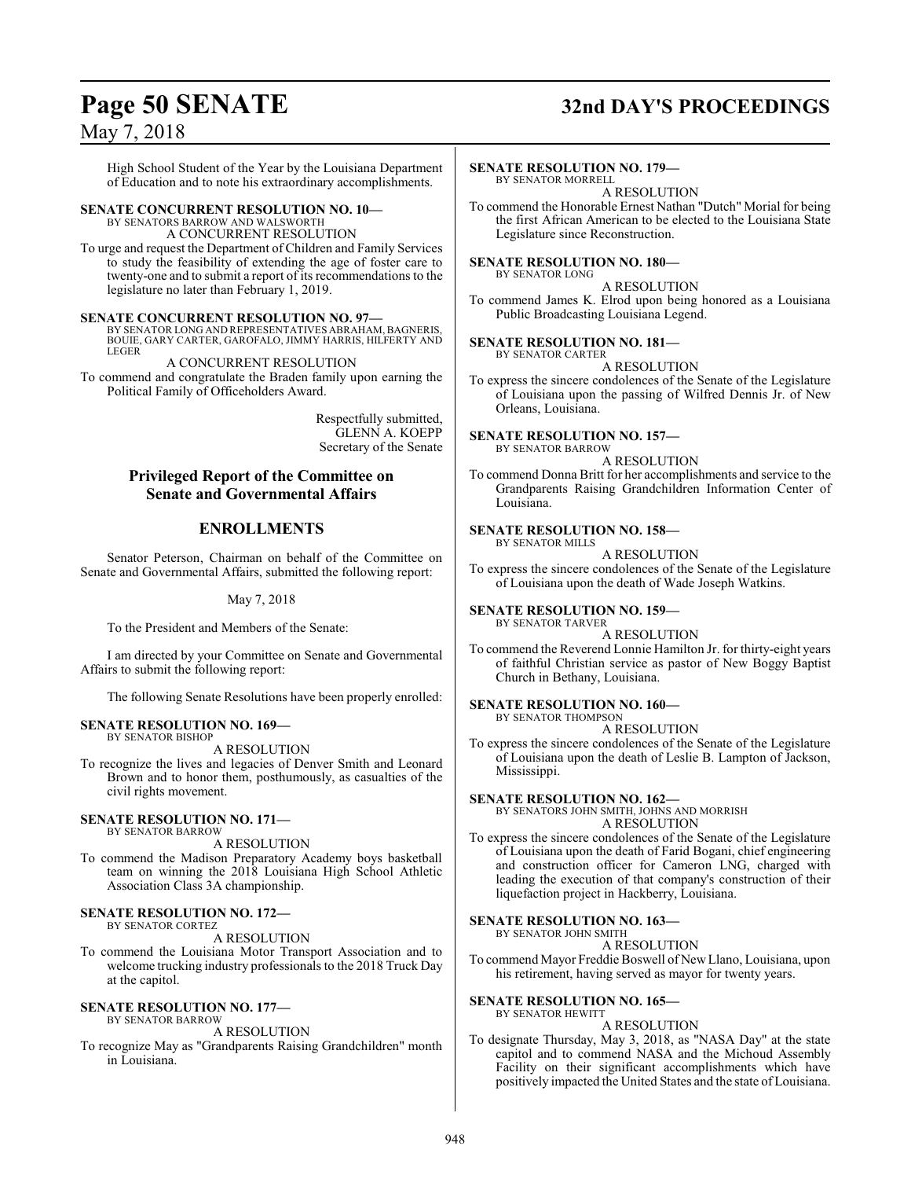High School Student of the Year by the Louisiana Department of Education and to note his extraordinary accomplishments.

**SENATE CONCURRENT RESOLUTION NO. 10—**
BY SENATORS BARROW AND WALSWORTH
A CONCURRENT RESOLUTION
To urge and request the Department of Children and Family Services to study the feasibility of extending the age of foster care to twenty-one and to submit a report of its recommendations to the legislature no later than February 1, 2019.

**SENATE CONCURRENT RESOLUTION NO. 97—**
BY SENATOR LONG AND REPRESENTATIVES ABRAHAM, BAGNERIS, BOUIE, GARY CARTER, GAROFALO, JIMMY HARRIS, HILFERTY AND LEGER
A CONCURRENT RESOLUTION
To commend and congratulate the Braden family upon earning the Political Family of Officeholders Award.

Respectfully submitted,
GLENN A. KOEPP
Secretary of the Senate

## Privileged Report of the Committee on Senate and Governmental Affairs

## ENROLLMENTS

Senator Peterson, Chairman on behalf of the Committee on Senate and Governmental Affairs, submitted the following report:

May 7, 2018

To the President and Members of the Senate:

I am directed by your Committee on Senate and Governmental Affairs to submit the following report:

The following Senate Resolutions have been properly enrolled:

**SENATE RESOLUTION NO. 169—**
BY SENATOR BISHOP
A RESOLUTION
To recognize the lives and legacies of Denver Smith and Leonard Brown and to honor them, posthumously, as casualties of the civil rights movement.

**SENATE RESOLUTION NO. 171—**
BY SENATOR BARROW
A RESOLUTION
To commend the Madison Preparatory Academy boys basketball team on winning the 2018 Louisiana High School Athletic Association Class 3A championship.

**SENATE RESOLUTION NO. 172—**
BY SENATOR CORTEZ
A RESOLUTION
To commend the Louisiana Motor Transport Association and to welcome trucking industry professionals to the 2018 Truck Day at the capitol.

**SENATE RESOLUTION NO. 177—**
BY SENATOR BARROW
A RESOLUTION
To recognize May as "Grandparents Raising Grandchildren" month in Louisiana.

**SENATE RESOLUTION NO. 179—**
BY SENATOR MORRELL
A RESOLUTION
To commend the Honorable Ernest Nathan "Dutch" Morial for being the first African American to be elected to the Louisiana State Legislature since Reconstruction.

**SENATE RESOLUTION NO. 180—**
BY SENATOR LONG
A RESOLUTION
To commend James K. Elrod upon being honored as a Louisiana Public Broadcasting Louisiana Legend.

**SENATE RESOLUTION NO. 181—**
BY SENATOR CARTER
A RESOLUTION
To express the sincere condolences of the Senate of the Legislature of Louisiana upon the passing of Wilfred Dennis Jr. of New Orleans, Louisiana.

**SENATE RESOLUTION NO. 157—**
BY SENATOR BARROW
A RESOLUTION
To commend Donna Britt for her accomplishments and service to the Grandparents Raising Grandchildren Information Center of Louisiana.

**SENATE RESOLUTION NO. 158—**
BY SENATOR MILLS
A RESOLUTION
To express the sincere condolences of the Senate of the Legislature of Louisiana upon the death of Wade Joseph Watkins.

**SENATE RESOLUTION NO. 159—**
BY SENATOR TARVER
A RESOLUTION
To commend the Reverend Lonnie Hamilton Jr. for thirty-eight years of faithful Christian service as pastor of New Boggy Baptist Church in Bethany, Louisiana.

**SENATE RESOLUTION NO. 160—**
BY SENATOR THOMPSON
A RESOLUTION
To express the sincere condolences of the Senate of the Legislature of Louisiana upon the death of Leslie B. Lampton of Jackson, Mississippi.

**SENATE RESOLUTION NO. 162—**
BY SENATORS JOHN SMITH, JOHNS AND MORRISH
A RESOLUTION
To express the sincere condolences of the Senate of the Legislature of Louisiana upon the death of Farid Bogani, chief engineering and construction officer for Cameron LNG, charged with leading the execution of that company's construction of their liquefaction project in Hackberry, Louisiana.

**SENATE RESOLUTION NO. 163—**
BY SENATOR JOHN SMITH
A RESOLUTION
To commend Mayor Freddie Boswell of New Llano, Louisiana, upon his retirement, having served as mayor for twenty years.

**SENATE RESOLUTION NO. 165—**
BY SENATOR HEWITT
A RESOLUTION
To designate Thursday, May 3, 2018, as "NASA Day" at the state capitol and to commend NASA and the Michoud Assembly Facility on their significant accomplishments which have positively impacted the United States and the state of Louisiana.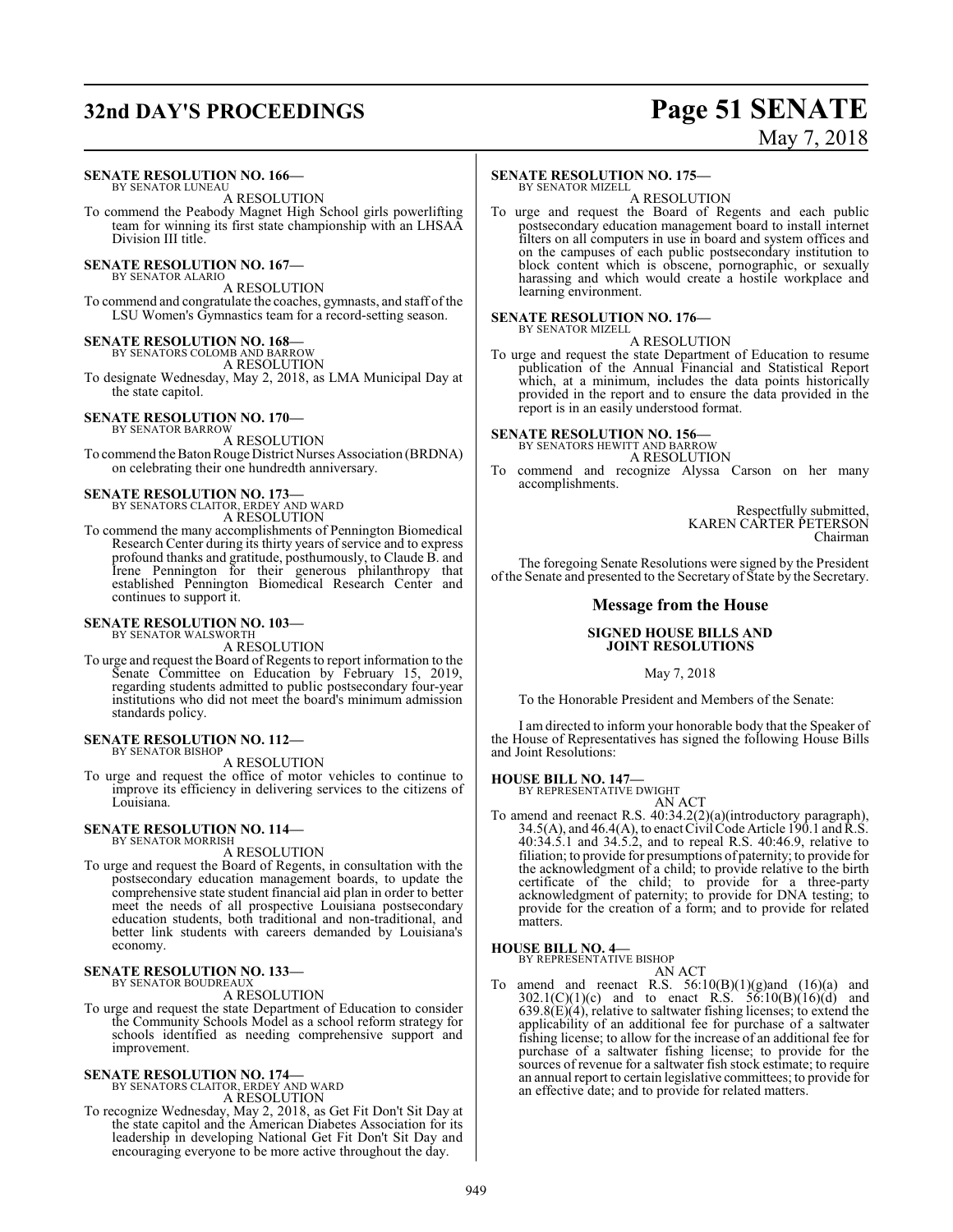**SENATE RESOLUTION NO. 166—**
BY SENATOR LUNEAU

A RESOLUTION

To commend the Peabody Magnet High School girls powerlifting team for winning its first state championship with an LHSAA Division III title.

**SENATE RESOLUTION NO. 167—**
BY SENATOR ALARIO

A RESOLUTION

To commend and congratulate the coaches, gymnasts, and staff of the LSU Women's Gymnastics team for a record-setting season.

**SENATE RESOLUTION NO. 168—**
BY SENATORS COLOMB AND BARROW

A RESOLUTION

To designate Wednesday, May 2, 2018, as LMA Municipal Day at the state capitol.

**SENATE RESOLUTION NO. 170—**
BY SENATOR BARROW

A RESOLUTION

To commend the Baton Rouge District Nurses Association (BRDNA) on celebrating their one hundredth anniversary.

**SENATE RESOLUTION NO. 173—**
BY SENATORS CLAITOR, ERDEY AND WARD

A RESOLUTION

To commend the many accomplishments of Pennington Biomedical Research Center during its thirty years of service and to express profound thanks and gratitude, posthumously, to Claude B. and Irene Pennington for their generous philanthropy that established Pennington Biomedical Research Center and continues to support it.

**SENATE RESOLUTION NO. 103—**
BY SENATOR WALSWORTH

A RESOLUTION

To urge and request the Board of Regents to report information to the Senate Committee on Education by February 15, 2019, regarding students admitted to public postsecondary four-year institutions who did not meet the board's minimum admission standards policy.

**SENATE RESOLUTION NO. 112—**
BY SENATOR BISHOP

A RESOLUTION

To urge and request the office of motor vehicles to continue to improve its efficiency in delivering services to the citizens of Louisiana.

**SENATE RESOLUTION NO. 114—**
BY SENATOR MORRISH

A RESOLUTION

To urge and request the Board of Regents, in consultation with the postsecondary education management boards, to update the comprehensive state student financial aid plan in order to better meet the needs of all prospective Louisiana postsecondary education students, both traditional and non-traditional, and better link students with careers demanded by Louisiana's economy.

**SENATE RESOLUTION NO. 133—**
BY SENATOR BOUDREAUX

A RESOLUTION

To urge and request the state Department of Education to consider the Community Schools Model as a school reform strategy for schools identified as needing comprehensive support and improvement.

**SENATE RESOLUTION NO. 174—**
BY SENATORS CLAITOR, ERDEY AND WARD

A RESOLUTION

To recognize Wednesday, May 2, 2018, as Get Fit Don't Sit Day at the state capitol and the American Diabetes Association for its leadership in developing National Get Fit Don't Sit Day and encouraging everyone to be more active throughout the day.

**SENATE RESOLUTION NO. 175—**
BY SENATOR MIZELL

A RESOLUTION

To urge and request the Board of Regents and each public postsecondary education management board to install internet filters on all computers in use in board and system offices and on the campuses of each public postsecondary institution to block content which is obscene, pornographic, or sexually harassing and which would create a hostile workplace and learning environment.

**SENATE RESOLUTION NO. 176—**
BY SENATOR MIZELL

A RESOLUTION

To urge and request the state Department of Education to resume publication of the Annual Financial and Statistical Report which, at a minimum, includes the data points historically provided in the report and to ensure the data provided in the report is in an easily understood format.

**SENATE RESOLUTION NO. 156—**
BY SENATORS HEWITT AND BARROW

A RESOLUTION

To commend and recognize Alyssa Carson on her many accomplishments.

Respectfully submitted,
KAREN CARTER PETERSON
Chairman

The foregoing Senate Resolutions were signed by the President of the Senate and presented to the Secretary of State by the Secretary.

## Message from the House

**SIGNED HOUSE BILLS AND JOINT RESOLUTIONS**

May 7, 2018

To the Honorable President and Members of the Senate:

I am directed to inform your honorable body that the Speaker of the House of Representatives has signed the following House Bills and Joint Resolutions:

**HOUSE BILL NO. 147—**
BY REPRESENTATIVE DWIGHT

AN ACT

To amend and reenact R.S. 40:34.2(2)(a)(introductory paragraph), 34.5(A), and 46.4(A), to enact Civil Code Article 190.1 and R.S. 40:34.5.1 and 34.5.2, and to repeal R.S. 40:46.9, relative to filiation; to provide for presumptions of paternity; to provide for the acknowledgment of a child; to provide relative to the birth certificate of the child; to provide for a three-party acknowledgment of paternity; to provide for DNA testing; to provide for the creation of a form; and to provide for related matters.

**HOUSE BILL NO. 4—**
BY REPRESENTATIVE BISHOP

AN ACT

To amend and reenact R.S. 56:10(B)(1)(g)and (16)(a) and 302.1(C)(1)(c) and to enact R.S. 56:10(B)(16)(d) and 639.8(E)(4), relative to saltwater fishing licenses; to extend the applicability of an additional fee for purchase of a saltwater fishing license; to allow for the increase of an additional fee for purchase of a saltwater fishing license; to provide for the sources of revenue for a saltwater fish stock estimate; to require an annual report to certain legislative committees; to provide for an effective date; and to provide for related matters.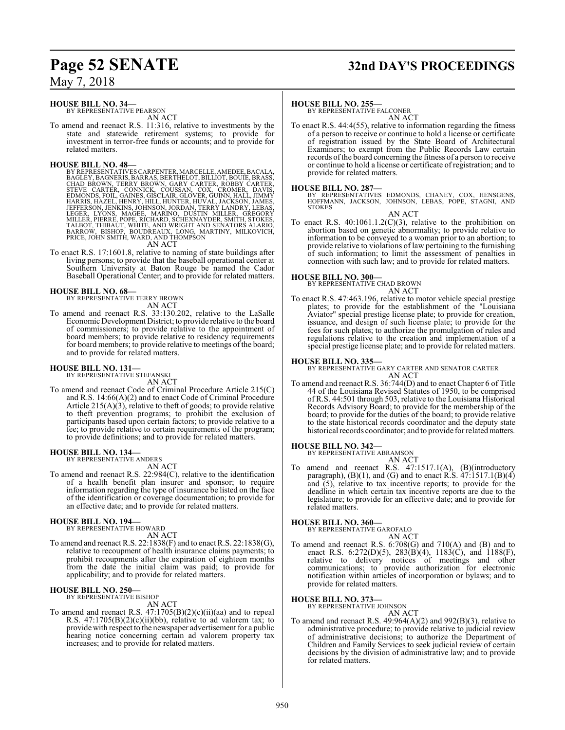**HOUSE BILL NO. 34—**
BY REPRESENTATIVE PEARSON
AN ACT

To amend and reenact R.S. 11:316, relative to investments by the state and statewide retirement systems; to provide for investment in terror-free funds or accounts; and to provide for related matters.

**HOUSE BILL NO. 48—**
BY REPRESENTATIVES CARPENTER, MARCELLE, AMEDEE, BACALA, BAGLEY, BAGNERIS, BARRAS, BERTHELOT, BILLIOT, BOUIE, BRASS, CHAD BROWN, TERRY BROWN, GARY CARTER, ROBBY CARTER, STEVE CARTER, CONNICK, COUSSAN, COX, CROMER, DAVIS, EDMONDS, FOIL, GAINES, GISCLAIR, GLOVER, GUINN, HALL, JIMMY HARRIS, HAZEL, HENRY, HILL, HUNTER, HUVAL, JACKSON, JAMES, JEFFERSON, JENKINS, JOHNSON, JORDAN, TERRY LANDRY, LEBAS, LEGER, LYONS, MAGEE, MARINO, DUSTIN MILLER, GREGORY MILLER, PIERRE, POPE, RICHARD, SCHEXNAYDER, SMITH, STOKES, TALBOT, THIBAUT, WHITE, AND WRIGHT AND SENATORS ALARIO, BARROW, BISHOP, BOUDREAUX, LONG, MARTINY, MILKOVICH, PRICE, JOHN SMITH, WARD, AND THOMPSON
AN ACT

To enact R.S. 17:1601.8, relative to naming of state buildings after living persons; to provide that the baseball operational center at Southern University at Baton Rouge be named the Cador Baseball Operational Center; and to provide for related matters.

**HOUSE BILL NO. 68—**
BY REPRESENTATIVE TERRY BROWN
AN ACT

To amend and reenact R.S. 33:130.202, relative to the LaSalle Economic Development District; to provide relative to the board of commissioners; to provide relative to the appointment of board members; to provide relative to residency requirements for board members; to provide relative to meetings of the board; and to provide for related matters.

**HOUSE BILL NO. 131—**
BY REPRESENTATIVE STEFANSKI
AN ACT

To amend and reenact Code of Criminal Procedure Article 215(C) and R.S. 14:66(A)(2) and to enact Code of Criminal Procedure Article 215(A)(3), relative to theft of goods; to provide relative to theft prevention programs; to prohibit the exclusion of participants based upon certain factors; to provide relative to a fee; to provide relative to certain requirements of the program; to provide definitions; and to provide for related matters.

**HOUSE BILL NO. 134—**
BY REPRESENTATIVE ANDERS
AN ACT

To amend and reenact R.S. 22:984(C), relative to the identification of a health benefit plan insurer and sponsor; to require information regarding the type of insurance be listed on the face of the identification or coverage documentation; to provide for an effective date; and to provide for related matters.

**HOUSE BILL NO. 194—**
BY REPRESENTATIVE HOWARD
AN ACT

To amend and reenact R.S. 22:1838(F) and to enact R.S. 22:1838(G), relative to recoupment of health insurance claims payments; to prohibit recoupments after the expiration of eighteen months from the date the initial claim was paid; to provide for applicability; and to provide for related matters.

**HOUSE BILL NO. 250—**
BY REPRESENTATIVE BISHOP
AN ACT

To amend and reenact R.S. 47:1705(B)(2)(c)(ii)(aa) and to repeal R.S. 47:1705(B)(2)(c)(ii)(bb), relative to ad valorem tax; to provide with respect to the newspaper advertisement for a public hearing notice concerning certain ad valorem property tax increases; and to provide for related matters.

**HOUSE BILL NO. 255—**
BY REPRESENTATIVE FALCONER
AN ACT

To enact R.S. 44:4(55), relative to information regarding the fitness of a person to receive or continue to hold a license or certificate of registration issued by the State Board of Architectural Examiners; to exempt from the Public Records Law certain records of the board concerning the fitness of a person to receive or continue to hold a license or certificate of registration; and to provide for related matters.

**HOUSE BILL NO. 287—**
BY REPRESENTATIVES EDMONDS, CHANEY, COX, HENSGENS, HOFFMANN, JACKSON, JOHNSON, LEBAS, POPE, STAGNI, AND STOKES
AN ACT

To enact R.S. 40:1061.1.2(C)(3), relative to the prohibition on abortion based on genetic abnormality; to provide relative to information to be conveyed to a woman prior to an abortion; to provide relative to violations of law pertaining to the furnishing of such information; to limit the assessment of penalties in connection with such law; and to provide for related matters.

**HOUSE BILL NO. 300—**
BY REPRESENTATIVE CHAD BROWN
AN ACT

To enact R.S. 47:463.196, relative to motor vehicle special prestige plates; to provide for the establishment of the "Louisiana Aviator" special prestige license plate; to provide for creation, issuance, and design of such license plate; to provide for the fees for such plates; to authorize the promulgation of rules and regulations relative to the creation and implementation of a special prestige license plate; and to provide for related matters.

**HOUSE BILL NO. 335—**
BY REPRESENTATIVE GARY CARTER AND SENATOR CARTER
AN ACT

To amend and reenact R.S. 36:744(D) and to enact Chapter 6 of Title 44 of the Louisiana Revised Statutes of 1950, to be comprised of R.S. 44:501 through 503, relative to the Louisiana Historical Records Advisory Board; to provide for the membership of the board; to provide for the duties of the board; to provide relative to the state historical records coordinator and the deputy state historical records coordinator; and to provide for related matters.

**HOUSE BILL NO. 342—**
BY REPRESENTATIVE ABRAMSON
AN ACT

To amend and reenact R.S. 47:1517.1(A), (B)(introductory paragraph), (B)(1), and (G) and to enact R.S. 47:1517.1(B)(4) and (5), relative to tax incentive reports; to provide for the deadline in which certain tax incentive reports are due to the legislature; to provide for an effective date; and to provide for related matters.

**HOUSE BILL NO. 360—**
BY REPRESENTATIVE GAROFALO
AN ACT

To amend and reenact R.S. 6:708(G) and 710(A) and (B) and to enact R.S. 6:272(D)(5), 283(B)(4), 1183(C), and 1188(F), relative to delivery notices of meetings and other communications; to provide authorization for electronic notification within articles of incorporation or bylaws; and to provide for related matters.

**HOUSE BILL NO. 373—**
BY REPRESENTATIVE JOHNSON
AN ACT

To amend and reenact R.S. 49:964(A)(2) and 992(B)(3), relative to administrative procedure; to provide relative to judicial review of administrative decisions; to authorize the Department of Children and Family Services to seek judicial review of certain decisions by the division of administrative law; and to provide for related matters.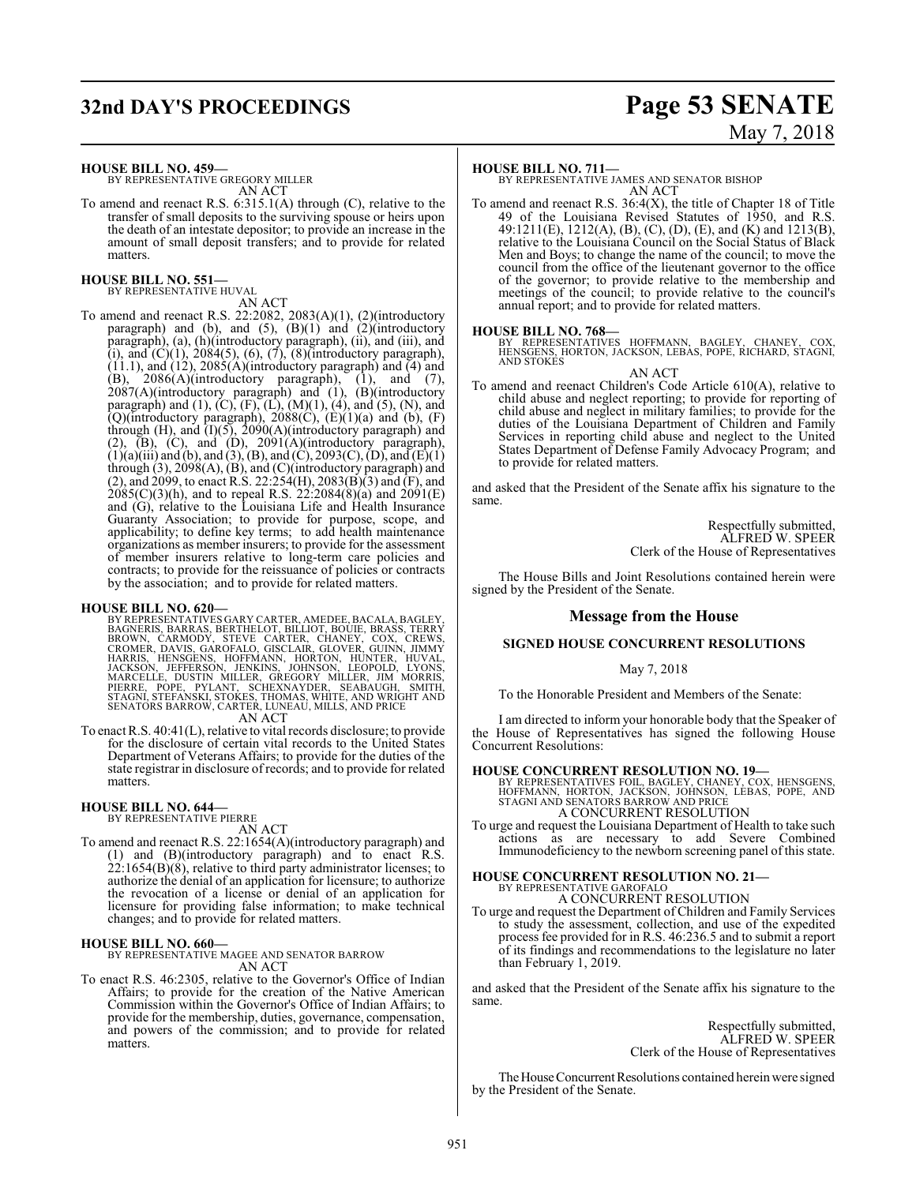**HOUSE BILL NO. 459—**
BY REPRESENTATIVE GREGORY MILLER
AN ACT

To amend and reenact R.S. 6:315.1(A) through (C), relative to the transfer of small deposits to the surviving spouse or heirs upon the death of an intestate depositor; to provide an increase in the amount of small deposit transfers; and to provide for related matters.

**HOUSE BILL NO. 551—**
BY REPRESENTATIVE HUVAL
AN ACT

To amend and reenact R.S. 22:2082, 2083(A)(1), (2)(introductory paragraph) and (b), and (5), (B)(1) and (2)(introductory paragraph), (a), (h)(introductory paragraph), (ii), and (iii), and (i), and (C)(1), 2084(5), (6), (7), (8)(introductory paragraph), (11.1), and (12), 2085(A)(introductory paragraph) and (4) and (B), 2086(A)(introductory paragraph), (1), and (7), 2087(A)(introductory paragraph) and (1), (B)(introductory paragraph) and (1), (C), (F), (L), (M)(1), (4), and (5), (N), and (Q)(introductory paragraph), 2088(C), (E)(1)(a) and (b), (F) through (H), and (I)(5), 2090(A)(introductory paragraph) and (2), (B), (C), and (D), 2091(A)(introductory paragraph), (1)(a)(iii) and (b), and (3), (B), and (C), 2093(C), (D), and (E)(1) through (3), 2098(A), (B), and (C)(introductory paragraph) and (2), and 2099, to enact R.S. 22:254(H), 2083(B)(3) and (F), and 2085(C)(3)(h), and to repeal R.S. 22:2084(8)(a) and 2091(E) and (G), relative to the Louisiana Life and Health Insurance Guaranty Association; to provide for purpose, scope, and applicability; to define key terms; to add health maintenance organizations as member insurers; to provide for the assessment of member insurers relative to long-term care policies and contracts; to provide for the reissuance of policies or contracts by the association; and to provide for related matters.

**HOUSE BILL NO. 620—**
BY REPRESENTATIVES GARY CARTER, AMEDEE, BACALA, BAGLEY, BAGNERIS, BARRAS, BERTHELOT, BILLIOT, BOUIE, BRASS, TERRY BROWN, CARMODY, STEVE CARTER, CHANEY, COX, CREWS, CROMER, DAVIS, GAROFALO, GISCLAIR, GLOVER, GUINN, JIMMY HARRIS, HENSGENS, HOFFMANN, HORTON, HUNTER, HUVAL, JACKSON, JEFFERSON, JENKINS, JOHNSON, LEOPOLD, LYONS, MARCELLE, DUSTIN MILLER, GREGORY MILLER, JIM MORRIS, PIERRE, POPE, PYLANT, SCHEXNAYDER, SEABAUGH, SMITH, STAGNI, STEFANSKI, STOKES, THOMAS, WHITE, AND WRIGHT AND SENATORS BARROW, CARTER, LUNEAU, MILLS, AND PRICE
AN ACT

To enact R.S. 40:41(L), relative to vital records disclosure; to provide for the disclosure of certain vital records to the United States Department of Veterans Affairs; to provide for the duties of the state registrar in disclosure of records; and to provide for related matters.

**HOUSE BILL NO. 644—**
BY REPRESENTATIVE PIERRE
AN ACT

To amend and reenact R.S. 22:1654(A)(introductory paragraph) and (1) and (B)(introductory paragraph) and to enact R.S. 22:1654(B)(8), relative to third party administrator licenses; to authorize the denial of an application for licensure; to authorize the revocation of a license or denial of an application for licensure for providing false information; to make technical changes; and to provide for related matters.

**HOUSE BILL NO. 660—**
BY REPRESENTATIVE MAGEE AND SENATOR BARROW
AN ACT

To enact R.S. 46:2305, relative to the Governor's Office of Indian Affairs; to provide for the creation of the Native American Commission within the Governor's Office of Indian Affairs; to provide for the membership, duties, governance, compensation, and powers of the commission; and to provide for related matters.

**HOUSE BILL NO. 711—**
BY REPRESENTATIVE JAMES AND SENATOR BISHOP
AN ACT

To amend and reenact R.S. 36:4(X), the title of Chapter 18 of Title 49 of the Louisiana Revised Statutes of 1950, and R.S. 49:1211(E), 1212(A), (B), (C), (D), (E), and (K) and 1213(B), relative to the Louisiana Council on the Social Status of Black Men and Boys; to change the name of the council; to move the council from the office of the lieutenant governor to the office of the governor; to provide relative to the membership and meetings of the council; to provide relative to the council's annual report; and to provide for related matters.

**HOUSE BILL NO. 768—**
BY REPRESENTATIVES HOFFMANN, BAGLEY, CHANEY, COX, HENSGENS, HORTON, JACKSON, LEBAS, POPE, RICHARD, STAGNI, AND STOKES
AN ACT

To amend and reenact Children's Code Article 610(A), relative to child abuse and neglect reporting; to provide for reporting of child abuse and neglect in military families; to provide for the duties of the Louisiana Department of Children and Family Services in reporting child abuse and neglect to the United States Department of Defense Family Advocacy Program; and to provide for related matters.

and asked that the President of the Senate affix his signature to the same.

Respectfully submitted,
ALFRED W. SPEER
Clerk of the House of Representatives

The House Bills and Joint Resolutions contained herein were signed by the President of the Senate.

## Message from the House

### SIGNED HOUSE CONCURRENT RESOLUTIONS

May 7, 2018

To the Honorable President and Members of the Senate:

I am directed to inform your honorable body that the Speaker of the House of Representatives has signed the following House Concurrent Resolutions:

**HOUSE CONCURRENT RESOLUTION NO. 19—**
BY REPRESENTATIVES FOIL, BAGLEY, CHANEY, COX, HENSGENS, HOFFMANN, HORTON, JACKSON, JOHNSON, LEBAS, POPE, AND STAGNI AND SENATORS BARROW AND PRICE
A CONCURRENT RESOLUTION

To urge and request the Louisiana Department of Health to take such actions as are necessary to add Severe Combined Immunodeficiency to the newborn screening panel of this state.

**HOUSE CONCURRENT RESOLUTION NO. 21—**
BY REPRESENTATIVE GAROFALO
A CONCURRENT RESOLUTION

To urge and request the Department of Children and Family Services to study the assessment, collection, and use of the expedited process fee provided for in R.S. 46:236.5 and to submit a report of its findings and recommendations to the legislature no later than February 1, 2019.

and asked that the President of the Senate affix his signature to the same.

Respectfully submitted,
ALFRED W. SPEER
Clerk of the House of Representatives

The House Concurrent Resolutions contained herein were signed by the President of the Senate.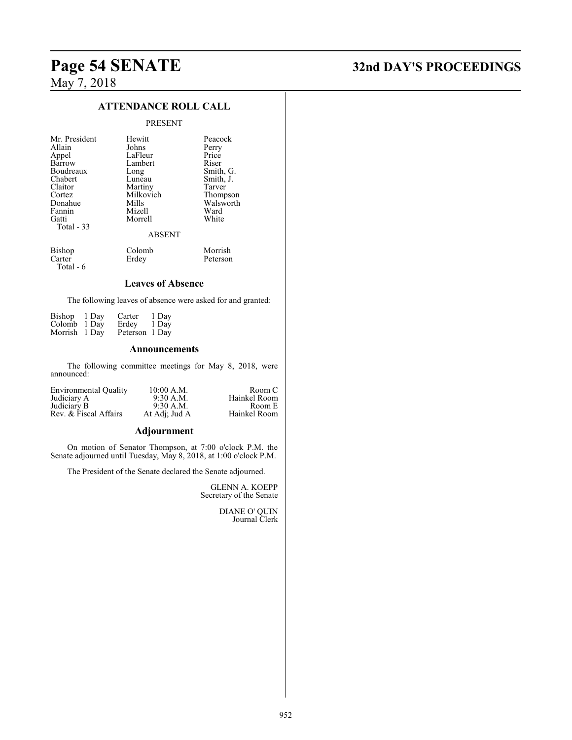## ATTENDANCE ROLL CALL

PRESENT

| | | |
|---|---|---|
| Mr. President | Hewitt | Peacock |
| Allain | Johns | Perry |
| Appel | LaFleur | Price |
| Barrow | Lambert | Riser |
| Boudreaux | Long | Smith, G. |
| Chabert | Luneau | Smith, J. |
| Claitor | Martiny | Tarver |
| Cortez | Milkovich | Thompson |
| Donahue | Mills | Walsworth |
| Fannin | Mizell | Ward |
| Gatti | Morrell | White |

Total - 33

ABSENT

| | | |
|---|---|---|
| Bishop | Colomb | Morrish |
| Carter | Erdey | Peterson |

Total - 6

## Leaves of Absence

The following leaves of absence were asked for and granted:

| | | | |
|---|---|---|---|
| Bishop | 1 Day | Carter | 1 Day |
| Colomb | 1 Day | Erdey | 1 Day |
| Morrish | 1 Day | Peterson | 1 Day |

## Announcements

The following committee meetings for May 8, 2018, were announced:

| | | |
|---|---|---|
| Environmental Quality | 10:00 A.M. | Room C |
| Judiciary A | 9:30 A.M. | Hainkel Room |
| Judiciary B | 9:30 A.M. | Room E |
| Rev. & Fiscal Affairs | At Adj; Jud A | Hainkel Room |

## Adjournment

On motion of Senator Thompson, at 7:00 o'clock P.M. the Senate adjourned until Tuesday, May 8, 2018, at 1:00 o'clock P.M.

The President of the Senate declared the Senate adjourned.

GLENN A. KOEPP
Secretary of the Senate

DIANE O' QUIN
Journal Clerk